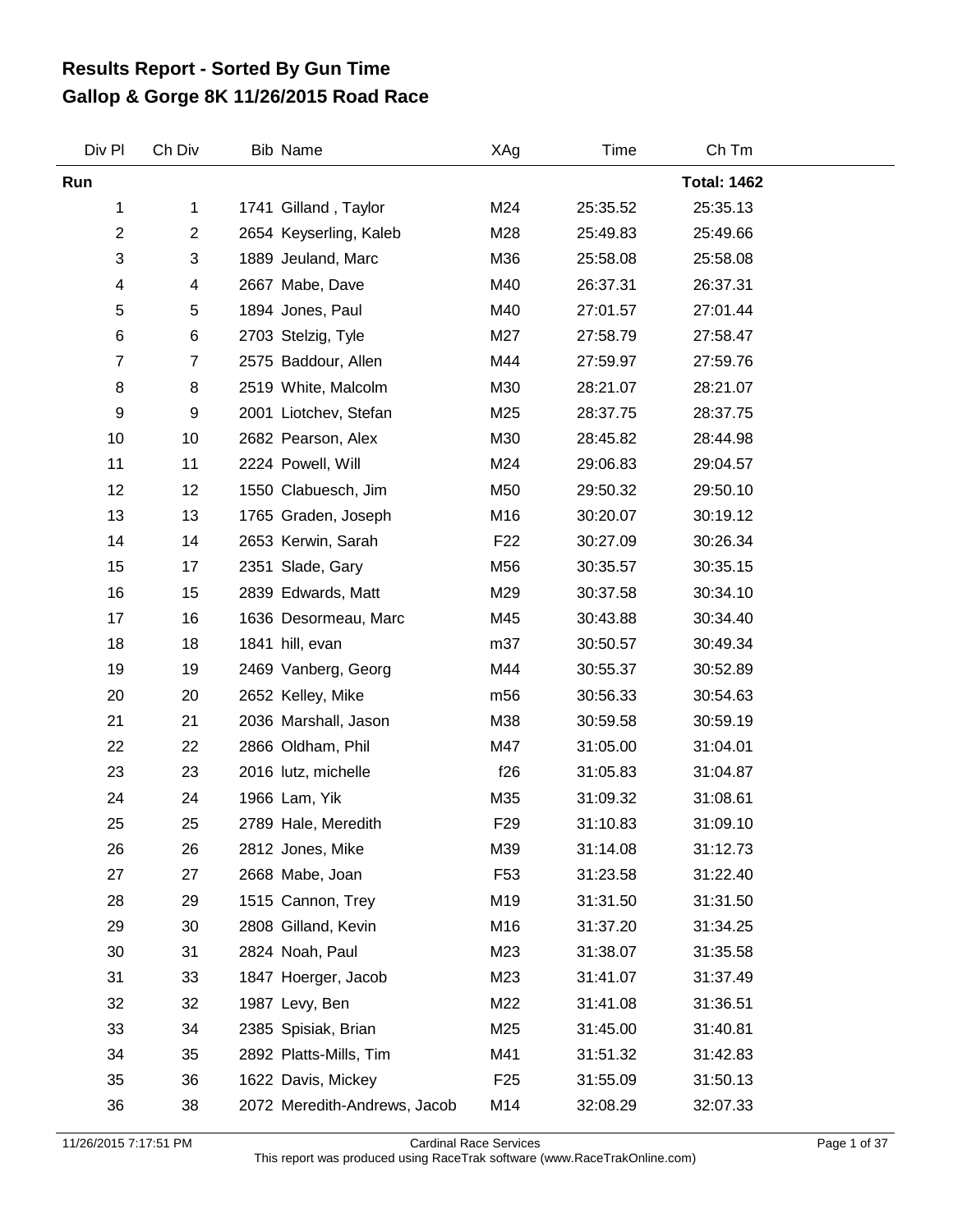# Results Report - Sorted By Gun Time
# Gallop & Gorge 8K 11/26/2015 Road Race

| Div Pl | Ch Div | Bib | Name | XAg | Time | Ch Tm |
|---|---|---|---|---|---|---|
| **Run** | | | | | | **Total: 1462** |
| 1 | 1 | 1741 | Gilland , Taylor | M24 | 25:35.52 | 25:35.13 |
| 2 | 2 | 2654 | Keyserling, Kaleb | M28 | 25:49.83 | 25:49.66 |
| 3 | 3 | 1889 | Jeuland, Marc | M36 | 25:58.08 | 25:58.08 |
| 4 | 4 | 2667 | Mabe, Dave | M40 | 26:37.31 | 26:37.31 |
| 5 | 5 | 1894 | Jones, Paul | M40 | 27:01.57 | 27:01.44 |
| 6 | 6 | 2703 | Stelzig, Tyle | M27 | 27:58.79 | 27:58.47 |
| 7 | 7 | 2575 | Baddour, Allen | M44 | 27:59.97 | 27:59.76 |
| 8 | 8 | 2519 | White, Malcolm | M30 | 28:21.07 | 28:21.07 |
| 9 | 9 | 2001 | Liotchev, Stefan | M25 | 28:37.75 | 28:37.75 |
| 10 | 10 | 2682 | Pearson, Alex | M30 | 28:45.82 | 28:44.98 |
| 11 | 11 | 2224 | Powell, Will | M24 | 29:06.83 | 29:04.57 |
| 12 | 12 | 1550 | Clabuesch, Jim | M50 | 29:50.32 | 29:50.10 |
| 13 | 13 | 1765 | Graden, Joseph | M16 | 30:20.07 | 30:19.12 |
| 14 | 14 | 2653 | Kerwin, Sarah | F22 | 30:27.09 | 30:26.34 |
| 15 | 17 | 2351 | Slade, Gary | M56 | 30:35.57 | 30:35.15 |
| 16 | 15 | 2839 | Edwards, Matt | M29 | 30:37.58 | 30:34.10 |
| 17 | 16 | 1636 | Desormeau, Marc | M45 | 30:43.88 | 30:34.40 |
| 18 | 18 | 1841 | hill, evan | m37 | 30:50.57 | 30:49.34 |
| 19 | 19 | 2469 | Vanberg, Georg | M44 | 30:55.37 | 30:52.89 |
| 20 | 20 | 2652 | Kelley, Mike | m56 | 30:56.33 | 30:54.63 |
| 21 | 21 | 2036 | Marshall, Jason | M38 | 30:59.58 | 30:59.19 |
| 22 | 22 | 2866 | Oldham, Phil | M47 | 31:05.00 | 31:04.01 |
| 23 | 23 | 2016 | lutz, michelle | f26 | 31:05.83 | 31:04.87 |
| 24 | 24 | 1966 | Lam, Yik | M35 | 31:09.32 | 31:08.61 |
| 25 | 25 | 2789 | Hale, Meredith | F29 | 31:10.83 | 31:09.10 |
| 26 | 26 | 2812 | Jones, Mike | M39 | 31:14.08 | 31:12.73 |
| 27 | 27 | 2668 | Mabe, Joan | F53 | 31:23.58 | 31:22.40 |
| 28 | 29 | 1515 | Cannon, Trey | M19 | 31:31.50 | 31:31.50 |
| 29 | 30 | 2808 | Gilland, Kevin | M16 | 31:37.20 | 31:34.25 |
| 30 | 31 | 2824 | Noah, Paul | M23 | 31:38.07 | 31:35.58 |
| 31 | 33 | 1847 | Hoerger, Jacob | M23 | 31:41.07 | 31:37.49 |
| 32 | 32 | 1987 | Levy, Ben | M22 | 31:41.08 | 31:36.51 |
| 33 | 34 | 2385 | Spisiak, Brian | M25 | 31:45.00 | 31:40.81 |
| 34 | 35 | 2892 | Platts-Mills, Tim | M41 | 31:51.32 | 31:42.83 |
| 35 | 36 | 1622 | Davis, Mickey | F25 | 31:55.09 | 31:50.13 |
| 36 | 38 | 2072 | Meredith-Andrews, Jacob | M14 | 32:08.29 | 32:07.33 |

11/26/2015 7:17:51 PM — Cardinal Race Services

This report was produced using RaceTrak software (www.RaceTrakOnline.com)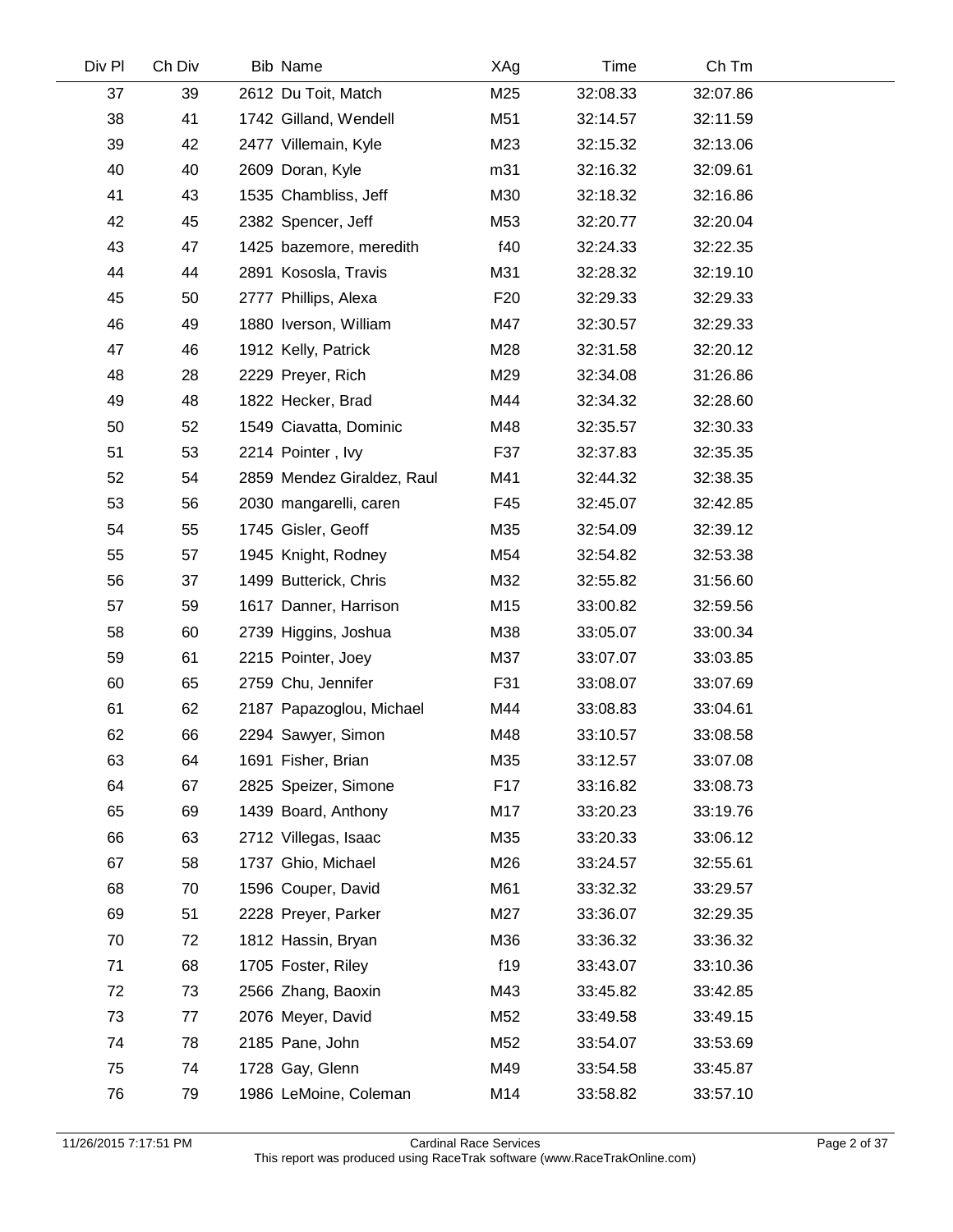| Div Pl | Ch Div | Bib | Name | XAg | Time | Ch Tm |
|---|---|---|---|---|---|---|
| 37 | 39 | 2612 | Du Toit, Match | M25 | 32:08.33 | 32:07.86 |
| 38 | 41 | 1742 | Gilland, Wendell | M51 | 32:14.57 | 32:11.59 |
| 39 | 42 | 2477 | Villemain, Kyle | M23 | 32:15.32 | 32:13.06 |
| 40 | 40 | 2609 | Doran, Kyle | m31 | 32:16.32 | 32:09.61 |
| 41 | 43 | 1535 | Chambliss, Jeff | M30 | 32:18.32 | 32:16.86 |
| 42 | 45 | 2382 | Spencer, Jeff | M53 | 32:20.77 | 32:20.04 |
| 43 | 47 | 1425 | bazemore, meredith | f40 | 32:24.33 | 32:22.35 |
| 44 | 44 | 2891 | Kososla, Travis | M31 | 32:28.32 | 32:19.10 |
| 45 | 50 | 2777 | Phillips, Alexa | F20 | 32:29.33 | 32:29.33 |
| 46 | 49 | 1880 | Iverson, William | M47 | 32:30.57 | 32:29.33 |
| 47 | 46 | 1912 | Kelly, Patrick | M28 | 32:31.58 | 32:20.12 |
| 48 | 28 | 2229 | Preyer, Rich | M29 | 32:34.08 | 31:26.86 |
| 49 | 48 | 1822 | Hecker, Brad | M44 | 32:34.32 | 32:28.60 |
| 50 | 52 | 1549 | Ciavatta, Dominic | M48 | 32:35.57 | 32:30.33 |
| 51 | 53 | 2214 | Pointer , Ivy | F37 | 32:37.83 | 32:35.35 |
| 52 | 54 | 2859 | Mendez Giraldez, Raul | M41 | 32:44.32 | 32:38.35 |
| 53 | 56 | 2030 | mangarelli, caren | F45 | 32:45.07 | 32:42.85 |
| 54 | 55 | 1745 | Gisler, Geoff | M35 | 32:54.09 | 32:39.12 |
| 55 | 57 | 1945 | Knight, Rodney | M54 | 32:54.82 | 32:53.38 |
| 56 | 37 | 1499 | Butterick, Chris | M32 | 32:55.82 | 31:56.60 |
| 57 | 59 | 1617 | Danner, Harrison | M15 | 33:00.82 | 32:59.56 |
| 58 | 60 | 2739 | Higgins, Joshua | M38 | 33:05.07 | 33:00.34 |
| 59 | 61 | 2215 | Pointer, Joey | M37 | 33:07.07 | 33:03.85 |
| 60 | 65 | 2759 | Chu, Jennifer | F31 | 33:08.07 | 33:07.69 |
| 61 | 62 | 2187 | Papazoglou, Michael | M44 | 33:08.83 | 33:04.61 |
| 62 | 66 | 2294 | Sawyer, Simon | M48 | 33:10.57 | 33:08.58 |
| 63 | 64 | 1691 | Fisher, Brian | M35 | 33:12.57 | 33:07.08 |
| 64 | 67 | 2825 | Speizer, Simone | F17 | 33:16.82 | 33:08.73 |
| 65 | 69 | 1439 | Board, Anthony | M17 | 33:20.23 | 33:19.76 |
| 66 | 63 | 2712 | Villegas, Isaac | M35 | 33:20.33 | 33:06.12 |
| 67 | 58 | 1737 | Ghio, Michael | M26 | 33:24.57 | 32:55.61 |
| 68 | 70 | 1596 | Couper, David | M61 | 33:32.32 | 33:29.57 |
| 69 | 51 | 2228 | Preyer, Parker | M27 | 33:36.07 | 32:29.35 |
| 70 | 72 | 1812 | Hassin, Bryan | M36 | 33:36.32 | 33:36.32 |
| 71 | 68 | 1705 | Foster, Riley | f19 | 33:43.07 | 33:10.36 |
| 72 | 73 | 2566 | Zhang, Baoxin | M43 | 33:45.82 | 33:42.85 |
| 73 | 77 | 2076 | Meyer, David | M52 | 33:49.58 | 33:49.15 |
| 74 | 78 | 2185 | Pane, John | M52 | 33:54.07 | 33:53.69 |
| 75 | 74 | 1728 | Gay, Glenn | M49 | 33:54.58 | 33:45.87 |
| 76 | 79 | 1986 | LeMoine, Coleman | M14 | 33:58.82 | 33:57.10 |

11/26/2015 7:17:51 PM — Cardinal Race Services — This report was produced using RaceTrak software (www.RaceTrakOnline.com)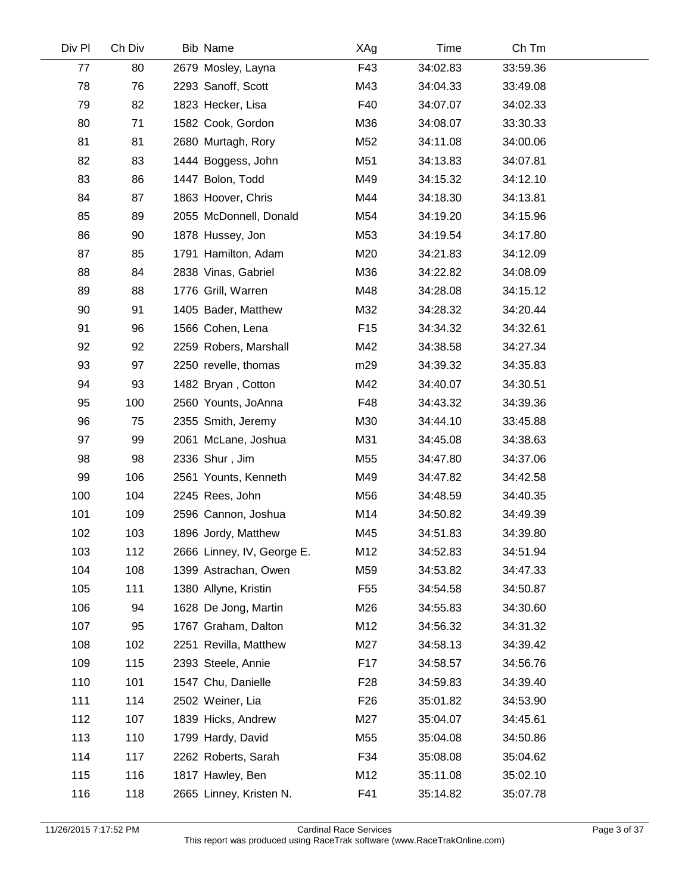| Div Pl | Ch Div | Bib | Name | XAg | Time | Ch Tm |
|---|---|---|---|---|---|---|
| 77 | 80 | 2679 | Mosley, Layna | F43 | 34:02.83 | 33:59.36 |
| 78 | 76 | 2293 | Sanoff, Scott | M43 | 34:04.33 | 33:49.08 |
| 79 | 82 | 1823 | Hecker, Lisa | F40 | 34:07.07 | 34:02.33 |
| 80 | 71 | 1582 | Cook, Gordon | M36 | 34:08.07 | 33:30.33 |
| 81 | 81 | 2680 | Murtagh, Rory | M52 | 34:11.08 | 34:00.06 |
| 82 | 83 | 1444 | Boggess, John | M51 | 34:13.83 | 34:07.81 |
| 83 | 86 | 1447 | Bolon, Todd | M49 | 34:15.32 | 34:12.10 |
| 84 | 87 | 1863 | Hoover, Chris | M44 | 34:18.30 | 34:13.81 |
| 85 | 89 | 2055 | McDonnell, Donald | M54 | 34:19.20 | 34:15.96 |
| 86 | 90 | 1878 | Hussey, Jon | M53 | 34:19.54 | 34:17.80 |
| 87 | 85 | 1791 | Hamilton, Adam | M20 | 34:21.83 | 34:12.09 |
| 88 | 84 | 2838 | Vinas, Gabriel | M36 | 34:22.82 | 34:08.09 |
| 89 | 88 | 1776 | Grill, Warren | M48 | 34:28.08 | 34:15.12 |
| 90 | 91 | 1405 | Bader, Matthew | M32 | 34:28.32 | 34:20.44 |
| 91 | 96 | 1566 | Cohen, Lena | F15 | 34:34.32 | 34:32.61 |
| 92 | 92 | 2259 | Robers, Marshall | M42 | 34:38.58 | 34:27.34 |
| 93 | 97 | 2250 | revelle, thomas | m29 | 34:39.32 | 34:35.83 |
| 94 | 93 | 1482 | Bryan , Cotton | M42 | 34:40.07 | 34:30.51 |
| 95 | 100 | 2560 | Younts, JoAnna | F48 | 34:43.32 | 34:39.36 |
| 96 | 75 | 2355 | Smith, Jeremy | M30 | 34:44.10 | 33:45.88 |
| 97 | 99 | 2061 | McLane, Joshua | M31 | 34:45.08 | 34:38.63 |
| 98 | 98 | 2336 | Shur , Jim | M55 | 34:47.80 | 34:37.06 |
| 99 | 106 | 2561 | Younts, Kenneth | M49 | 34:47.82 | 34:42.58 |
| 100 | 104 | 2245 | Rees, John | M56 | 34:48.59 | 34:40.35 |
| 101 | 109 | 2596 | Cannon, Joshua | M14 | 34:50.82 | 34:49.39 |
| 102 | 103 | 1896 | Jordy, Matthew | M45 | 34:51.83 | 34:39.80 |
| 103 | 112 | 2666 | Linney, IV, George E. | M12 | 34:52.83 | 34:51.94 |
| 104 | 108 | 1399 | Astrachan, Owen | M59 | 34:53.82 | 34:47.33 |
| 105 | 111 | 1380 | Allyne, Kristin | F55 | 34:54.58 | 34:50.87 |
| 106 | 94 | 1628 | De Jong, Martin | M26 | 34:55.83 | 34:30.60 |
| 107 | 95 | 1767 | Graham, Dalton | M12 | 34:56.32 | 34:31.32 |
| 108 | 102 | 2251 | Revilla, Matthew | M27 | 34:58.13 | 34:39.42 |
| 109 | 115 | 2393 | Steele, Annie | F17 | 34:58.57 | 34:56.76 |
| 110 | 101 | 1547 | Chu, Danielle | F28 | 34:59.83 | 34:39.40 |
| 111 | 114 | 2502 | Weiner, Lia | F26 | 35:01.82 | 34:53.90 |
| 112 | 107 | 1839 | Hicks, Andrew | M27 | 35:04.07 | 34:45.61 |
| 113 | 110 | 1799 | Hardy, David | M55 | 35:04.08 | 34:50.86 |
| 114 | 117 | 2262 | Roberts, Sarah | F34 | 35:08.08 | 35:04.62 |
| 115 | 116 | 1817 | Hawley, Ben | M12 | 35:11.08 | 35:02.10 |
| 116 | 118 | 2665 | Linney, Kristen N. | F41 | 35:14.82 | 35:07.78 |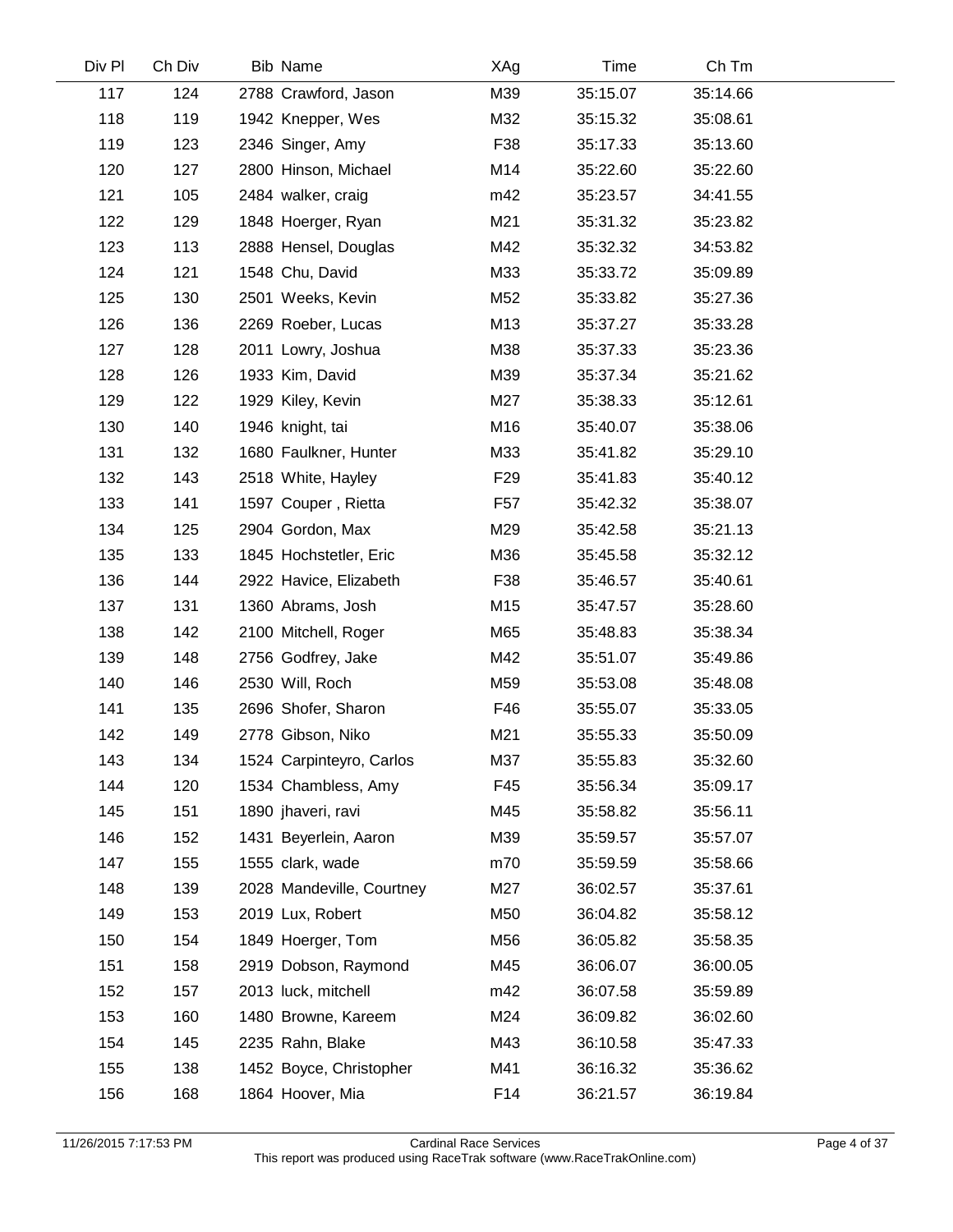| Div Pl | Ch Div | Bib | Name | XAg | Time | Ch Tm |
|---|---|---|---|---|---|---|
| 117 | 124 | 2788 | Crawford, Jason | M39 | 35:15.07 | 35:14.66 |
| 118 | 119 | 1942 | Knepper, Wes | M32 | 35:15.32 | 35:08.61 |
| 119 | 123 | 2346 | Singer, Amy | F38 | 35:17.33 | 35:13.60 |
| 120 | 127 | 2800 | Hinson, Michael | M14 | 35:22.60 | 35:22.60 |
| 121 | 105 | 2484 | walker, craig | m42 | 35:23.57 | 34:41.55 |
| 122 | 129 | 1848 | Hoerger, Ryan | M21 | 35:31.32 | 35:23.82 |
| 123 | 113 | 2888 | Hensel, Douglas | M42 | 35:32.32 | 34:53.82 |
| 124 | 121 | 1548 | Chu, David | M33 | 35:33.72 | 35:09.89 |
| 125 | 130 | 2501 | Weeks, Kevin | M52 | 35:33.82 | 35:27.36 |
| 126 | 136 | 2269 | Roeber, Lucas | M13 | 35:37.27 | 35:33.28 |
| 127 | 128 | 2011 | Lowry, Joshua | M38 | 35:37.33 | 35:23.36 |
| 128 | 126 | 1933 | Kim, David | M39 | 35:37.34 | 35:21.62 |
| 129 | 122 | 1929 | Kiley, Kevin | M27 | 35:38.33 | 35:12.61 |
| 130 | 140 | 1946 | knight, tai | M16 | 35:40.07 | 35:38.06 |
| 131 | 132 | 1680 | Faulkner, Hunter | M33 | 35:41.82 | 35:29.10 |
| 132 | 143 | 2518 | White, Hayley | F29 | 35:41.83 | 35:40.12 |
| 133 | 141 | 1597 | Couper , Rietta | F57 | 35:42.32 | 35:38.07 |
| 134 | 125 | 2904 | Gordon, Max | M29 | 35:42.58 | 35:21.13 |
| 135 | 133 | 1845 | Hochstetler, Eric | M36 | 35:45.58 | 35:32.12 |
| 136 | 144 | 2922 | Havice, Elizabeth | F38 | 35:46.57 | 35:40.61 |
| 137 | 131 | 1360 | Abrams, Josh | M15 | 35:47.57 | 35:28.60 |
| 138 | 142 | 2100 | Mitchell, Roger | M65 | 35:48.83 | 35:38.34 |
| 139 | 148 | 2756 | Godfrey, Jake | M42 | 35:51.07 | 35:49.86 |
| 140 | 146 | 2530 | Will, Roch | M59 | 35:53.08 | 35:48.08 |
| 141 | 135 | 2696 | Shofer, Sharon | F46 | 35:55.07 | 35:33.05 |
| 142 | 149 | 2778 | Gibson, Niko | M21 | 35:55.33 | 35:50.09 |
| 143 | 134 | 1524 | Carpinteyro, Carlos | M37 | 35:55.83 | 35:32.60 |
| 144 | 120 | 1534 | Chambless, Amy | F45 | 35:56.34 | 35:09.17 |
| 145 | 151 | 1890 | jhaveri, ravi | M45 | 35:58.82 | 35:56.11 |
| 146 | 152 | 1431 | Beyerlein, Aaron | M39 | 35:59.57 | 35:57.07 |
| 147 | 155 | 1555 | clark, wade | m70 | 35:59.59 | 35:58.66 |
| 148 | 139 | 2028 | Mandeville, Courtney | M27 | 36:02.57 | 35:37.61 |
| 149 | 153 | 2019 | Lux, Robert | M50 | 36:04.82 | 35:58.12 |
| 150 | 154 | 1849 | Hoerger, Tom | M56 | 36:05.82 | 35:58.35 |
| 151 | 158 | 2919 | Dobson, Raymond | M45 | 36:06.07 | 36:00.05 |
| 152 | 157 | 2013 | luck, mitchell | m42 | 36:07.58 | 35:59.89 |
| 153 | 160 | 1480 | Browne, Kareem | M24 | 36:09.82 | 36:02.60 |
| 154 | 145 | 2235 | Rahn, Blake | M43 | 36:10.58 | 35:47.33 |
| 155 | 138 | 1452 | Boyce, Christopher | M41 | 36:16.32 | 35:36.62 |
| 156 | 168 | 1864 | Hoover, Mia | F14 | 36:21.57 | 36:19.84 |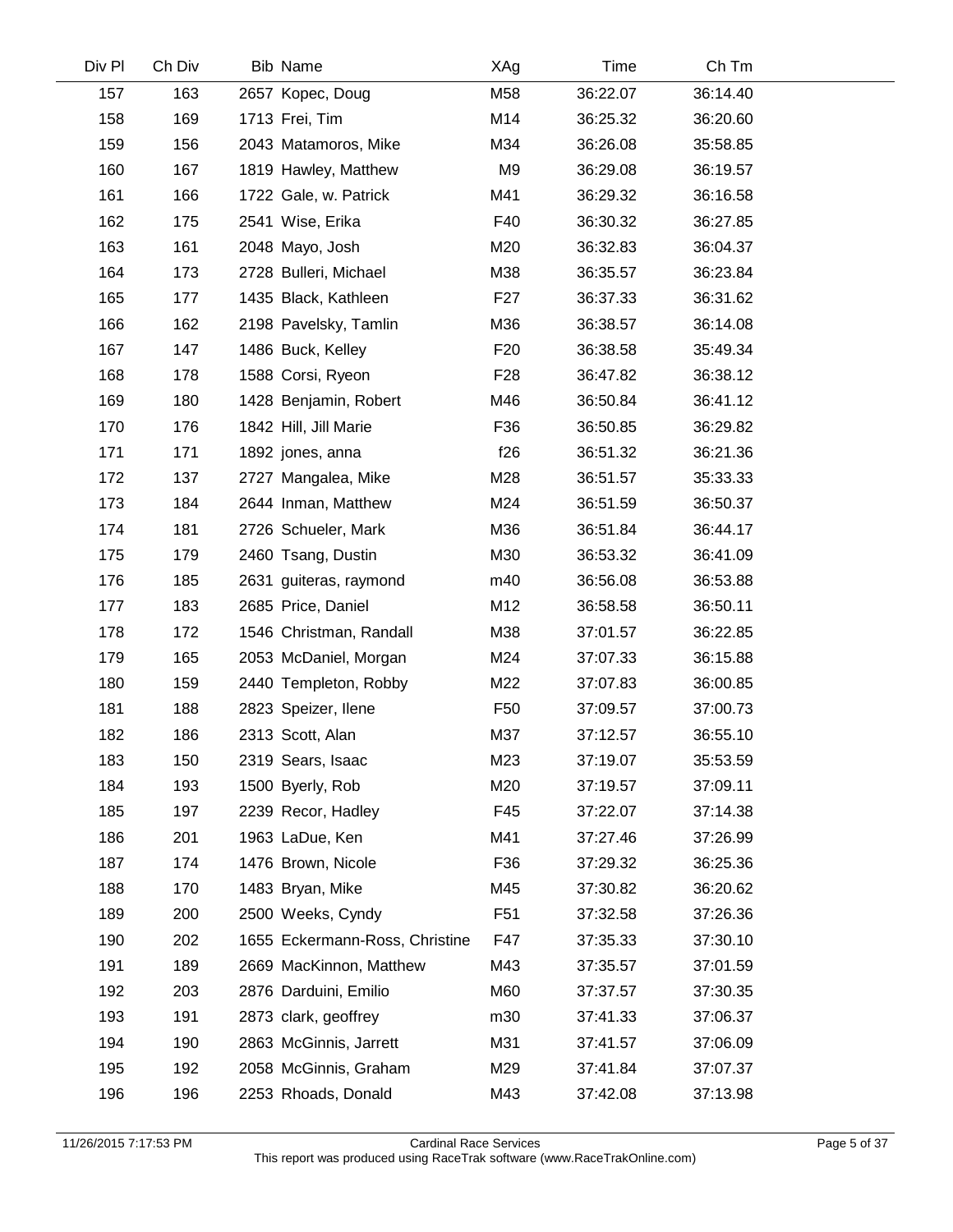| Div Pl | Ch Div | Bib | Name | XAg | Time | Ch Tm |
|---|---|---|---|---|---|---|
| 157 | 163 | 2657 | Kopec, Doug | M58 | 36:22.07 | 36:14.40 |
| 158 | 169 | 1713 | Frei, Tim | M14 | 36:25.32 | 36:20.60 |
| 159 | 156 | 2043 | Matamoros, Mike | M34 | 36:26.08 | 35:58.85 |
| 160 | 167 | 1819 | Hawley, Matthew | M9 | 36:29.08 | 36:19.57 |
| 161 | 166 | 1722 | Gale, w. Patrick | M41 | 36:29.32 | 36:16.58 |
| 162 | 175 | 2541 | Wise, Erika | F40 | 36:30.32 | 36:27.85 |
| 163 | 161 | 2048 | Mayo, Josh | M20 | 36:32.83 | 36:04.37 |
| 164 | 173 | 2728 | Bulleri, Michael | M38 | 36:35.57 | 36:23.84 |
| 165 | 177 | 1435 | Black, Kathleen | F27 | 36:37.33 | 36:31.62 |
| 166 | 162 | 2198 | Pavelsky, Tamlin | M36 | 36:38.57 | 36:14.08 |
| 167 | 147 | 1486 | Buck, Kelley | F20 | 36:38.58 | 35:49.34 |
| 168 | 178 | 1588 | Corsi, Ryeon | F28 | 36:47.82 | 36:38.12 |
| 169 | 180 | 1428 | Benjamin, Robert | M46 | 36:50.84 | 36:41.12 |
| 170 | 176 | 1842 | Hill, Jill Marie | F36 | 36:50.85 | 36:29.82 |
| 171 | 171 | 1892 | jones, anna | f26 | 36:51.32 | 36:21.36 |
| 172 | 137 | 2727 | Mangalea, Mike | M28 | 36:51.57 | 35:33.33 |
| 173 | 184 | 2644 | Inman, Matthew | M24 | 36:51.59 | 36:50.37 |
| 174 | 181 | 2726 | Schueler, Mark | M36 | 36:51.84 | 36:44.17 |
| 175 | 179 | 2460 | Tsang, Dustin | M30 | 36:53.32 | 36:41.09 |
| 176 | 185 | 2631 | guiteras, raymond | m40 | 36:56.08 | 36:53.88 |
| 177 | 183 | 2685 | Price, Daniel | M12 | 36:58.58 | 36:50.11 |
| 178 | 172 | 1546 | Christman, Randall | M38 | 37:01.57 | 36:22.85 |
| 179 | 165 | 2053 | McDaniel, Morgan | M24 | 37:07.33 | 36:15.88 |
| 180 | 159 | 2440 | Templeton, Robby | M22 | 37:07.83 | 36:00.85 |
| 181 | 188 | 2823 | Speizer, Ilene | F50 | 37:09.57 | 37:00.73 |
| 182 | 186 | 2313 | Scott, Alan | M37 | 37:12.57 | 36:55.10 |
| 183 | 150 | 2319 | Sears, Isaac | M23 | 37:19.07 | 35:53.59 |
| 184 | 193 | 1500 | Byerly, Rob | M20 | 37:19.57 | 37:09.11 |
| 185 | 197 | 2239 | Recor, Hadley | F45 | 37:22.07 | 37:14.38 |
| 186 | 201 | 1963 | LaDue, Ken | M41 | 37:27.46 | 37:26.99 |
| 187 | 174 | 1476 | Brown, Nicole | F36 | 37:29.32 | 36:25.36 |
| 188 | 170 | 1483 | Bryan, Mike | M45 | 37:30.82 | 36:20.62 |
| 189 | 200 | 2500 | Weeks, Cyndy | F51 | 37:32.58 | 37:26.36 |
| 190 | 202 | 1655 | Eckermann-Ross, Christine | F47 | 37:35.33 | 37:30.10 |
| 191 | 189 | 2669 | MacKinnon, Matthew | M43 | 37:35.57 | 37:01.59 |
| 192 | 203 | 2876 | Darduini, Emilio | M60 | 37:37.57 | 37:30.35 |
| 193 | 191 | 2873 | clark, geoffrey | m30 | 37:41.33 | 37:06.37 |
| 194 | 190 | 2863 | McGinnis, Jarrett | M31 | 37:41.57 | 37:06.09 |
| 195 | 192 | 2058 | McGinnis, Graham | M29 | 37:41.84 | 37:07.37 |
| 196 | 196 | 2253 | Rhoads, Donald | M43 | 37:42.08 | 37:13.98 |

11/26/2015 7:17:53 PM Cardinal Race Services
This report was produced using RaceTrak software (www.RaceTrakOnline.com)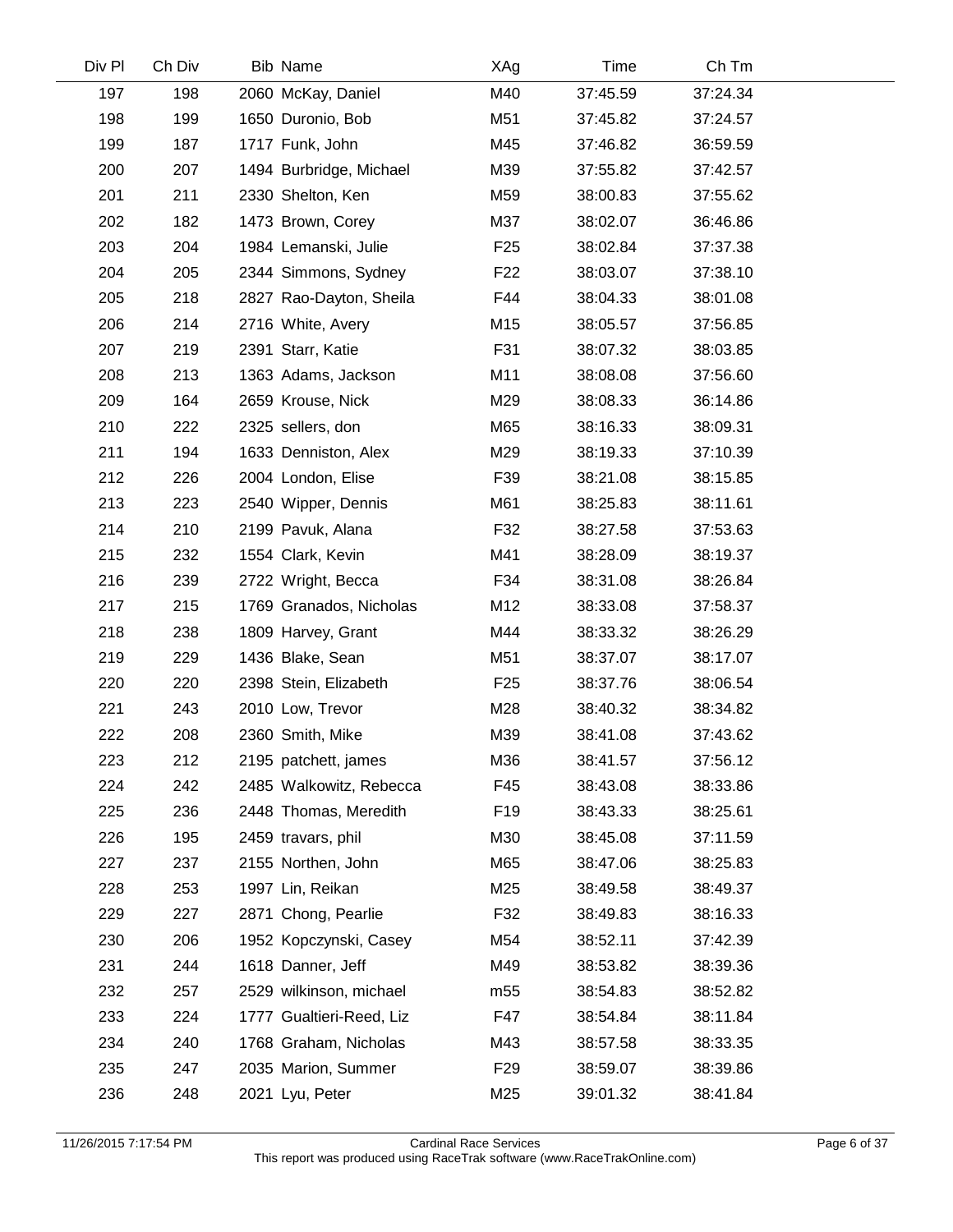| Div Pl | Ch Div | Bib | Name | XAg | Time | Ch Tm |
|---|---|---|---|---|---|---|
| 197 | 198 | 2060 | McKay, Daniel | M40 | 37:45.59 | 37:24.34 |
| 198 | 199 | 1650 | Duronio, Bob | M51 | 37:45.82 | 37:24.57 |
| 199 | 187 | 1717 | Funk, John | M45 | 37:46.82 | 36:59.59 |
| 200 | 207 | 1494 | Burbridge, Michael | M39 | 37:55.82 | 37:42.57 |
| 201 | 211 | 2330 | Shelton, Ken | M59 | 38:00.83 | 37:55.62 |
| 202 | 182 | 1473 | Brown, Corey | M37 | 38:02.07 | 36:46.86 |
| 203 | 204 | 1984 | Lemanski, Julie | F25 | 38:02.84 | 37:37.38 |
| 204 | 205 | 2344 | Simmons, Sydney | F22 | 38:03.07 | 37:38.10 |
| 205 | 218 | 2827 | Rao-Dayton, Sheila | F44 | 38:04.33 | 38:01.08 |
| 206 | 214 | 2716 | White, Avery | M15 | 38:05.57 | 37:56.85 |
| 207 | 219 | 2391 | Starr, Katie | F31 | 38:07.32 | 38:03.85 |
| 208 | 213 | 1363 | Adams, Jackson | M11 | 38:08.08 | 37:56.60 |
| 209 | 164 | 2659 | Krouse, Nick | M29 | 38:08.33 | 36:14.86 |
| 210 | 222 | 2325 | sellers, don | M65 | 38:16.33 | 38:09.31 |
| 211 | 194 | 1633 | Denniston, Alex | M29 | 38:19.33 | 37:10.39 |
| 212 | 226 | 2004 | London, Elise | F39 | 38:21.08 | 38:15.85 |
| 213 | 223 | 2540 | Wipper, Dennis | M61 | 38:25.83 | 38:11.61 |
| 214 | 210 | 2199 | Pavuk, Alana | F32 | 38:27.58 | 37:53.63 |
| 215 | 232 | 1554 | Clark, Kevin | M41 | 38:28.09 | 38:19.37 |
| 216 | 239 | 2722 | Wright, Becca | F34 | 38:31.08 | 38:26.84 |
| 217 | 215 | 1769 | Granados, Nicholas | M12 | 38:33.08 | 37:58.37 |
| 218 | 238 | 1809 | Harvey, Grant | M44 | 38:33.32 | 38:26.29 |
| 219 | 229 | 1436 | Blake, Sean | M51 | 38:37.07 | 38:17.07 |
| 220 | 220 | 2398 | Stein, Elizabeth | F25 | 38:37.76 | 38:06.54 |
| 221 | 243 | 2010 | Low, Trevor | M28 | 38:40.32 | 38:34.82 |
| 222 | 208 | 2360 | Smith, Mike | M39 | 38:41.08 | 37:43.62 |
| 223 | 212 | 2195 | patchett, james | M36 | 38:41.57 | 37:56.12 |
| 224 | 242 | 2485 | Walkowitz, Rebecca | F45 | 38:43.08 | 38:33.86 |
| 225 | 236 | 2448 | Thomas, Meredith | F19 | 38:43.33 | 38:25.61 |
| 226 | 195 | 2459 | travars, phil | M30 | 38:45.08 | 37:11.59 |
| 227 | 237 | 2155 | Northen, John | M65 | 38:47.06 | 38:25.83 |
| 228 | 253 | 1997 | Lin, Reikan | M25 | 38:49.58 | 38:49.37 |
| 229 | 227 | 2871 | Chong, Pearlie | F32 | 38:49.83 | 38:16.33 |
| 230 | 206 | 1952 | Kopczynski, Casey | M54 | 38:52.11 | 37:42.39 |
| 231 | 244 | 1618 | Danner, Jeff | M49 | 38:53.82 | 38:39.36 |
| 232 | 257 | 2529 | wilkinson, michael | m55 | 38:54.83 | 38:52.82 |
| 233 | 224 | 1777 | Gualtieri-Reed, Liz | F47 | 38:54.84 | 38:11.84 |
| 234 | 240 | 1768 | Graham, Nicholas | M43 | 38:57.58 | 38:33.35 |
| 235 | 247 | 2035 | Marion, Summer | F29 | 38:59.07 | 38:39.86 |
| 236 | 248 | 2021 | Lyu, Peter | M25 | 39:01.32 | 38:41.84 |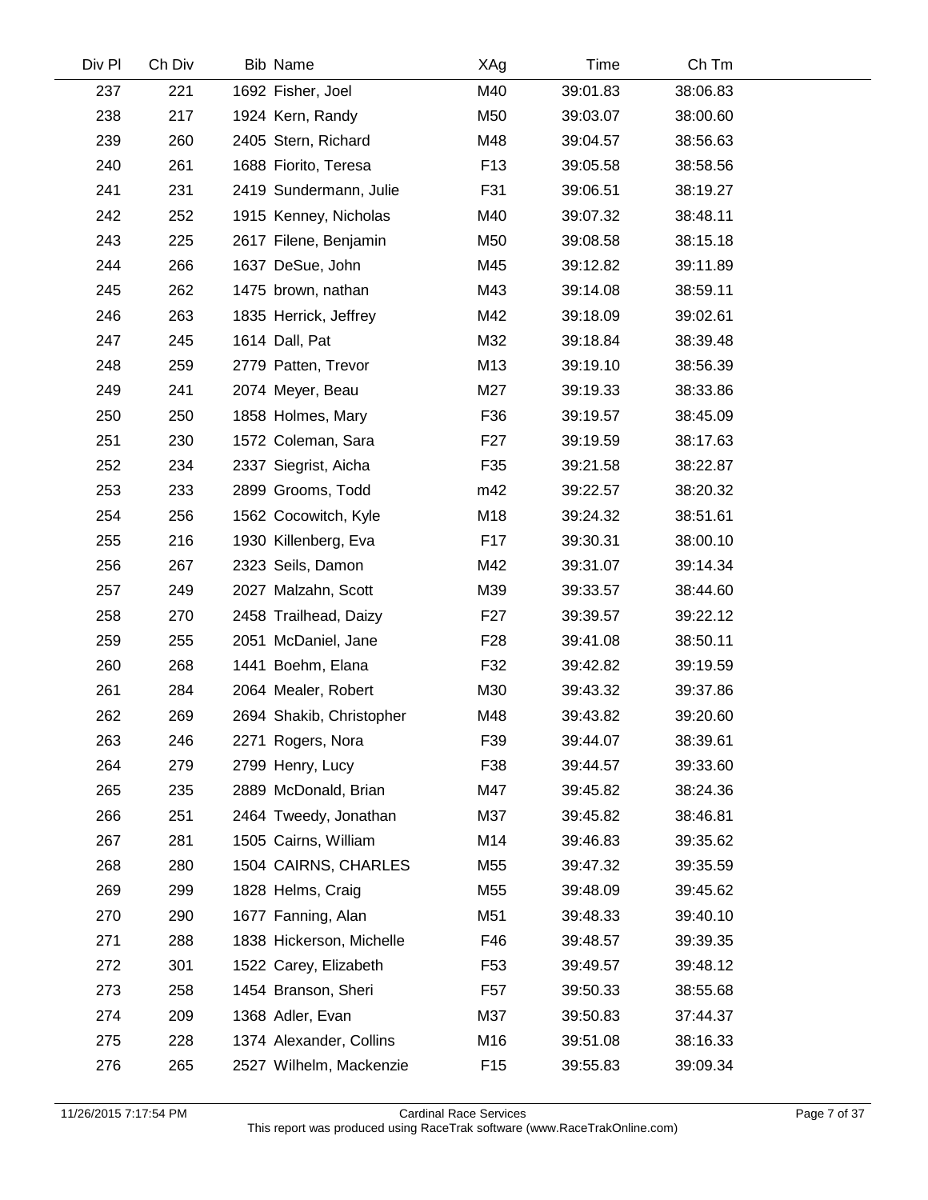| Div Pl | Ch Div | Bib | Name | XAg | Time | Ch Tm |
|---|---|---|---|---|---|---|
| 237 | 221 | 1692 | Fisher, Joel | M40 | 39:01.83 | 38:06.83 |
| 238 | 217 | 1924 | Kern, Randy | M50 | 39:03.07 | 38:00.60 |
| 239 | 260 | 2405 | Stern, Richard | M48 | 39:04.57 | 38:56.63 |
| 240 | 261 | 1688 | Fiorito, Teresa | F13 | 39:05.58 | 38:58.56 |
| 241 | 231 | 2419 | Sundermann, Julie | F31 | 39:06.51 | 38:19.27 |
| 242 | 252 | 1915 | Kenney, Nicholas | M40 | 39:07.32 | 38:48.11 |
| 243 | 225 | 2617 | Filene, Benjamin | M50 | 39:08.58 | 38:15.18 |
| 244 | 266 | 1637 | DeSue, John | M45 | 39:12.82 | 39:11.89 |
| 245 | 262 | 1475 | brown, nathan | M43 | 39:14.08 | 38:59.11 |
| 246 | 263 | 1835 | Herrick, Jeffrey | M42 | 39:18.09 | 39:02.61 |
| 247 | 245 | 1614 | Dall, Pat | M32 | 39:18.84 | 38:39.48 |
| 248 | 259 | 2779 | Patten, Trevor | M13 | 39:19.10 | 38:56.39 |
| 249 | 241 | 2074 | Meyer, Beau | M27 | 39:19.33 | 38:33.86 |
| 250 | 250 | 1858 | Holmes, Mary | F36 | 39:19.57 | 38:45.09 |
| 251 | 230 | 1572 | Coleman, Sara | F27 | 39:19.59 | 38:17.63 |
| 252 | 234 | 2337 | Siegrist, Aicha | F35 | 39:21.58 | 38:22.87 |
| 253 | 233 | 2899 | Grooms, Todd | m42 | 39:22.57 | 38:20.32 |
| 254 | 256 | 1562 | Cocowitch, Kyle | M18 | 39:24.32 | 38:51.61 |
| 255 | 216 | 1930 | Killenberg, Eva | F17 | 39:30.31 | 38:00.10 |
| 256 | 267 | 2323 | Seils, Damon | M42 | 39:31.07 | 39:14.34 |
| 257 | 249 | 2027 | Malzahn, Scott | M39 | 39:33.57 | 38:44.60 |
| 258 | 270 | 2458 | Trailhead, Daizy | F27 | 39:39.57 | 39:22.12 |
| 259 | 255 | 2051 | McDaniel, Jane | F28 | 39:41.08 | 38:50.11 |
| 260 | 268 | 1441 | Boehm, Elana | F32 | 39:42.82 | 39:19.59 |
| 261 | 284 | 2064 | Mealer, Robert | M30 | 39:43.32 | 39:37.86 |
| 262 | 269 | 2694 | Shakib, Christopher | M48 | 39:43.82 | 39:20.60 |
| 263 | 246 | 2271 | Rogers, Nora | F39 | 39:44.07 | 38:39.61 |
| 264 | 279 | 2799 | Henry, Lucy | F38 | 39:44.57 | 39:33.60 |
| 265 | 235 | 2889 | McDonald, Brian | M47 | 39:45.82 | 38:24.36 |
| 266 | 251 | 2464 | Tweedy, Jonathan | M37 | 39:45.82 | 38:46.81 |
| 267 | 281 | 1505 | Cairns, William | M14 | 39:46.83 | 39:35.62 |
| 268 | 280 | 1504 | CAIRNS, CHARLES | M55 | 39:47.32 | 39:35.59 |
| 269 | 299 | 1828 | Helms, Craig | M55 | 39:48.09 | 39:45.62 |
| 270 | 290 | 1677 | Fanning, Alan | M51 | 39:48.33 | 39:40.10 |
| 271 | 288 | 1838 | Hickerson, Michelle | F46 | 39:48.57 | 39:39.35 |
| 272 | 301 | 1522 | Carey, Elizabeth | F53 | 39:49.57 | 39:48.12 |
| 273 | 258 | 1454 | Branson, Sheri | F57 | 39:50.33 | 38:55.68 |
| 274 | 209 | 1368 | Adler, Evan | M37 | 39:50.83 | 37:44.37 |
| 275 | 228 | 1374 | Alexander, Collins | M16 | 39:51.08 | 38:16.33 |
| 276 | 265 | 2527 | Wilhelm, Mackenzie | F15 | 39:55.83 | 39:09.34 |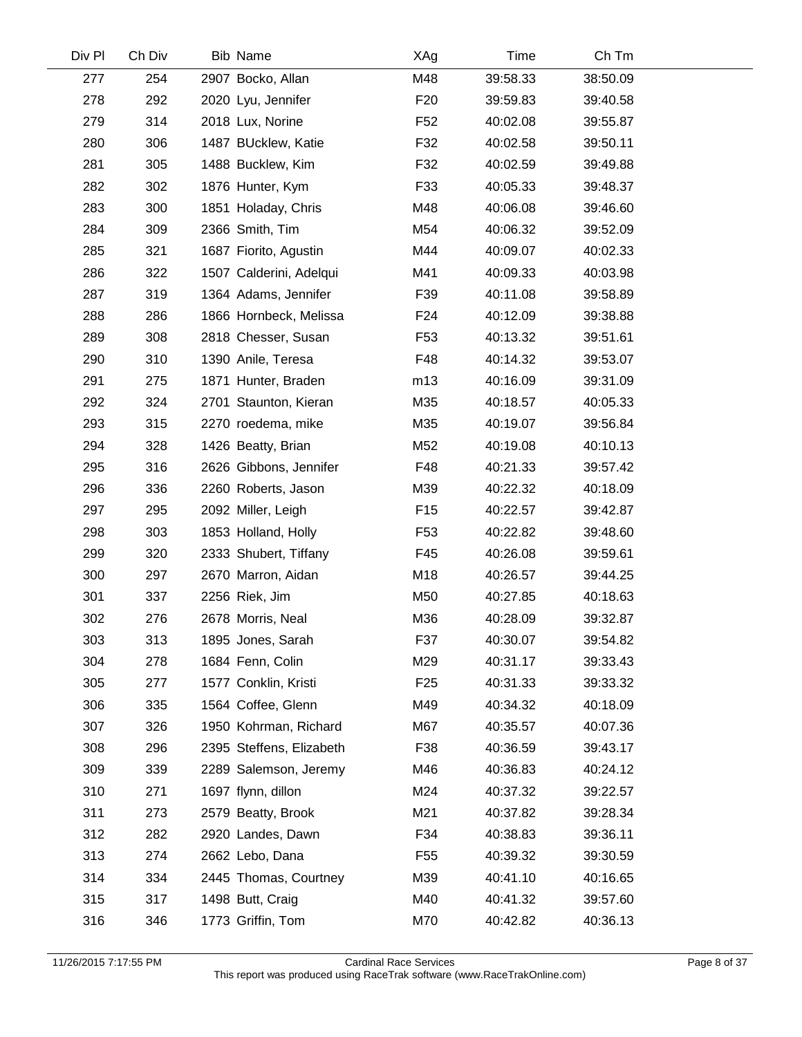| Div Pl | Ch Div | Bib | Name | XAg | Time | Ch Tm |
|---|---|---|---|---|---|---|
| 277 | 254 | 2907 | Bocko, Allan | M48 | 39:58.33 | 38:50.09 |
| 278 | 292 | 2020 | Lyu, Jennifer | F20 | 39:59.83 | 39:40.58 |
| 279 | 314 | 2018 | Lux, Norine | F52 | 40:02.08 | 39:55.87 |
| 280 | 306 | 1487 | BUcklew, Katie | F32 | 40:02.58 | 39:50.11 |
| 281 | 305 | 1488 | Bucklew, Kim | F32 | 40:02.59 | 39:49.88 |
| 282 | 302 | 1876 | Hunter, Kym | F33 | 40:05.33 | 39:48.37 |
| 283 | 300 | 1851 | Holaday, Chris | M48 | 40:06.08 | 39:46.60 |
| 284 | 309 | 2366 | Smith, Tim | M54 | 40:06.32 | 39:52.09 |
| 285 | 321 | 1687 | Fiorito, Agustin | M44 | 40:09.07 | 40:02.33 |
| 286 | 322 | 1507 | Calderini, Adelqui | M41 | 40:09.33 | 40:03.98 |
| 287 | 319 | 1364 | Adams, Jennifer | F39 | 40:11.08 | 39:58.89 |
| 288 | 286 | 1866 | Hornbeck, Melissa | F24 | 40:12.09 | 39:38.88 |
| 289 | 308 | 2818 | Chesser, Susan | F53 | 40:13.32 | 39:51.61 |
| 290 | 310 | 1390 | Anile, Teresa | F48 | 40:14.32 | 39:53.07 |
| 291 | 275 | 1871 | Hunter, Braden | m13 | 40:16.09 | 39:31.09 |
| 292 | 324 | 2701 | Staunton, Kieran | M35 | 40:18.57 | 40:05.33 |
| 293 | 315 | 2270 | roedema, mike | M35 | 40:19.07 | 39:56.84 |
| 294 | 328 | 1426 | Beatty, Brian | M52 | 40:19.08 | 40:10.13 |
| 295 | 316 | 2626 | Gibbons, Jennifer | F48 | 40:21.33 | 39:57.42 |
| 296 | 336 | 2260 | Roberts, Jason | M39 | 40:22.32 | 40:18.09 |
| 297 | 295 | 2092 | Miller, Leigh | F15 | 40:22.57 | 39:42.87 |
| 298 | 303 | 1853 | Holland, Holly | F53 | 40:22.82 | 39:48.60 |
| 299 | 320 | 2333 | Shubert, Tiffany | F45 | 40:26.08 | 39:59.61 |
| 300 | 297 | 2670 | Marron, Aidan | M18 | 40:26.57 | 39:44.25 |
| 301 | 337 | 2256 | Riek, Jim | M50 | 40:27.85 | 40:18.63 |
| 302 | 276 | 2678 | Morris, Neal | M36 | 40:28.09 | 39:32.87 |
| 303 | 313 | 1895 | Jones, Sarah | F37 | 40:30.07 | 39:54.82 |
| 304 | 278 | 1684 | Fenn, Colin | M29 | 40:31.17 | 39:33.43 |
| 305 | 277 | 1577 | Conklin, Kristi | F25 | 40:31.33 | 39:33.32 |
| 306 | 335 | 1564 | Coffee, Glenn | M49 | 40:34.32 | 40:18.09 |
| 307 | 326 | 1950 | Kohrman, Richard | M67 | 40:35.57 | 40:07.36 |
| 308 | 296 | 2395 | Steffens, Elizabeth | F38 | 40:36.59 | 39:43.17 |
| 309 | 339 | 2289 | Salemson, Jeremy | M46 | 40:36.83 | 40:24.12 |
| 310 | 271 | 1697 | flynn, dillon | M24 | 40:37.32 | 39:22.57 |
| 311 | 273 | 2579 | Beatty, Brook | M21 | 40:37.82 | 39:28.34 |
| 312 | 282 | 2920 | Landes, Dawn | F34 | 40:38.83 | 39:36.11 |
| 313 | 274 | 2662 | Lebo, Dana | F55 | 40:39.32 | 39:30.59 |
| 314 | 334 | 2445 | Thomas, Courtney | M39 | 40:41.10 | 40:16.65 |
| 315 | 317 | 1498 | Butt, Craig | M40 | 40:41.32 | 39:57.60 |
| 316 | 346 | 1773 | Griffin, Tom | M70 | 40:42.82 | 40:36.13 |

11/26/2015 7:17:55 PM — Cardinal Race Services — This report was produced using RaceTrak software (www.RaceTrakOnline.com)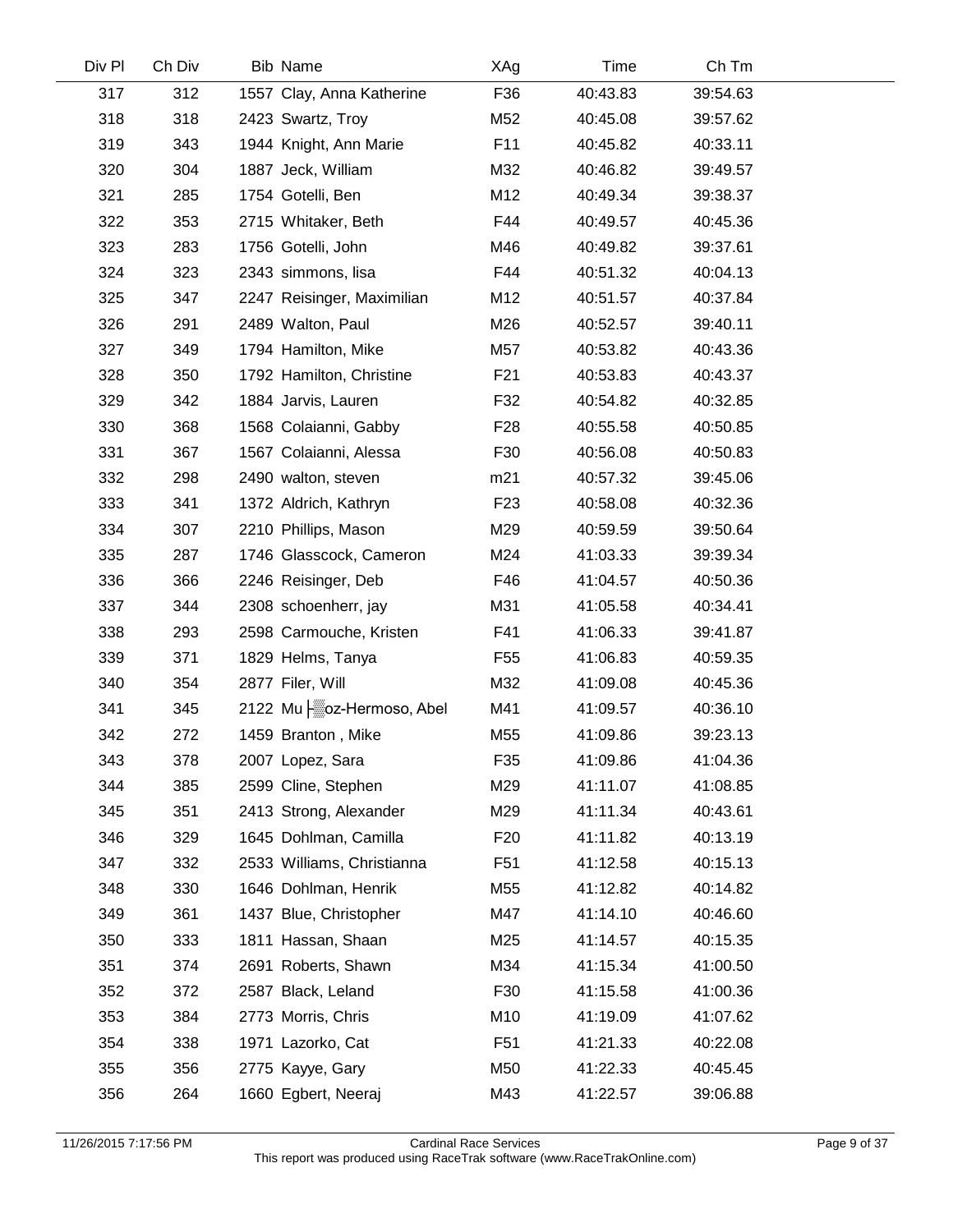| Div Pl | Ch Div | Bib | Name | XAg | Time | Ch Tm |
|---|---|---|---|---|---|---|
| 317 | 312 | 1557 | Clay, Anna Katherine | F36 | 40:43.83 | 39:54.63 |
| 318 | 318 | 2423 | Swartz, Troy | M52 | 40:45.08 | 39:57.62 |
| 319 | 343 | 1944 | Knight, Ann Marie | F11 | 40:45.82 | 40:33.11 |
| 320 | 304 | 1887 | Jeck, William | M32 | 40:46.82 | 39:49.57 |
| 321 | 285 | 1754 | Gotelli, Ben | M12 | 40:49.34 | 39:38.37 |
| 322 | 353 | 2715 | Whitaker, Beth | F44 | 40:49.57 | 40:45.36 |
| 323 | 283 | 1756 | Gotelli, John | M46 | 40:49.82 | 39:37.61 |
| 324 | 323 | 2343 | simmons, lisa | F44 | 40:51.32 | 40:04.13 |
| 325 | 347 | 2247 | Reisinger, Maximilian | M12 | 40:51.57 | 40:37.84 |
| 326 | 291 | 2489 | Walton, Paul | M26 | 40:52.57 | 39:40.11 |
| 327 | 349 | 1794 | Hamilton, Mike | M57 | 40:53.82 | 40:43.36 |
| 328 | 350 | 1792 | Hamilton, Christine | F21 | 40:53.83 | 40:43.37 |
| 329 | 342 | 1884 | Jarvis, Lauren | F32 | 40:54.82 | 40:32.85 |
| 330 | 368 | 1568 | Colaianni, Gabby | F28 | 40:55.58 | 40:50.85 |
| 331 | 367 | 1567 | Colaianni, Alessa | F30 | 40:56.08 | 40:50.83 |
| 332 | 298 | 2490 | walton, steven | m21 | 40:57.32 | 39:45.06 |
| 333 | 341 | 1372 | Aldrich, Kathryn | F23 | 40:58.08 | 40:32.36 |
| 334 | 307 | 2210 | Phillips, Mason | M29 | 40:59.59 | 39:50.64 |
| 335 | 287 | 1746 | Glasscock, Cameron | M24 | 41:03.33 | 39:39.34 |
| 336 | 366 | 2246 | Reisinger, Deb | F46 | 41:04.57 | 40:50.36 |
| 337 | 344 | 2308 | schoenherr, jay | M31 | 41:05.58 | 40:34.41 |
| 338 | 293 | 2598 | Carmouche, Kristen | F41 | 41:06.33 | 39:41.87 |
| 339 | 371 | 1829 | Helms, Tanya | F55 | 41:06.83 | 40:59.35 |
| 340 | 354 | 2877 | Filer, Will | M32 | 41:09.08 | 40:45.36 |
| 341 | 345 | 2122 | Mu├▒oz-Hermoso, Abel | M41 | 41:09.57 | 40:36.10 |
| 342 | 272 | 1459 | Branton , Mike | M55 | 41:09.86 | 39:23.13 |
| 343 | 378 | 2007 | Lopez, Sara | F35 | 41:09.86 | 41:04.36 |
| 344 | 385 | 2599 | Cline, Stephen | M29 | 41:11.07 | 41:08.85 |
| 345 | 351 | 2413 | Strong, Alexander | M29 | 41:11.34 | 40:43.61 |
| 346 | 329 | 1645 | Dohlman, Camilla | F20 | 41:11.82 | 40:13.19 |
| 347 | 332 | 2533 | Williams, Christianna | F51 | 41:12.58 | 40:15.13 |
| 348 | 330 | 1646 | Dohlman, Henrik | M55 | 41:12.82 | 40:14.82 |
| 349 | 361 | 1437 | Blue, Christopher | M47 | 41:14.10 | 40:46.60 |
| 350 | 333 | 1811 | Hassan, Shaan | M25 | 41:14.57 | 40:15.35 |
| 351 | 374 | 2691 | Roberts, Shawn | M34 | 41:15.34 | 41:00.50 |
| 352 | 372 | 2587 | Black, Leland | F30 | 41:15.58 | 41:00.36 |
| 353 | 384 | 2773 | Morris, Chris | M10 | 41:19.09 | 41:07.62 |
| 354 | 338 | 1971 | Lazorko, Cat | F51 | 41:21.33 | 40:22.08 |
| 355 | 356 | 2775 | Kayye, Gary | M50 | 41:22.33 | 40:45.45 |
| 356 | 264 | 1660 | Egbert, Neeraj | M43 | 41:22.57 | 39:06.88 |

11/26/2015 7:17:56 PM Cardinal Race Services
This report was produced using RaceTrak software (www.RaceTrakOnline.com)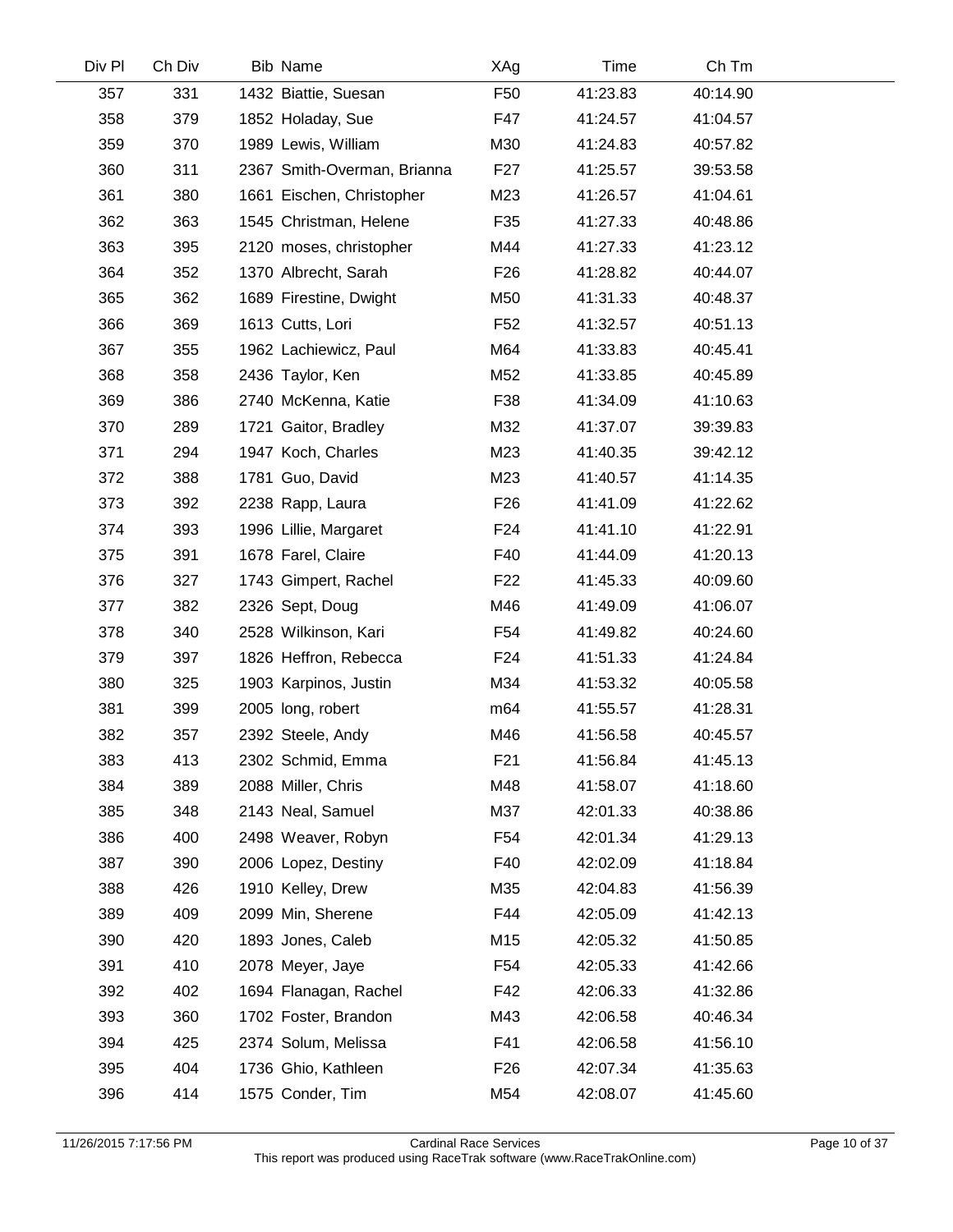| Div Pl | Ch Div | Bib | Name | XAg | Time | Ch Tm |
|---|---|---|---|---|---|---|
| 357 | 331 | 1432 | Biattie, Suesan | F50 | 41:23.83 | 40:14.90 |
| 358 | 379 | 1852 | Holaday, Sue | F47 | 41:24.57 | 41:04.57 |
| 359 | 370 | 1989 | Lewis, William | M30 | 41:24.83 | 40:57.82 |
| 360 | 311 | 2367 | Smith-Overman, Brianna | F27 | 41:25.57 | 39:53.58 |
| 361 | 380 | 1661 | Eischen, Christopher | M23 | 41:26.57 | 41:04.61 |
| 362 | 363 | 1545 | Christman, Helene | F35 | 41:27.33 | 40:48.86 |
| 363 | 395 | 2120 | moses, christopher | M44 | 41:27.33 | 41:23.12 |
| 364 | 352 | 1370 | Albrecht, Sarah | F26 | 41:28.82 | 40:44.07 |
| 365 | 362 | 1689 | Firestine, Dwight | M50 | 41:31.33 | 40:48.37 |
| 366 | 369 | 1613 | Cutts, Lori | F52 | 41:32.57 | 40:51.13 |
| 367 | 355 | 1962 | Lachiewicz, Paul | M64 | 41:33.83 | 40:45.41 |
| 368 | 358 | 2436 | Taylor, Ken | M52 | 41:33.85 | 40:45.89 |
| 369 | 386 | 2740 | McKenna, Katie | F38 | 41:34.09 | 41:10.63 |
| 370 | 289 | 1721 | Gaitor, Bradley | M32 | 41:37.07 | 39:39.83 |
| 371 | 294 | 1947 | Koch, Charles | M23 | 41:40.35 | 39:42.12 |
| 372 | 388 | 1781 | Guo, David | M23 | 41:40.57 | 41:14.35 |
| 373 | 392 | 2238 | Rapp, Laura | F26 | 41:41.09 | 41:22.62 |
| 374 | 393 | 1996 | Lillie, Margaret | F24 | 41:41.10 | 41:22.91 |
| 375 | 391 | 1678 | Farel, Claire | F40 | 41:44.09 | 41:20.13 |
| 376 | 327 | 1743 | Gimpert, Rachel | F22 | 41:45.33 | 40:09.60 |
| 377 | 382 | 2326 | Sept, Doug | M46 | 41:49.09 | 41:06.07 |
| 378 | 340 | 2528 | Wilkinson, Kari | F54 | 41:49.82 | 40:24.60 |
| 379 | 397 | 1826 | Heffron, Rebecca | F24 | 41:51.33 | 41:24.84 |
| 380 | 325 | 1903 | Karpinos, Justin | M34 | 41:53.32 | 40:05.58 |
| 381 | 399 | 2005 | long, robert | m64 | 41:55.57 | 41:28.31 |
| 382 | 357 | 2392 | Steele, Andy | M46 | 41:56.58 | 40:45.57 |
| 383 | 413 | 2302 | Schmid, Emma | F21 | 41:56.84 | 41:45.13 |
| 384 | 389 | 2088 | Miller, Chris | M48 | 41:58.07 | 41:18.60 |
| 385 | 348 | 2143 | Neal, Samuel | M37 | 42:01.33 | 40:38.86 |
| 386 | 400 | 2498 | Weaver, Robyn | F54 | 42:01.34 | 41:29.13 |
| 387 | 390 | 2006 | Lopez, Destiny | F40 | 42:02.09 | 41:18.84 |
| 388 | 426 | 1910 | Kelley, Drew | M35 | 42:04.83 | 41:56.39 |
| 389 | 409 | 2099 | Min, Sherene | F44 | 42:05.09 | 41:42.13 |
| 390 | 420 | 1893 | Jones, Caleb | M15 | 42:05.32 | 41:50.85 |
| 391 | 410 | 2078 | Meyer, Jaye | F54 | 42:05.33 | 41:42.66 |
| 392 | 402 | 1694 | Flanagan, Rachel | F42 | 42:06.33 | 41:32.86 |
| 393 | 360 | 1702 | Foster, Brandon | M43 | 42:06.58 | 40:46.34 |
| 394 | 425 | 2374 | Solum, Melissa | F41 | 42:06.58 | 41:56.10 |
| 395 | 404 | 1736 | Ghio, Kathleen | F26 | 42:07.34 | 41:35.63 |
| 396 | 414 | 1575 | Conder, Tim | M54 | 42:08.07 | 41:45.60 |

11/26/2015 7:17:56 PM — Cardinal Race Services — This report was produced using RaceTrak software (www.RaceTrakOnline.com)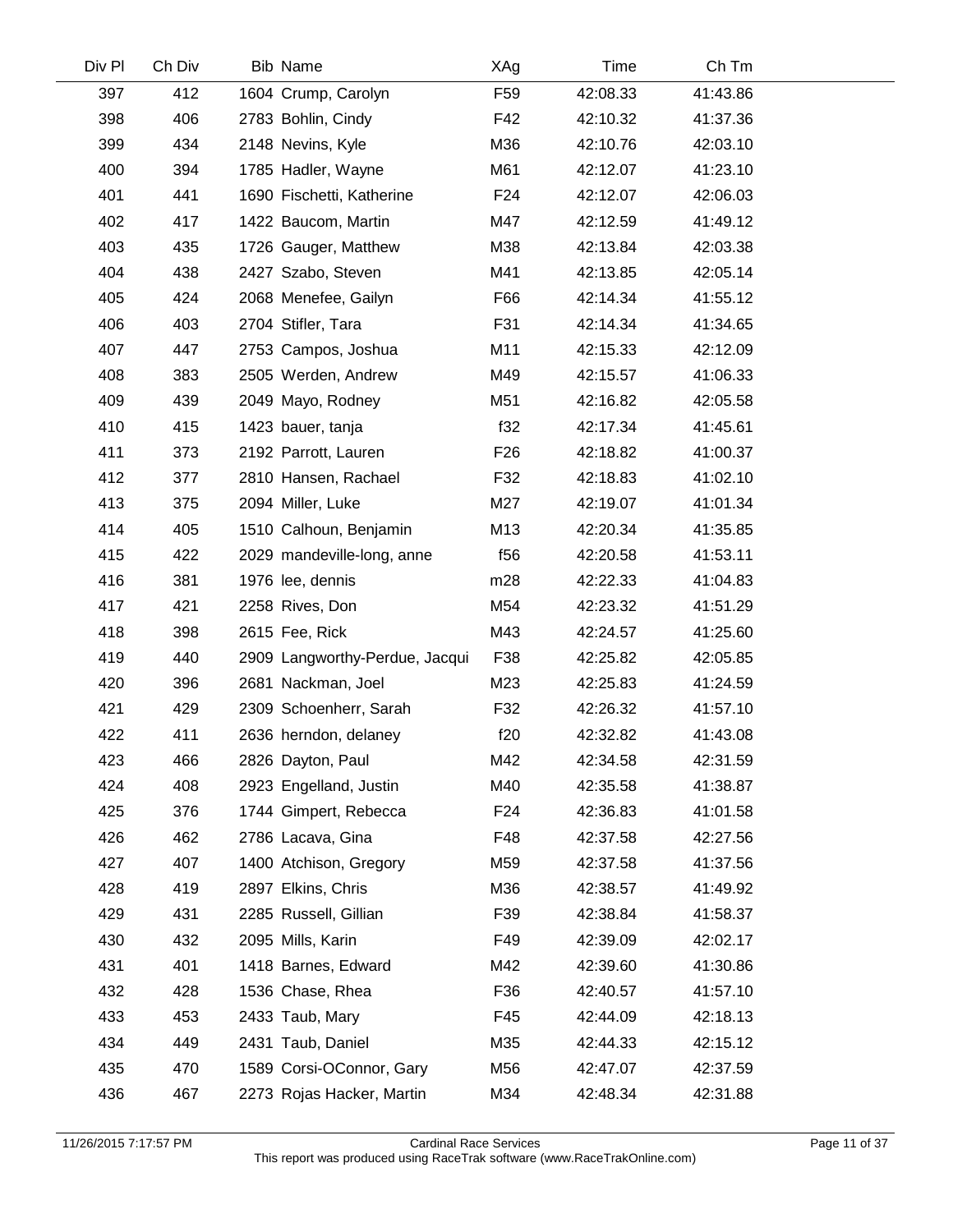| Div Pl | Ch Div | Bib | Name | XAg | Time | Ch Tm |
|---|---|---|---|---|---|---|
| 397 | 412 | 1604 | Crump, Carolyn | F59 | 42:08.33 | 41:43.86 |
| 398 | 406 | 2783 | Bohlin, Cindy | F42 | 42:10.32 | 41:37.36 |
| 399 | 434 | 2148 | Nevins, Kyle | M36 | 42:10.76 | 42:03.10 |
| 400 | 394 | 1785 | Hadler, Wayne | M61 | 42:12.07 | 41:23.10 |
| 401 | 441 | 1690 | Fischetti, Katherine | F24 | 42:12.07 | 42:06.03 |
| 402 | 417 | 1422 | Baucom, Martin | M47 | 42:12.59 | 41:49.12 |
| 403 | 435 | 1726 | Gauger, Matthew | M38 | 42:13.84 | 42:03.38 |
| 404 | 438 | 2427 | Szabo, Steven | M41 | 42:13.85 | 42:05.14 |
| 405 | 424 | 2068 | Menefee, Gailyn | F66 | 42:14.34 | 41:55.12 |
| 406 | 403 | 2704 | Stifler, Tara | F31 | 42:14.34 | 41:34.65 |
| 407 | 447 | 2753 | Campos, Joshua | M11 | 42:15.33 | 42:12.09 |
| 408 | 383 | 2505 | Werden, Andrew | M49 | 42:15.57 | 41:06.33 |
| 409 | 439 | 2049 | Mayo, Rodney | M51 | 42:16.82 | 42:05.58 |
| 410 | 415 | 1423 | bauer, tanja | f32 | 42:17.34 | 41:45.61 |
| 411 | 373 | 2192 | Parrott, Lauren | F26 | 42:18.82 | 41:00.37 |
| 412 | 377 | 2810 | Hansen, Rachael | F32 | 42:18.83 | 41:02.10 |
| 413 | 375 | 2094 | Miller, Luke | M27 | 42:19.07 | 41:01.34 |
| 414 | 405 | 1510 | Calhoun, Benjamin | M13 | 42:20.34 | 41:35.85 |
| 415 | 422 | 2029 | mandeville-long, anne | f56 | 42:20.58 | 41:53.11 |
| 416 | 381 | 1976 | lee, dennis | m28 | 42:22.33 | 41:04.83 |
| 417 | 421 | 2258 | Rives, Don | M54 | 42:23.32 | 41:51.29 |
| 418 | 398 | 2615 | Fee, Rick | M43 | 42:24.57 | 41:25.60 |
| 419 | 440 | 2909 | Langworthy-Perdue, Jacqui | F38 | 42:25.82 | 42:05.85 |
| 420 | 396 | 2681 | Nackman, Joel | M23 | 42:25.83 | 41:24.59 |
| 421 | 429 | 2309 | Schoenherr, Sarah | F32 | 42:26.32 | 41:57.10 |
| 422 | 411 | 2636 | herndon, delaney | f20 | 42:32.82 | 41:43.08 |
| 423 | 466 | 2826 | Dayton, Paul | M42 | 42:34.58 | 42:31.59 |
| 424 | 408 | 2923 | Engelland, Justin | M40 | 42:35.58 | 41:38.87 |
| 425 | 376 | 1744 | Gimpert, Rebecca | F24 | 42:36.83 | 41:01.58 |
| 426 | 462 | 2786 | Lacava, Gina | F48 | 42:37.58 | 42:27.56 |
| 427 | 407 | 1400 | Atchison, Gregory | M59 | 42:37.58 | 41:37.56 |
| 428 | 419 | 2897 | Elkins, Chris | M36 | 42:38.57 | 41:49.92 |
| 429 | 431 | 2285 | Russell, Gillian | F39 | 42:38.84 | 41:58.37 |
| 430 | 432 | 2095 | Mills, Karin | F49 | 42:39.09 | 42:02.17 |
| 431 | 401 | 1418 | Barnes, Edward | M42 | 42:39.60 | 41:30.86 |
| 432 | 428 | 1536 | Chase, Rhea | F36 | 42:40.57 | 41:57.10 |
| 433 | 453 | 2433 | Taub, Mary | F45 | 42:44.09 | 42:18.13 |
| 434 | 449 | 2431 | Taub, Daniel | M35 | 42:44.33 | 42:15.12 |
| 435 | 470 | 1589 | Corsi-OConnor, Gary | M56 | 42:47.07 | 42:37.59 |
| 436 | 467 | 2273 | Rojas Hacker, Martin | M34 | 42:48.34 | 42:31.88 |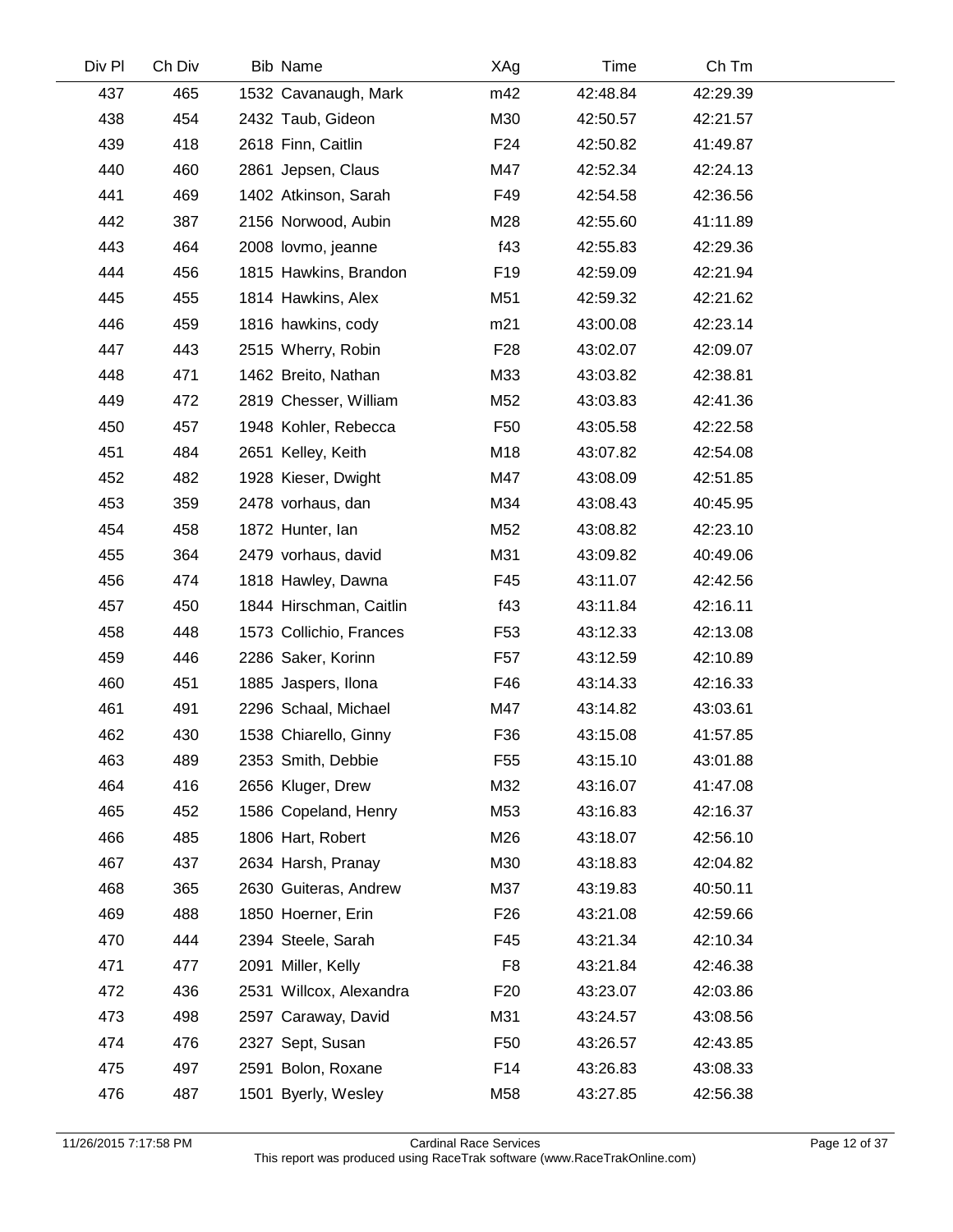| Div Pl | Ch Div | Bib | Name | XAg | Time | Ch Tm |
|---|---|---|---|---|---|---|
| 437 | 465 | 1532 | Cavanaugh, Mark | m42 | 42:48.84 | 42:29.39 |
| 438 | 454 | 2432 | Taub, Gideon | M30 | 42:50.57 | 42:21.57 |
| 439 | 418 | 2618 | Finn, Caitlin | F24 | 42:50.82 | 41:49.87 |
| 440 | 460 | 2861 | Jepsen, Claus | M47 | 42:52.34 | 42:24.13 |
| 441 | 469 | 1402 | Atkinson, Sarah | F49 | 42:54.58 | 42:36.56 |
| 442 | 387 | 2156 | Norwood, Aubin | M28 | 42:55.60 | 41:11.89 |
| 443 | 464 | 2008 | lovmo, jeanne | f43 | 42:55.83 | 42:29.36 |
| 444 | 456 | 1815 | Hawkins, Brandon | F19 | 42:59.09 | 42:21.94 |
| 445 | 455 | 1814 | Hawkins, Alex | M51 | 42:59.32 | 42:21.62 |
| 446 | 459 | 1816 | hawkins, cody | m21 | 43:00.08 | 42:23.14 |
| 447 | 443 | 2515 | Wherry, Robin | F28 | 43:02.07 | 42:09.07 |
| 448 | 471 | 1462 | Breito, Nathan | M33 | 43:03.82 | 42:38.81 |
| 449 | 472 | 2819 | Chesser, William | M52 | 43:03.83 | 42:41.36 |
| 450 | 457 | 1948 | Kohler, Rebecca | F50 | 43:05.58 | 42:22.58 |
| 451 | 484 | 2651 | Kelley, Keith | M18 | 43:07.82 | 42:54.08 |
| 452 | 482 | 1928 | Kieser, Dwight | M47 | 43:08.09 | 42:51.85 |
| 453 | 359 | 2478 | vorhaus, dan | M34 | 43:08.43 | 40:45.95 |
| 454 | 458 | 1872 | Hunter, Ian | M52 | 43:08.82 | 42:23.10 |
| 455 | 364 | 2479 | vorhaus, david | M31 | 43:09.82 | 40:49.06 |
| 456 | 474 | 1818 | Hawley, Dawna | F45 | 43:11.07 | 42:42.56 |
| 457 | 450 | 1844 | Hirschman, Caitlin | f43 | 43:11.84 | 42:16.11 |
| 458 | 448 | 1573 | Collichio, Frances | F53 | 43:12.33 | 42:13.08 |
| 459 | 446 | 2286 | Saker, Korinn | F57 | 43:12.59 | 42:10.89 |
| 460 | 451 | 1885 | Jaspers, Ilona | F46 | 43:14.33 | 42:16.33 |
| 461 | 491 | 2296 | Schaal, Michael | M47 | 43:14.82 | 43:03.61 |
| 462 | 430 | 1538 | Chiarello, Ginny | F36 | 43:15.08 | 41:57.85 |
| 463 | 489 | 2353 | Smith, Debbie | F55 | 43:15.10 | 43:01.88 |
| 464 | 416 | 2656 | Kluger, Drew | M32 | 43:16.07 | 41:47.08 |
| 465 | 452 | 1586 | Copeland, Henry | M53 | 43:16.83 | 42:16.37 |
| 466 | 485 | 1806 | Hart, Robert | M26 | 43:18.07 | 42:56.10 |
| 467 | 437 | 2634 | Harsh, Pranay | M30 | 43:18.83 | 42:04.82 |
| 468 | 365 | 2630 | Guiteras, Andrew | M37 | 43:19.83 | 40:50.11 |
| 469 | 488 | 1850 | Hoerner, Erin | F26 | 43:21.08 | 42:59.66 |
| 470 | 444 | 2394 | Steele, Sarah | F45 | 43:21.34 | 42:10.34 |
| 471 | 477 | 2091 | Miller, Kelly | F8 | 43:21.84 | 42:46.38 |
| 472 | 436 | 2531 | Willcox, Alexandra | F20 | 43:23.07 | 42:03.86 |
| 473 | 498 | 2597 | Caraway, David | M31 | 43:24.57 | 43:08.56 |
| 474 | 476 | 2327 | Sept, Susan | F50 | 43:26.57 | 42:43.85 |
| 475 | 497 | 2591 | Bolon, Roxane | F14 | 43:26.83 | 43:08.33 |
| 476 | 487 | 1501 | Byerly, Wesley | M58 | 43:27.85 | 42:56.38 |

11/26/2015 7:17:58 PM Cardinal Race Services
This report was produced using RaceTrak software (www.RaceTrakOnline.com)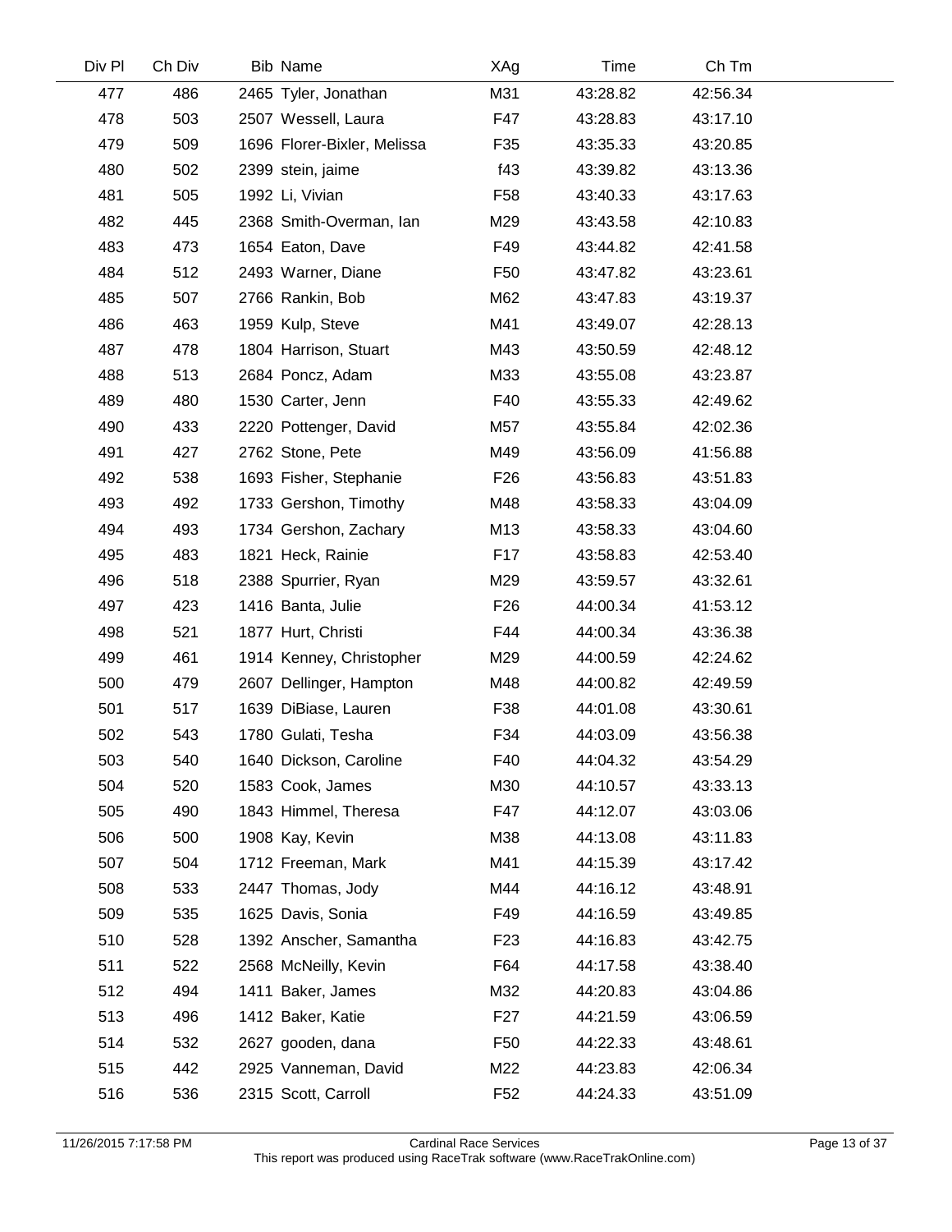| Div Pl | Ch Div | Bib | Name | XAg | Time | Ch Tm |
|---|---|---|---|---|---|---|
| 477 | 486 | 2465 | Tyler, Jonathan | M31 | 43:28.82 | 42:56.34 |
| 478 | 503 | 2507 | Wessell, Laura | F47 | 43:28.83 | 43:17.10 |
| 479 | 509 | 1696 | Florer-Bixler, Melissa | F35 | 43:35.33 | 43:20.85 |
| 480 | 502 | 2399 | stein, jaime | f43 | 43:39.82 | 43:13.36 |
| 481 | 505 | 1992 | Li, Vivian | F58 | 43:40.33 | 43:17.63 |
| 482 | 445 | 2368 | Smith-Overman, Ian | M29 | 43:43.58 | 42:10.83 |
| 483 | 473 | 1654 | Eaton, Dave | F49 | 43:44.82 | 42:41.58 |
| 484 | 512 | 2493 | Warner, Diane | F50 | 43:47.82 | 43:23.61 |
| 485 | 507 | 2766 | Rankin, Bob | M62 | 43:47.83 | 43:19.37 |
| 486 | 463 | 1959 | Kulp, Steve | M41 | 43:49.07 | 42:28.13 |
| 487 | 478 | 1804 | Harrison, Stuart | M43 | 43:50.59 | 42:48.12 |
| 488 | 513 | 2684 | Poncz, Adam | M33 | 43:55.08 | 43:23.87 |
| 489 | 480 | 1530 | Carter, Jenn | F40 | 43:55.33 | 42:49.62 |
| 490 | 433 | 2220 | Pottenger, David | M57 | 43:55.84 | 42:02.36 |
| 491 | 427 | 2762 | Stone, Pete | M49 | 43:56.09 | 41:56.88 |
| 492 | 538 | 1693 | Fisher, Stephanie | F26 | 43:56.83 | 43:51.83 |
| 493 | 492 | 1733 | Gershon, Timothy | M48 | 43:58.33 | 43:04.09 |
| 494 | 493 | 1734 | Gershon, Zachary | M13 | 43:58.33 | 43:04.60 |
| 495 | 483 | 1821 | Heck, Rainie | F17 | 43:58.83 | 42:53.40 |
| 496 | 518 | 2388 | Spurrier, Ryan | M29 | 43:59.57 | 43:32.61 |
| 497 | 423 | 1416 | Banta, Julie | F26 | 44:00.34 | 41:53.12 |
| 498 | 521 | 1877 | Hurt, Christi | F44 | 44:00.34 | 43:36.38 |
| 499 | 461 | 1914 | Kenney, Christopher | M29 | 44:00.59 | 42:24.62 |
| 500 | 479 | 2607 | Dellinger, Hampton | M48 | 44:00.82 | 42:49.59 |
| 501 | 517 | 1639 | DiBiase, Lauren | F38 | 44:01.08 | 43:30.61 |
| 502 | 543 | 1780 | Gulati, Tesha | F34 | 44:03.09 | 43:56.38 |
| 503 | 540 | 1640 | Dickson, Caroline | F40 | 44:04.32 | 43:54.29 |
| 504 | 520 | 1583 | Cook, James | M30 | 44:10.57 | 43:33.13 |
| 505 | 490 | 1843 | Himmel, Theresa | F47 | 44:12.07 | 43:03.06 |
| 506 | 500 | 1908 | Kay, Kevin | M38 | 44:13.08 | 43:11.83 |
| 507 | 504 | 1712 | Freeman, Mark | M41 | 44:15.39 | 43:17.42 |
| 508 | 533 | 2447 | Thomas, Jody | M44 | 44:16.12 | 43:48.91 |
| 509 | 535 | 1625 | Davis, Sonia | F49 | 44:16.59 | 43:49.85 |
| 510 | 528 | 1392 | Anscher, Samantha | F23 | 44:16.83 | 43:42.75 |
| 511 | 522 | 2568 | McNeilly, Kevin | F64 | 44:17.58 | 43:38.40 |
| 512 | 494 | 1411 | Baker, James | M32 | 44:20.83 | 43:04.86 |
| 513 | 496 | 1412 | Baker, Katie | F27 | 44:21.59 | 43:06.59 |
| 514 | 532 | 2627 | gooden, dana | F50 | 44:22.33 | 43:48.61 |
| 515 | 442 | 2925 | Vanneman, David | M22 | 44:23.83 | 42:06.34 |
| 516 | 536 | 2315 | Scott, Carroll | F52 | 44:24.33 | 43:51.09 |

11/26/2015 7:17:58 PM — Cardinal Race Services — This report was produced using RaceTrak software (www.RaceTrakOnline.com)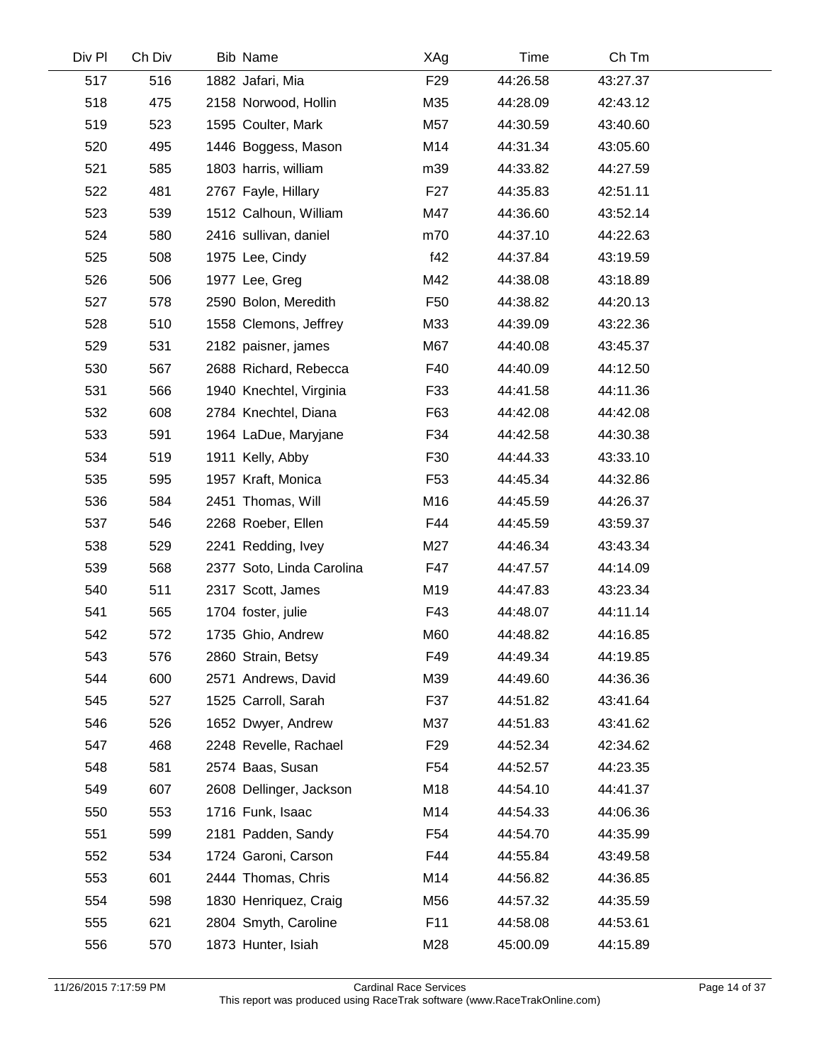| Div Pl | Ch Div | Bib | Name | XAg | Time | Ch Tm |
|---|---|---|---|---|---|---|
| 517 | 516 | 1882 | Jafari, Mia | F29 | 44:26.58 | 43:27.37 |
| 518 | 475 | 2158 | Norwood, Hollin | M35 | 44:28.09 | 42:43.12 |
| 519 | 523 | 1595 | Coulter, Mark | M57 | 44:30.59 | 43:40.60 |
| 520 | 495 | 1446 | Boggess, Mason | M14 | 44:31.34 | 43:05.60 |
| 521 | 585 | 1803 | harris, william | m39 | 44:33.82 | 44:27.59 |
| 522 | 481 | 2767 | Fayle, Hillary | F27 | 44:35.83 | 42:51.11 |
| 523 | 539 | 1512 | Calhoun, William | M47 | 44:36.60 | 43:52.14 |
| 524 | 580 | 2416 | sullivan, daniel | m70 | 44:37.10 | 44:22.63 |
| 525 | 508 | 1975 | Lee, Cindy | f42 | 44:37.84 | 43:19.59 |
| 526 | 506 | 1977 | Lee, Greg | M42 | 44:38.08 | 43:18.89 |
| 527 | 578 | 2590 | Bolon, Meredith | F50 | 44:38.82 | 44:20.13 |
| 528 | 510 | 1558 | Clemons, Jeffrey | M33 | 44:39.09 | 43:22.36 |
| 529 | 531 | 2182 | paisner, james | M67 | 44:40.08 | 43:45.37 |
| 530 | 567 | 2688 | Richard, Rebecca | F40 | 44:40.09 | 44:12.50 |
| 531 | 566 | 1940 | Knechtel, Virginia | F33 | 44:41.58 | 44:11.36 |
| 532 | 608 | 2784 | Knechtel, Diana | F63 | 44:42.08 | 44:42.08 |
| 533 | 591 | 1964 | LaDue, Maryjane | F34 | 44:42.58 | 44:30.38 |
| 534 | 519 | 1911 | Kelly, Abby | F30 | 44:44.33 | 43:33.10 |
| 535 | 595 | 1957 | Kraft, Monica | F53 | 44:45.34 | 44:32.86 |
| 536 | 584 | 2451 | Thomas, Will | M16 | 44:45.59 | 44:26.37 |
| 537 | 546 | 2268 | Roeber, Ellen | F44 | 44:45.59 | 43:59.37 |
| 538 | 529 | 2241 | Redding, Ivey | M27 | 44:46.34 | 43:43.34 |
| 539 | 568 | 2377 | Soto, Linda Carolina | F47 | 44:47.57 | 44:14.09 |
| 540 | 511 | 2317 | Scott, James | M19 | 44:47.83 | 43:23.34 |
| 541 | 565 | 1704 | foster, julie | F43 | 44:48.07 | 44:11.14 |
| 542 | 572 | 1735 | Ghio, Andrew | M60 | 44:48.82 | 44:16.85 |
| 543 | 576 | 2860 | Strain, Betsy | F49 | 44:49.34 | 44:19.85 |
| 544 | 600 | 2571 | Andrews, David | M39 | 44:49.60 | 44:36.36 |
| 545 | 527 | 1525 | Carroll, Sarah | F37 | 44:51.82 | 43:41.64 |
| 546 | 526 | 1652 | Dwyer, Andrew | M37 | 44:51.83 | 43:41.62 |
| 547 | 468 | 2248 | Revelle, Rachael | F29 | 44:52.34 | 42:34.62 |
| 548 | 581 | 2574 | Baas, Susan | F54 | 44:52.57 | 44:23.35 |
| 549 | 607 | 2608 | Dellinger, Jackson | M18 | 44:54.10 | 44:41.37 |
| 550 | 553 | 1716 | Funk, Isaac | M14 | 44:54.33 | 44:06.36 |
| 551 | 599 | 2181 | Padden, Sandy | F54 | 44:54.70 | 44:35.99 |
| 552 | 534 | 1724 | Garoni, Carson | F44 | 44:55.84 | 43:49.58 |
| 553 | 601 | 2444 | Thomas, Chris | M14 | 44:56.82 | 44:36.85 |
| 554 | 598 | 1830 | Henriquez, Craig | M56 | 44:57.32 | 44:35.59 |
| 555 | 621 | 2804 | Smyth, Caroline | F11 | 44:58.08 | 44:53.61 |
| 556 | 570 | 1873 | Hunter, Isiah | M28 | 45:00.09 | 44:15.89 |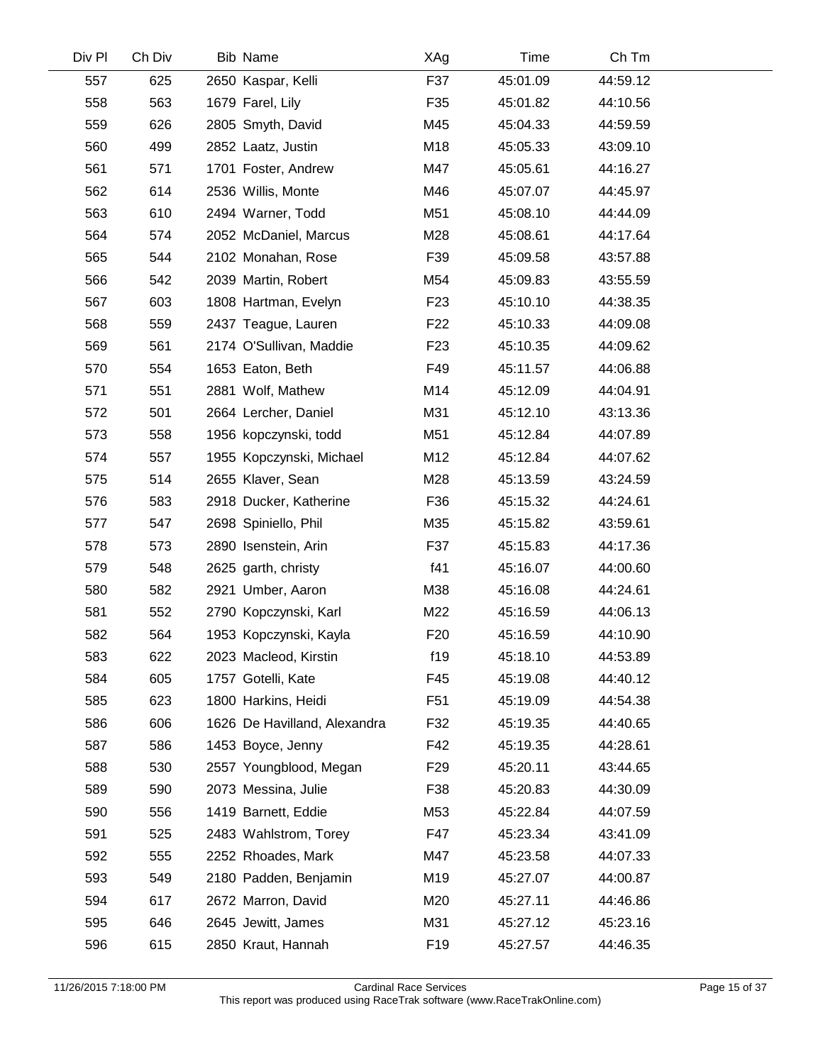| Div Pl | Ch Div | Bib | Name | XAg | Time | Ch Tm |
|---|---|---|---|---|---|---|
| 557 | 625 | 2650 | Kaspar, Kelli | F37 | 45:01.09 | 44:59.12 |
| 558 | 563 | 1679 | Farel, Lily | F35 | 45:01.82 | 44:10.56 |
| 559 | 626 | 2805 | Smyth, David | M45 | 45:04.33 | 44:59.59 |
| 560 | 499 | 2852 | Laatz, Justin | M18 | 45:05.33 | 43:09.10 |
| 561 | 571 | 1701 | Foster, Andrew | M47 | 45:05.61 | 44:16.27 |
| 562 | 614 | 2536 | Willis, Monte | M46 | 45:07.07 | 44:45.97 |
| 563 | 610 | 2494 | Warner, Todd | M51 | 45:08.10 | 44:44.09 |
| 564 | 574 | 2052 | McDaniel, Marcus | M28 | 45:08.61 | 44:17.64 |
| 565 | 544 | 2102 | Monahan, Rose | F39 | 45:09.58 | 43:57.88 |
| 566 | 542 | 2039 | Martin, Robert | M54 | 45:09.83 | 43:55.59 |
| 567 | 603 | 1808 | Hartman, Evelyn | F23 | 45:10.10 | 44:38.35 |
| 568 | 559 | 2437 | Teague, Lauren | F22 | 45:10.33 | 44:09.08 |
| 569 | 561 | 2174 | O'Sullivan, Maddie | F23 | 45:10.35 | 44:09.62 |
| 570 | 554 | 1653 | Eaton, Beth | F49 | 45:11.57 | 44:06.88 |
| 571 | 551 | 2881 | Wolf, Mathew | M14 | 45:12.09 | 44:04.91 |
| 572 | 501 | 2664 | Lercher, Daniel | M31 | 45:12.10 | 43:13.36 |
| 573 | 558 | 1956 | kopczynski, todd | M51 | 45:12.84 | 44:07.89 |
| 574 | 557 | 1955 | Kopczynski, Michael | M12 | 45:12.84 | 44:07.62 |
| 575 | 514 | 2655 | Klaver, Sean | M28 | 45:13.59 | 43:24.59 |
| 576 | 583 | 2918 | Ducker, Katherine | F36 | 45:15.32 | 44:24.61 |
| 577 | 547 | 2698 | Spiniello, Phil | M35 | 45:15.82 | 43:59.61 |
| 578 | 573 | 2890 | Isenstein, Arin | F37 | 45:15.83 | 44:17.36 |
| 579 | 548 | 2625 | garth, christy | f41 | 45:16.07 | 44:00.60 |
| 580 | 582 | 2921 | Umber, Aaron | M38 | 45:16.08 | 44:24.61 |
| 581 | 552 | 2790 | Kopczynski, Karl | M22 | 45:16.59 | 44:06.13 |
| 582 | 564 | 1953 | Kopczynski, Kayla | F20 | 45:16.59 | 44:10.90 |
| 583 | 622 | 2023 | Macleod, Kirstin | f19 | 45:18.10 | 44:53.89 |
| 584 | 605 | 1757 | Gotelli, Kate | F45 | 45:19.08 | 44:40.12 |
| 585 | 623 | 1800 | Harkins, Heidi | F51 | 45:19.09 | 44:54.38 |
| 586 | 606 | 1626 | De Havilland, Alexandra | F32 | 45:19.35 | 44:40.65 |
| 587 | 586 | 1453 | Boyce, Jenny | F42 | 45:19.35 | 44:28.61 |
| 588 | 530 | 2557 | Youngblood, Megan | F29 | 45:20.11 | 43:44.65 |
| 589 | 590 | 2073 | Messina, Julie | F38 | 45:20.83 | 44:30.09 |
| 590 | 556 | 1419 | Barnett, Eddie | M53 | 45:22.84 | 44:07.59 |
| 591 | 525 | 2483 | Wahlstrom, Torey | F47 | 45:23.34 | 43:41.09 |
| 592 | 555 | 2252 | Rhoades, Mark | M47 | 45:23.58 | 44:07.33 |
| 593 | 549 | 2180 | Padden, Benjamin | M19 | 45:27.07 | 44:00.87 |
| 594 | 617 | 2672 | Marron, David | M20 | 45:27.11 | 44:46.86 |
| 595 | 646 | 2645 | Jewitt, James | M31 | 45:27.12 | 45:23.16 |
| 596 | 615 | 2850 | Kraut, Hannah | F19 | 45:27.57 | 44:46.35 |

11/26/2015 7:18:00 PM Cardinal Race Services
This report was produced using RaceTrak software (www.RaceTrakOnline.com)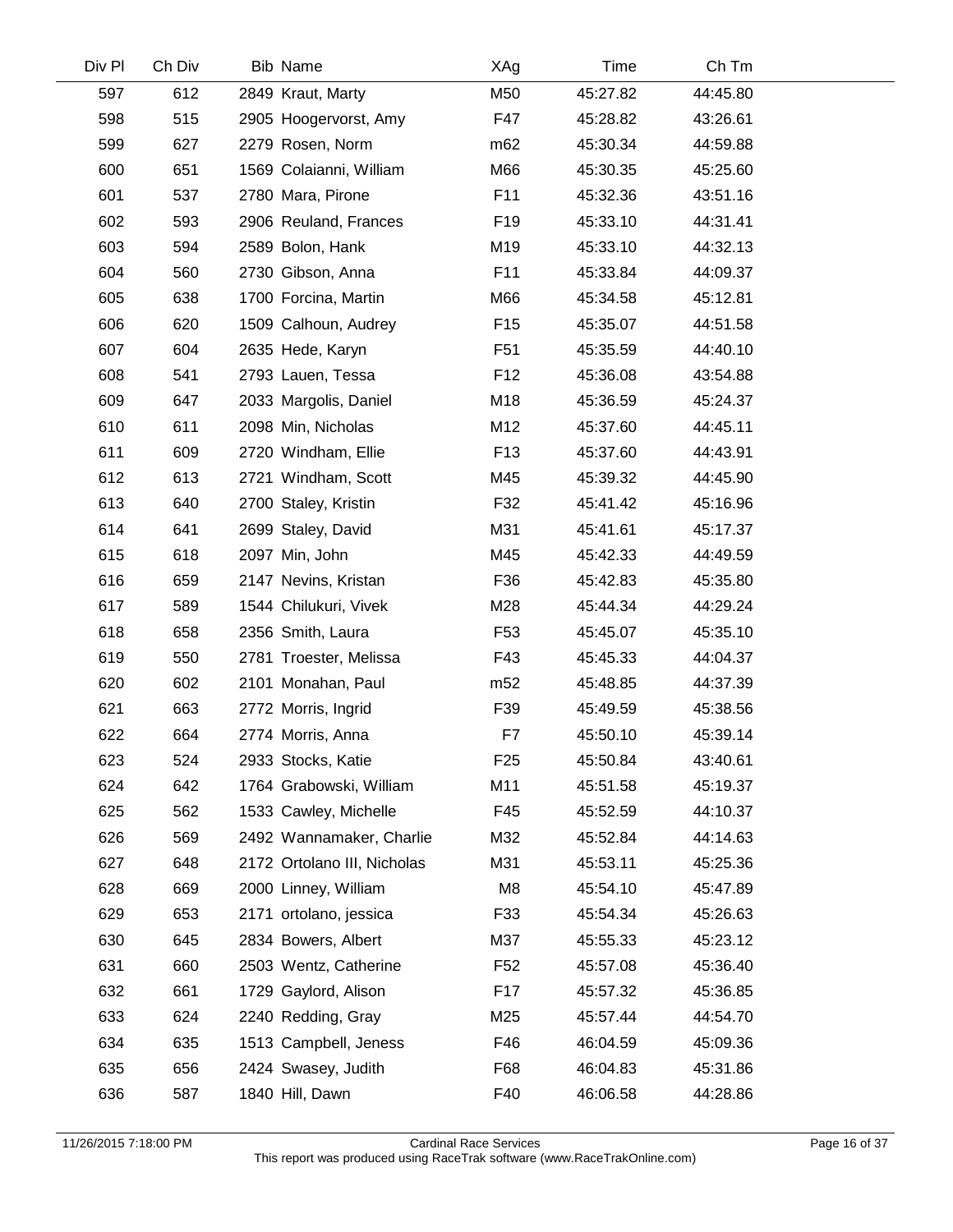| Div Pl | Ch Div | Bib | Name | XAg | Time | Ch Tm |
|---|---|---|---|---|---|---|
| 597 | 612 | 2849 | Kraut, Marty | M50 | 45:27.82 | 44:45.80 |
| 598 | 515 | 2905 | Hoogervorst, Amy | F47 | 45:28.82 | 43:26.61 |
| 599 | 627 | 2279 | Rosen, Norm | m62 | 45:30.34 | 44:59.88 |
| 600 | 651 | 1569 | Colaianni, William | M66 | 45:30.35 | 45:25.60 |
| 601 | 537 | 2780 | Mara, Pirone | F11 | 45:32.36 | 43:51.16 |
| 602 | 593 | 2906 | Reuland, Frances | F19 | 45:33.10 | 44:31.41 |
| 603 | 594 | 2589 | Bolon, Hank | M19 | 45:33.10 | 44:32.13 |
| 604 | 560 | 2730 | Gibson, Anna | F11 | 45:33.84 | 44:09.37 |
| 605 | 638 | 1700 | Forcina, Martin | M66 | 45:34.58 | 45:12.81 |
| 606 | 620 | 1509 | Calhoun, Audrey | F15 | 45:35.07 | 44:51.58 |
| 607 | 604 | 2635 | Hede, Karyn | F51 | 45:35.59 | 44:40.10 |
| 608 | 541 | 2793 | Lauen, Tessa | F12 | 45:36.08 | 43:54.88 |
| 609 | 647 | 2033 | Margolis, Daniel | M18 | 45:36.59 | 45:24.37 |
| 610 | 611 | 2098 | Min, Nicholas | M12 | 45:37.60 | 44:45.11 |
| 611 | 609 | 2720 | Windham, Ellie | F13 | 45:37.60 | 44:43.91 |
| 612 | 613 | 2721 | Windham, Scott | M45 | 45:39.32 | 44:45.90 |
| 613 | 640 | 2700 | Staley, Kristin | F32 | 45:41.42 | 45:16.96 |
| 614 | 641 | 2699 | Staley, David | M31 | 45:41.61 | 45:17.37 |
| 615 | 618 | 2097 | Min, John | M45 | 45:42.33 | 44:49.59 |
| 616 | 659 | 2147 | Nevins, Kristan | F36 | 45:42.83 | 45:35.80 |
| 617 | 589 | 1544 | Chilukuri, Vivek | M28 | 45:44.34 | 44:29.24 |
| 618 | 658 | 2356 | Smith, Laura | F53 | 45:45.07 | 45:35.10 |
| 619 | 550 | 2781 | Troester, Melissa | F43 | 45:45.33 | 44:04.37 |
| 620 | 602 | 2101 | Monahan, Paul | m52 | 45:48.85 | 44:37.39 |
| 621 | 663 | 2772 | Morris, Ingrid | F39 | 45:49.59 | 45:38.56 |
| 622 | 664 | 2774 | Morris, Anna | F7 | 45:50.10 | 45:39.14 |
| 623 | 524 | 2933 | Stocks, Katie | F25 | 45:50.84 | 43:40.61 |
| 624 | 642 | 1764 | Grabowski, William | M11 | 45:51.58 | 45:19.37 |
| 625 | 562 | 1533 | Cawley, Michelle | F45 | 45:52.59 | 44:10.37 |
| 626 | 569 | 2492 | Wannamaker, Charlie | M32 | 45:52.84 | 44:14.63 |
| 627 | 648 | 2172 | Ortolano III, Nicholas | M31 | 45:53.11 | 45:25.36 |
| 628 | 669 | 2000 | Linney, William | M8 | 45:54.10 | 45:47.89 |
| 629 | 653 | 2171 | ortolano, jessica | F33 | 45:54.34 | 45:26.63 |
| 630 | 645 | 2834 | Bowers, Albert | M37 | 45:55.33 | 45:23.12 |
| 631 | 660 | 2503 | Wentz, Catherine | F52 | 45:57.08 | 45:36.40 |
| 632 | 661 | 1729 | Gaylord, Alison | F17 | 45:57.32 | 45:36.85 |
| 633 | 624 | 2240 | Redding, Gray | M25 | 45:57.44 | 44:54.70 |
| 634 | 635 | 1513 | Campbell, Jeness | F46 | 46:04.59 | 45:09.36 |
| 635 | 656 | 2424 | Swasey, Judith | F68 | 46:04.83 | 45:31.86 |
| 636 | 587 | 1840 | Hill, Dawn | F40 | 46:06.58 | 44:28.86 |

11/26/2015 7:18:00 PM Cardinal Race Services
This report was produced using RaceTrak software (www.RaceTrakOnline.com)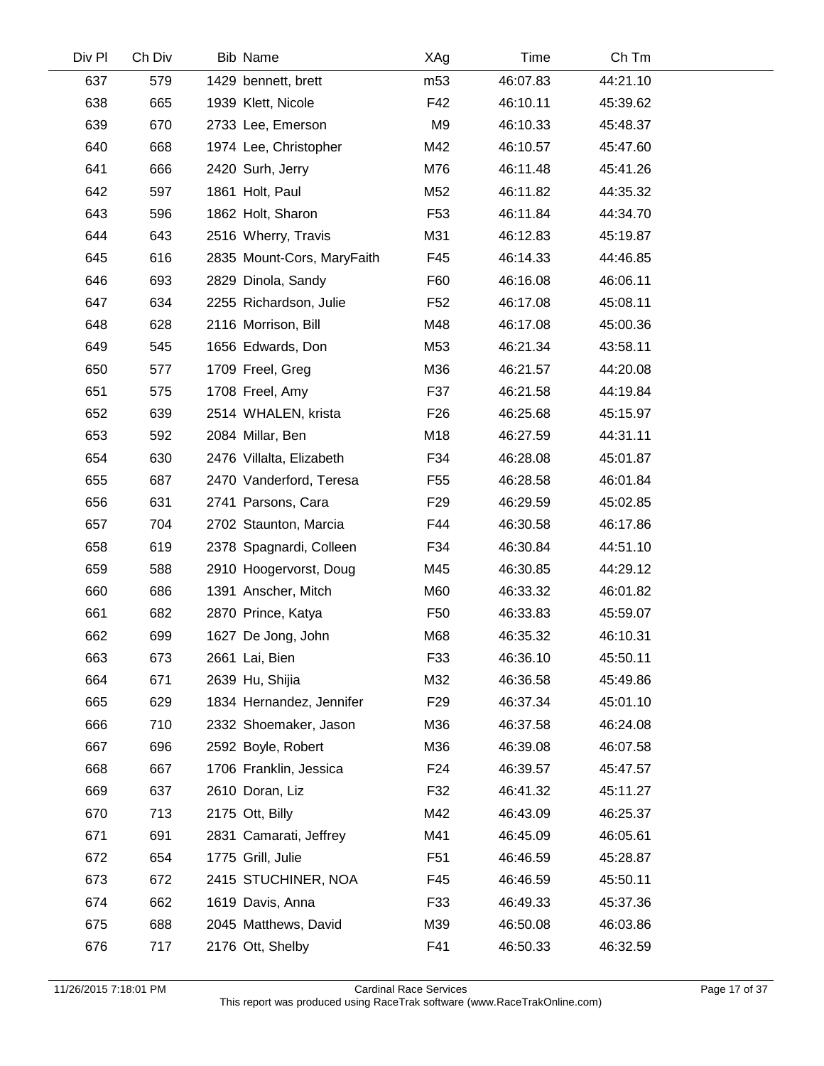| Div Pl | Ch Div | Bib | Name | XAg | Time | Ch Tm |
|---|---|---|---|---|---|---|
| 637 | 579 | 1429 | bennett, brett | m53 | 46:07.83 | 44:21.10 |
| 638 | 665 | 1939 | Klett, Nicole | F42 | 46:10.11 | 45:39.62 |
| 639 | 670 | 2733 | Lee, Emerson | M9 | 46:10.33 | 45:48.37 |
| 640 | 668 | 1974 | Lee, Christopher | M42 | 46:10.57 | 45:47.60 |
| 641 | 666 | 2420 | Surh, Jerry | M76 | 46:11.48 | 45:41.26 |
| 642 | 597 | 1861 | Holt, Paul | M52 | 46:11.82 | 44:35.32 |
| 643 | 596 | 1862 | Holt, Sharon | F53 | 46:11.84 | 44:34.70 |
| 644 | 643 | 2516 | Wherry, Travis | M31 | 46:12.83 | 45:19.87 |
| 645 | 616 | 2835 | Mount-Cors, MaryFaith | F45 | 46:14.33 | 44:46.85 |
| 646 | 693 | 2829 | Dinola, Sandy | F60 | 46:16.08 | 46:06.11 |
| 647 | 634 | 2255 | Richardson, Julie | F52 | 46:17.08 | 45:08.11 |
| 648 | 628 | 2116 | Morrison, Bill | M48 | 46:17.08 | 45:00.36 |
| 649 | 545 | 1656 | Edwards, Don | M53 | 46:21.34 | 43:58.11 |
| 650 | 577 | 1709 | Freel, Greg | M36 | 46:21.57 | 44:20.08 |
| 651 | 575 | 1708 | Freel, Amy | F37 | 46:21.58 | 44:19.84 |
| 652 | 639 | 2514 | WHALEN, krista | F26 | 46:25.68 | 45:15.97 |
| 653 | 592 | 2084 | Millar, Ben | M18 | 46:27.59 | 44:31.11 |
| 654 | 630 | 2476 | Villalta, Elizabeth | F34 | 46:28.08 | 45:01.87 |
| 655 | 687 | 2470 | Vanderford, Teresa | F55 | 46:28.58 | 46:01.84 |
| 656 | 631 | 2741 | Parsons, Cara | F29 | 46:29.59 | 45:02.85 |
| 657 | 704 | 2702 | Staunton, Marcia | F44 | 46:30.58 | 46:17.86 |
| 658 | 619 | 2378 | Spagnardi, Colleen | F34 | 46:30.84 | 44:51.10 |
| 659 | 588 | 2910 | Hoogervorst, Doug | M45 | 46:30.85 | 44:29.12 |
| 660 | 686 | 1391 | Anscher, Mitch | M60 | 46:33.32 | 46:01.82 |
| 661 | 682 | 2870 | Prince, Katya | F50 | 46:33.83 | 45:59.07 |
| 662 | 699 | 1627 | De Jong, John | M68 | 46:35.32 | 46:10.31 |
| 663 | 673 | 2661 | Lai, Bien | F33 | 46:36.10 | 45:50.11 |
| 664 | 671 | 2639 | Hu, Shijia | M32 | 46:36.58 | 45:49.86 |
| 665 | 629 | 1834 | Hernandez, Jennifer | F29 | 46:37.34 | 45:01.10 |
| 666 | 710 | 2332 | Shoemaker, Jason | M36 | 46:37.58 | 46:24.08 |
| 667 | 696 | 2592 | Boyle, Robert | M36 | 46:39.08 | 46:07.58 |
| 668 | 667 | 1706 | Franklin, Jessica | F24 | 46:39.57 | 45:47.57 |
| 669 | 637 | 2610 | Doran, Liz | F32 | 46:41.32 | 45:11.27 |
| 670 | 713 | 2175 | Ott, Billy | M42 | 46:43.09 | 46:25.37 |
| 671 | 691 | 2831 | Camarati, Jeffrey | M41 | 46:45.09 | 46:05.61 |
| 672 | 654 | 1775 | Grill, Julie | F51 | 46:46.59 | 45:28.87 |
| 673 | 672 | 2415 | STUCHINER, NOA | F45 | 46:46.59 | 45:50.11 |
| 674 | 662 | 1619 | Davis, Anna | F33 | 46:49.33 | 45:37.36 |
| 675 | 688 | 2045 | Matthews, David | M39 | 46:50.08 | 46:03.86 |
| 676 | 717 | 2176 | Ott, Shelby | F41 | 46:50.33 | 46:32.59 |

11/26/2015 7:18:01 PM — Cardinal Race Services — This report was produced using RaceTrak software (www.RaceTrakOnline.com)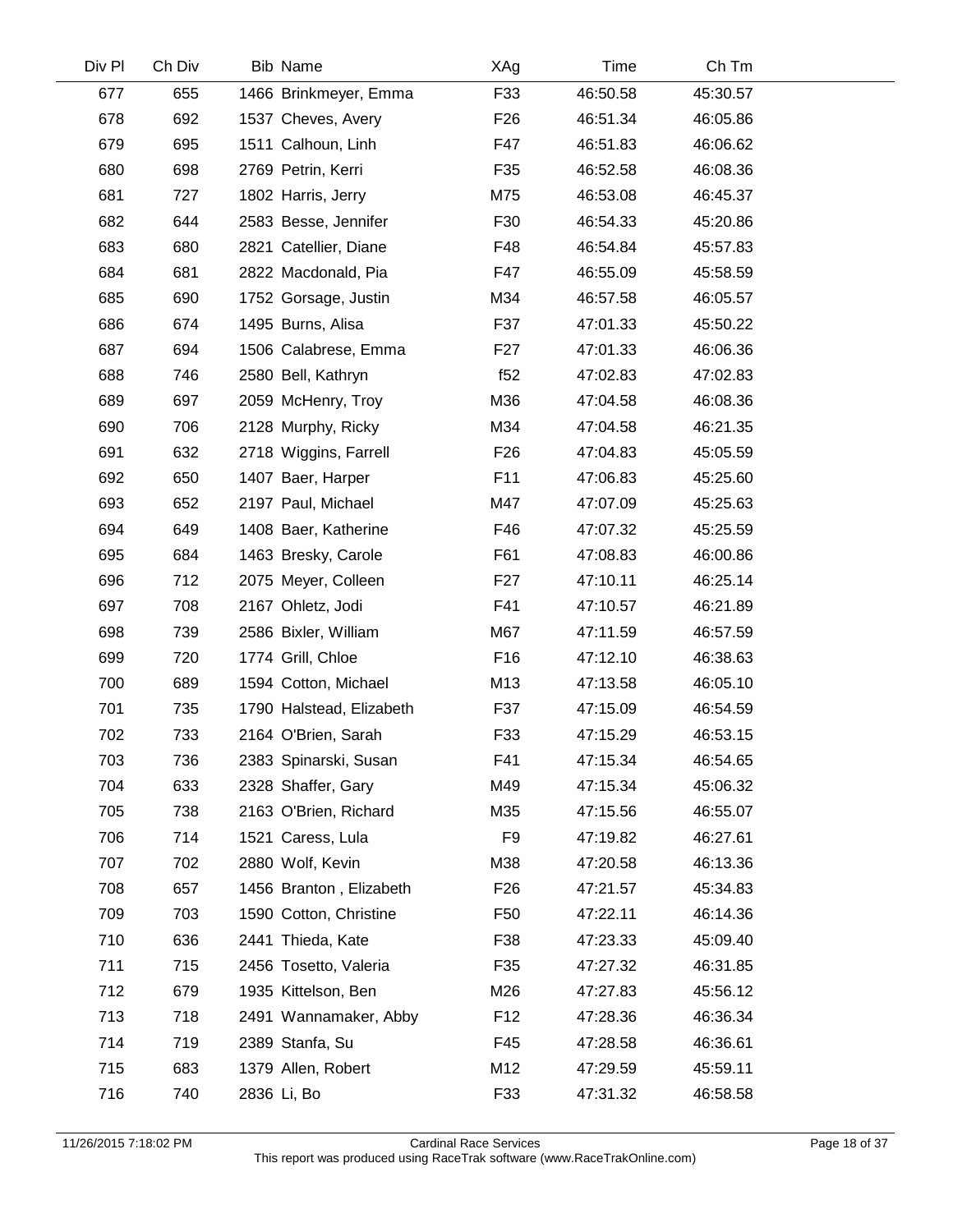| Div Pl | Ch Div | Bib | Name | XAg | Time | Ch Tm |
|---|---|---|---|---|---|---|
| 677 | 655 | 1466 | Brinkmeyer, Emma | F33 | 46:50.58 | 45:30.57 |
| 678 | 692 | 1537 | Cheves, Avery | F26 | 46:51.34 | 46:05.86 |
| 679 | 695 | 1511 | Calhoun, Linh | F47 | 46:51.83 | 46:06.62 |
| 680 | 698 | 2769 | Petrin, Kerri | F35 | 46:52.58 | 46:08.36 |
| 681 | 727 | 1802 | Harris, Jerry | M75 | 46:53.08 | 46:45.37 |
| 682 | 644 | 2583 | Besse, Jennifer | F30 | 46:54.33 | 45:20.86 |
| 683 | 680 | 2821 | Catellier, Diane | F48 | 46:54.84 | 45:57.83 |
| 684 | 681 | 2822 | Macdonald, Pia | F47 | 46:55.09 | 45:58.59 |
| 685 | 690 | 1752 | Gorsage, Justin | M34 | 46:57.58 | 46:05.57 |
| 686 | 674 | 1495 | Burns, Alisa | F37 | 47:01.33 | 45:50.22 |
| 687 | 694 | 1506 | Calabrese, Emma | F27 | 47:01.33 | 46:06.36 |
| 688 | 746 | 2580 | Bell, Kathryn | f52 | 47:02.83 | 47:02.83 |
| 689 | 697 | 2059 | McHenry, Troy | M36 | 47:04.58 | 46:08.36 |
| 690 | 706 | 2128 | Murphy, Ricky | M34 | 47:04.58 | 46:21.35 |
| 691 | 632 | 2718 | Wiggins, Farrell | F26 | 47:04.83 | 45:05.59 |
| 692 | 650 | 1407 | Baer, Harper | F11 | 47:06.83 | 45:25.60 |
| 693 | 652 | 2197 | Paul, Michael | M47 | 47:07.09 | 45:25.63 |
| 694 | 649 | 1408 | Baer, Katherine | F46 | 47:07.32 | 45:25.59 |
| 695 | 684 | 1463 | Bresky, Carole | F61 | 47:08.83 | 46:00.86 |
| 696 | 712 | 2075 | Meyer, Colleen | F27 | 47:10.11 | 46:25.14 |
| 697 | 708 | 2167 | Ohletz, Jodi | F41 | 47:10.57 | 46:21.89 |
| 698 | 739 | 2586 | Bixler, William | M67 | 47:11.59 | 46:57.59 |
| 699 | 720 | 1774 | Grill, Chloe | F16 | 47:12.10 | 46:38.63 |
| 700 | 689 | 1594 | Cotton, Michael | M13 | 47:13.58 | 46:05.10 |
| 701 | 735 | 1790 | Halstead, Elizabeth | F37 | 47:15.09 | 46:54.59 |
| 702 | 733 | 2164 | O'Brien, Sarah | F33 | 47:15.29 | 46:53.15 |
| 703 | 736 | 2383 | Spinarski, Susan | F41 | 47:15.34 | 46:54.65 |
| 704 | 633 | 2328 | Shaffer, Gary | M49 | 47:15.34 | 45:06.32 |
| 705 | 738 | 2163 | O'Brien, Richard | M35 | 47:15.56 | 46:55.07 |
| 706 | 714 | 1521 | Caress, Lula | F9 | 47:19.82 | 46:27.61 |
| 707 | 702 | 2880 | Wolf, Kevin | M38 | 47:20.58 | 46:13.36 |
| 708 | 657 | 1456 | Branton , Elizabeth | F26 | 47:21.57 | 45:34.83 |
| 709 | 703 | 1590 | Cotton, Christine | F50 | 47:22.11 | 46:14.36 |
| 710 | 636 | 2441 | Thieda, Kate | F38 | 47:23.33 | 45:09.40 |
| 711 | 715 | 2456 | Tosetto, Valeria | F35 | 47:27.32 | 46:31.85 |
| 712 | 679 | 1935 | Kittelson, Ben | M26 | 47:27.83 | 45:56.12 |
| 713 | 718 | 2491 | Wannamaker, Abby | F12 | 47:28.36 | 46:36.34 |
| 714 | 719 | 2389 | Stanfa, Su | F45 | 47:28.58 | 46:36.61 |
| 715 | 683 | 1379 | Allen, Robert | M12 | 47:29.59 | 45:59.11 |
| 716 | 740 | 2836 | Li, Bo | F33 | 47:31.32 | 46:58.58 |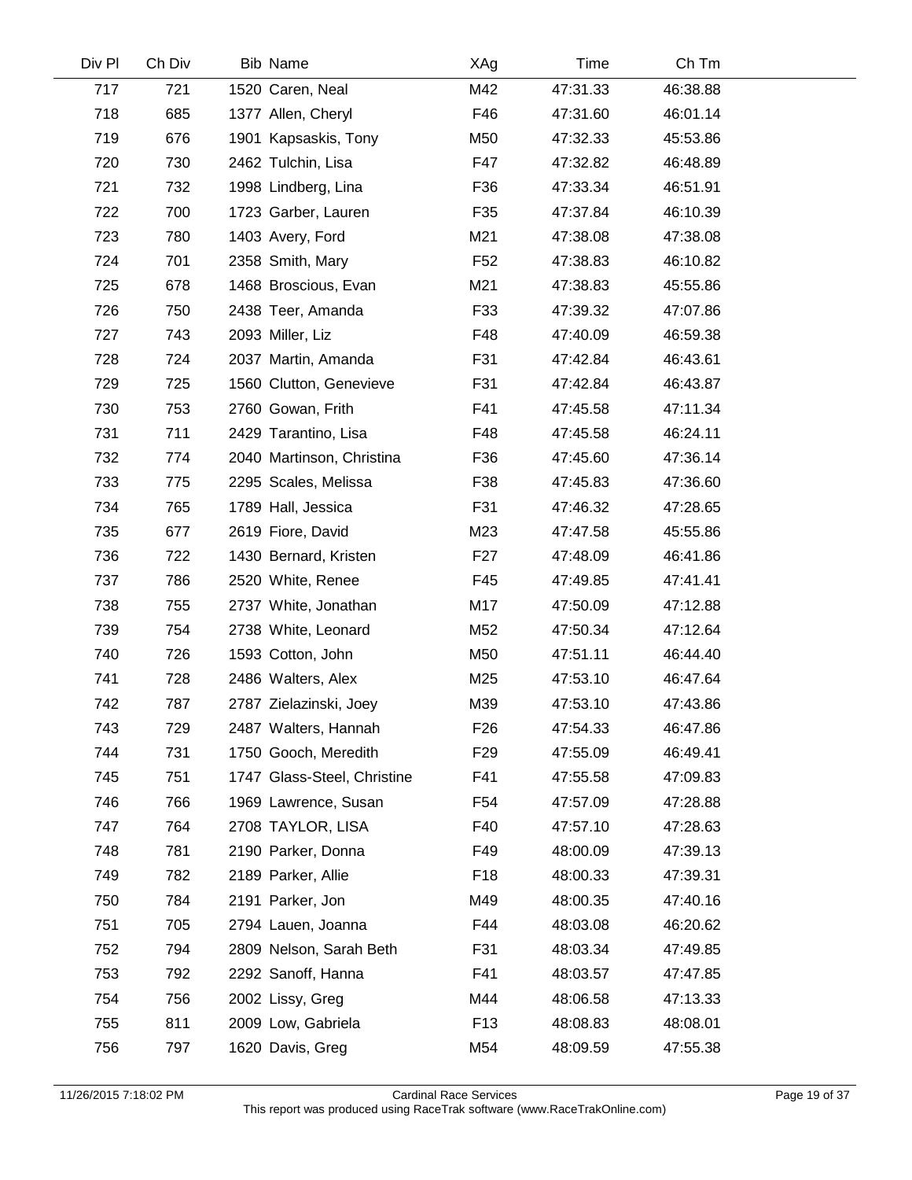| Div Pl | Ch Div | Bib | Name | XAg | Time | Ch Tm |
|---|---|---|---|---|---|---|
| 717 | 721 | 1520 | Caren, Neal | M42 | 47:31.33 | 46:38.88 |
| 718 | 685 | 1377 | Allen, Cheryl | F46 | 47:31.60 | 46:01.14 |
| 719 | 676 | 1901 | Kapsaskis, Tony | M50 | 47:32.33 | 45:53.86 |
| 720 | 730 | 2462 | Tulchin, Lisa | F47 | 47:32.82 | 46:48.89 |
| 721 | 732 | 1998 | Lindberg, Lina | F36 | 47:33.34 | 46:51.91 |
| 722 | 700 | 1723 | Garber, Lauren | F35 | 47:37.84 | 46:10.39 |
| 723 | 780 | 1403 | Avery, Ford | M21 | 47:38.08 | 47:38.08 |
| 724 | 701 | 2358 | Smith, Mary | F52 | 47:38.83 | 46:10.82 |
| 725 | 678 | 1468 | Broscious, Evan | M21 | 47:38.83 | 45:55.86 |
| 726 | 750 | 2438 | Teer, Amanda | F33 | 47:39.32 | 47:07.86 |
| 727 | 743 | 2093 | Miller, Liz | F48 | 47:40.09 | 46:59.38 |
| 728 | 724 | 2037 | Martin, Amanda | F31 | 47:42.84 | 46:43.61 |
| 729 | 725 | 1560 | Clutton, Genevieve | F31 | 47:42.84 | 46:43.87 |
| 730 | 753 | 2760 | Gowan, Frith | F41 | 47:45.58 | 47:11.34 |
| 731 | 711 | 2429 | Tarantino, Lisa | F48 | 47:45.58 | 46:24.11 |
| 732 | 774 | 2040 | Martinson, Christina | F36 | 47:45.60 | 47:36.14 |
| 733 | 775 | 2295 | Scales, Melissa | F38 | 47:45.83 | 47:36.60 |
| 734 | 765 | 1789 | Hall, Jessica | F31 | 47:46.32 | 47:28.65 |
| 735 | 677 | 2619 | Fiore, David | M23 | 47:47.58 | 45:55.86 |
| 736 | 722 | 1430 | Bernard, Kristen | F27 | 47:48.09 | 46:41.86 |
| 737 | 786 | 2520 | White, Renee | F45 | 47:49.85 | 47:41.41 |
| 738 | 755 | 2737 | White, Jonathan | M17 | 47:50.09 | 47:12.88 |
| 739 | 754 | 2738 | White, Leonard | M52 | 47:50.34 | 47:12.64 |
| 740 | 726 | 1593 | Cotton, John | M50 | 47:51.11 | 46:44.40 |
| 741 | 728 | 2486 | Walters, Alex | M25 | 47:53.10 | 46:47.64 |
| 742 | 787 | 2787 | Zielazinski, Joey | M39 | 47:53.10 | 47:43.86 |
| 743 | 729 | 2487 | Walters, Hannah | F26 | 47:54.33 | 46:47.86 |
| 744 | 731 | 1750 | Gooch, Meredith | F29 | 47:55.09 | 46:49.41 |
| 745 | 751 | 1747 | Glass-Steel, Christine | F41 | 47:55.58 | 47:09.83 |
| 746 | 766 | 1969 | Lawrence, Susan | F54 | 47:57.09 | 47:28.88 |
| 747 | 764 | 2708 | TAYLOR, LISA | F40 | 47:57.10 | 47:28.63 |
| 748 | 781 | 2190 | Parker, Donna | F49 | 48:00.09 | 47:39.13 |
| 749 | 782 | 2189 | Parker, Allie | F18 | 48:00.33 | 47:39.31 |
| 750 | 784 | 2191 | Parker, Jon | M49 | 48:00.35 | 47:40.16 |
| 751 | 705 | 2794 | Lauen, Joanna | F44 | 48:03.08 | 46:20.62 |
| 752 | 794 | 2809 | Nelson, Sarah Beth | F31 | 48:03.34 | 47:49.85 |
| 753 | 792 | 2292 | Sanoff, Hanna | F41 | 48:03.57 | 47:47.85 |
| 754 | 756 | 2002 | Lissy, Greg | M44 | 48:06.58 | 47:13.33 |
| 755 | 811 | 2009 | Low, Gabriela | F13 | 48:08.83 | 48:08.01 |
| 756 | 797 | 1620 | Davis, Greg | M54 | 48:09.59 | 47:55.38 |

11/26/2015 7:18:02 PM — Cardinal Race Services — This report was produced using RaceTrak software (www.RaceTrakOnline.com)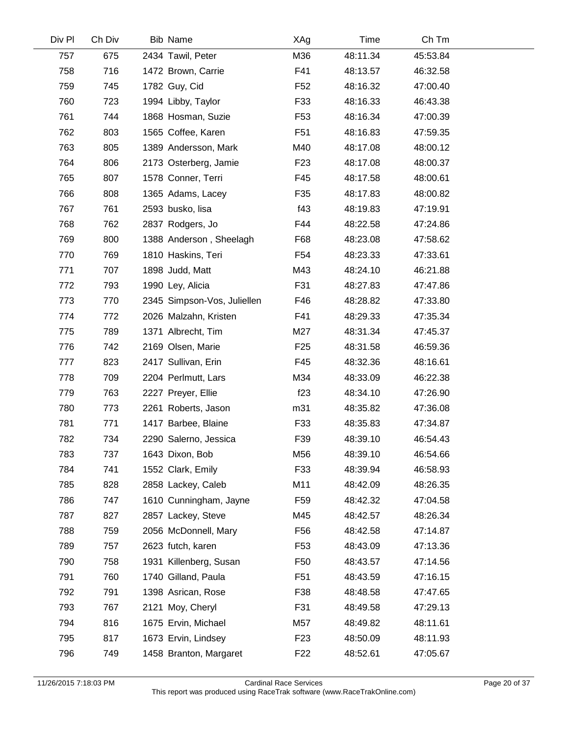| Div Pl | Ch Div | Bib | Name | XAg | Time | Ch Tm |
|---|---|---|---|---|---|---|
| 757 | 675 | 2434 | Tawil, Peter | M36 | 48:11.34 | 45:53.84 |
| 758 | 716 | 1472 | Brown, Carrie | F41 | 48:13.57 | 46:32.58 |
| 759 | 745 | 1782 | Guy, Cid | F52 | 48:16.32 | 47:00.40 |
| 760 | 723 | 1994 | Libby, Taylor | F33 | 48:16.33 | 46:43.38 |
| 761 | 744 | 1868 | Hosman, Suzie | F53 | 48:16.34 | 47:00.39 |
| 762 | 803 | 1565 | Coffee, Karen | F51 | 48:16.83 | 47:59.35 |
| 763 | 805 | 1389 | Andersson, Mark | M40 | 48:17.08 | 48:00.12 |
| 764 | 806 | 2173 | Osterberg, Jamie | F23 | 48:17.08 | 48:00.37 |
| 765 | 807 | 1578 | Conner, Terri | F45 | 48:17.58 | 48:00.61 |
| 766 | 808 | 1365 | Adams, Lacey | F35 | 48:17.83 | 48:00.82 |
| 767 | 761 | 2593 | busko, lisa | f43 | 48:19.83 | 47:19.91 |
| 768 | 762 | 2837 | Rodgers, Jo | F44 | 48:22.58 | 47:24.86 |
| 769 | 800 | 1388 | Anderson , Sheelagh | F68 | 48:23.08 | 47:58.62 |
| 770 | 769 | 1810 | Haskins, Teri | F54 | 48:23.33 | 47:33.61 |
| 771 | 707 | 1898 | Judd, Matt | M43 | 48:24.10 | 46:21.88 |
| 772 | 793 | 1990 | Ley, Alicia | F31 | 48:27.83 | 47:47.86 |
| 773 | 770 | 2345 | Simpson-Vos, Juliellen | F46 | 48:28.82 | 47:33.80 |
| 774 | 772 | 2026 | Malzahn, Kristen | F41 | 48:29.33 | 47:35.34 |
| 775 | 789 | 1371 | Albrecht, Tim | M27 | 48:31.34 | 47:45.37 |
| 776 | 742 | 2169 | Olsen, Marie | F25 | 48:31.58 | 46:59.36 |
| 777 | 823 | 2417 | Sullivan, Erin | F45 | 48:32.36 | 48:16.61 |
| 778 | 709 | 2204 | Perlmutt, Lars | M34 | 48:33.09 | 46:22.38 |
| 779 | 763 | 2227 | Preyer, Ellie | f23 | 48:34.10 | 47:26.90 |
| 780 | 773 | 2261 | Roberts, Jason | m31 | 48:35.82 | 47:36.08 |
| 781 | 771 | 1417 | Barbee, Blaine | F33 | 48:35.83 | 47:34.87 |
| 782 | 734 | 2290 | Salerno, Jessica | F39 | 48:39.10 | 46:54.43 |
| 783 | 737 | 1643 | Dixon, Bob | M56 | 48:39.10 | 46:54.66 |
| 784 | 741 | 1552 | Clark, Emily | F33 | 48:39.94 | 46:58.93 |
| 785 | 828 | 2858 | Lackey, Caleb | M11 | 48:42.09 | 48:26.35 |
| 786 | 747 | 1610 | Cunningham, Jayne | F59 | 48:42.32 | 47:04.58 |
| 787 | 827 | 2857 | Lackey, Steve | M45 | 48:42.57 | 48:26.34 |
| 788 | 759 | 2056 | McDonnell, Mary | F56 | 48:42.58 | 47:14.87 |
| 789 | 757 | 2623 | futch, karen | F53 | 48:43.09 | 47:13.36 |
| 790 | 758 | 1931 | Killenberg, Susan | F50 | 48:43.57 | 47:14.56 |
| 791 | 760 | 1740 | Gilland, Paula | F51 | 48:43.59 | 47:16.15 |
| 792 | 791 | 1398 | Asrican, Rose | F38 | 48:48.58 | 47:47.65 |
| 793 | 767 | 2121 | Moy, Cheryl | F31 | 48:49.58 | 47:29.13 |
| 794 | 816 | 1675 | Ervin, Michael | M57 | 48:49.82 | 48:11.61 |
| 795 | 817 | 1673 | Ervin, Lindsey | F23 | 48:50.09 | 48:11.93 |
| 796 | 749 | 1458 | Branton, Margaret | F22 | 48:52.61 | 47:05.67 |

11/26/2015 7:18:03 PM — Cardinal Race Services — This report was produced using RaceTrak software (www.RaceTrakOnline.com)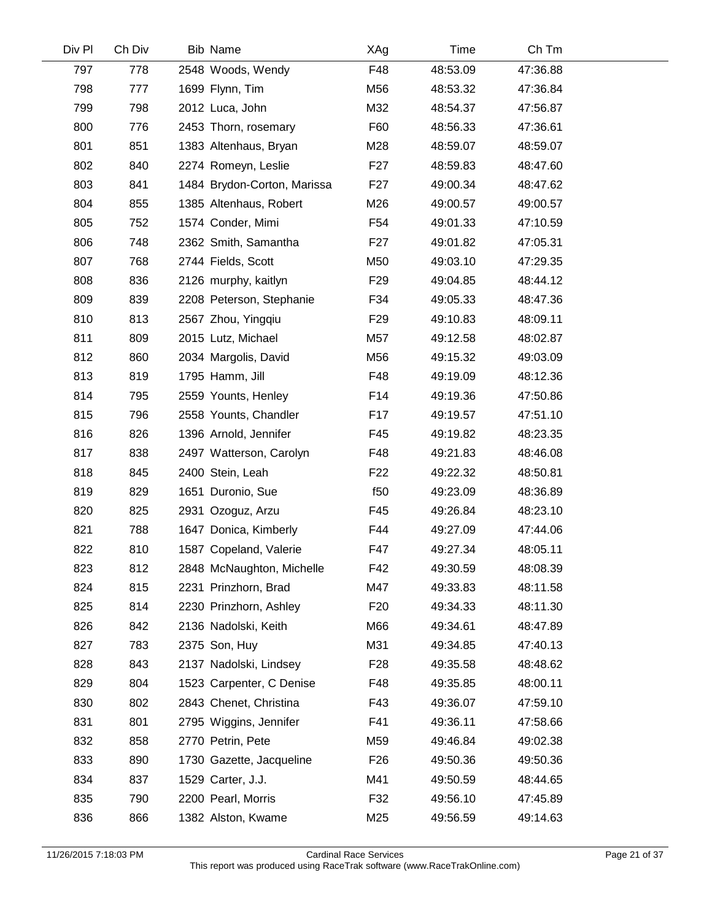| Div Pl | Ch Div | Bib | Name | XAg | Time | Ch Tm |
|---|---|---|---|---|---|---|
| 797 | 778 | 2548 | Woods, Wendy | F48 | 48:53.09 | 47:36.88 |
| 798 | 777 | 1699 | Flynn, Tim | M56 | 48:53.32 | 47:36.84 |
| 799 | 798 | 2012 | Luca, John | M32 | 48:54.37 | 47:56.87 |
| 800 | 776 | 2453 | Thorn, rosemary | F60 | 48:56.33 | 47:36.61 |
| 801 | 851 | 1383 | Altenhaus, Bryan | M28 | 48:59.07 | 48:59.07 |
| 802 | 840 | 2274 | Romeyn, Leslie | F27 | 48:59.83 | 48:47.60 |
| 803 | 841 | 1484 | Brydon-Corton, Marissa | F27 | 49:00.34 | 48:47.62 |
| 804 | 855 | 1385 | Altenhaus, Robert | M26 | 49:00.57 | 49:00.57 |
| 805 | 752 | 1574 | Conder, Mimi | F54 | 49:01.33 | 47:10.59 |
| 806 | 748 | 2362 | Smith, Samantha | F27 | 49:01.82 | 47:05.31 |
| 807 | 768 | 2744 | Fields, Scott | M50 | 49:03.10 | 47:29.35 |
| 808 | 836 | 2126 | murphy, kaitlyn | F29 | 49:04.85 | 48:44.12 |
| 809 | 839 | 2208 | Peterson, Stephanie | F34 | 49:05.33 | 48:47.36 |
| 810 | 813 | 2567 | Zhou, Yingqiu | F29 | 49:10.83 | 48:09.11 |
| 811 | 809 | 2015 | Lutz, Michael | M57 | 49:12.58 | 48:02.87 |
| 812 | 860 | 2034 | Margolis, David | M56 | 49:15.32 | 49:03.09 |
| 813 | 819 | 1795 | Hamm, Jill | F48 | 49:19.09 | 48:12.36 |
| 814 | 795 | 2559 | Younts, Henley | F14 | 49:19.36 | 47:50.86 |
| 815 | 796 | 2558 | Younts, Chandler | F17 | 49:19.57 | 47:51.10 |
| 816 | 826 | 1396 | Arnold, Jennifer | F45 | 49:19.82 | 48:23.35 |
| 817 | 838 | 2497 | Watterson, Carolyn | F48 | 49:21.83 | 48:46.08 |
| 818 | 845 | 2400 | Stein, Leah | F22 | 49:22.32 | 48:50.81 |
| 819 | 829 | 1651 | Duronio, Sue | f50 | 49:23.09 | 48:36.89 |
| 820 | 825 | 2931 | Ozoguz, Arzu | F45 | 49:26.84 | 48:23.10 |
| 821 | 788 | 1647 | Donica, Kimberly | F44 | 49:27.09 | 47:44.06 |
| 822 | 810 | 1587 | Copeland, Valerie | F47 | 49:27.34 | 48:05.11 |
| 823 | 812 | 2848 | McNaughton, Michelle | F42 | 49:30.59 | 48:08.39 |
| 824 | 815 | 2231 | Prinzhorn, Brad | M47 | 49:33.83 | 48:11.58 |
| 825 | 814 | 2230 | Prinzhorn, Ashley | F20 | 49:34.33 | 48:11.30 |
| 826 | 842 | 2136 | Nadolski, Keith | M66 | 49:34.61 | 48:47.89 |
| 827 | 783 | 2375 | Son, Huy | M31 | 49:34.85 | 47:40.13 |
| 828 | 843 | 2137 | Nadolski, Lindsey | F28 | 49:35.58 | 48:48.62 |
| 829 | 804 | 1523 | Carpenter, C Denise | F48 | 49:35.85 | 48:00.11 |
| 830 | 802 | 2843 | Chenet, Christina | F43 | 49:36.07 | 47:59.10 |
| 831 | 801 | 2795 | Wiggins, Jennifer | F41 | 49:36.11 | 47:58.66 |
| 832 | 858 | 2770 | Petrin, Pete | M59 | 49:46.84 | 49:02.38 |
| 833 | 890 | 1730 | Gazette, Jacqueline | F26 | 49:50.36 | 49:50.36 |
| 834 | 837 | 1529 | Carter, J.J. | M41 | 49:50.59 | 48:44.65 |
| 835 | 790 | 2200 | Pearl, Morris | F32 | 49:56.10 | 47:45.89 |
| 836 | 866 | 1382 | Alston, Kwame | M25 | 49:56.59 | 49:14.63 |

11/26/2015 7:18:03 PM — Cardinal Race Services — This report was produced using RaceTrak software (www.RaceTrakOnline.com)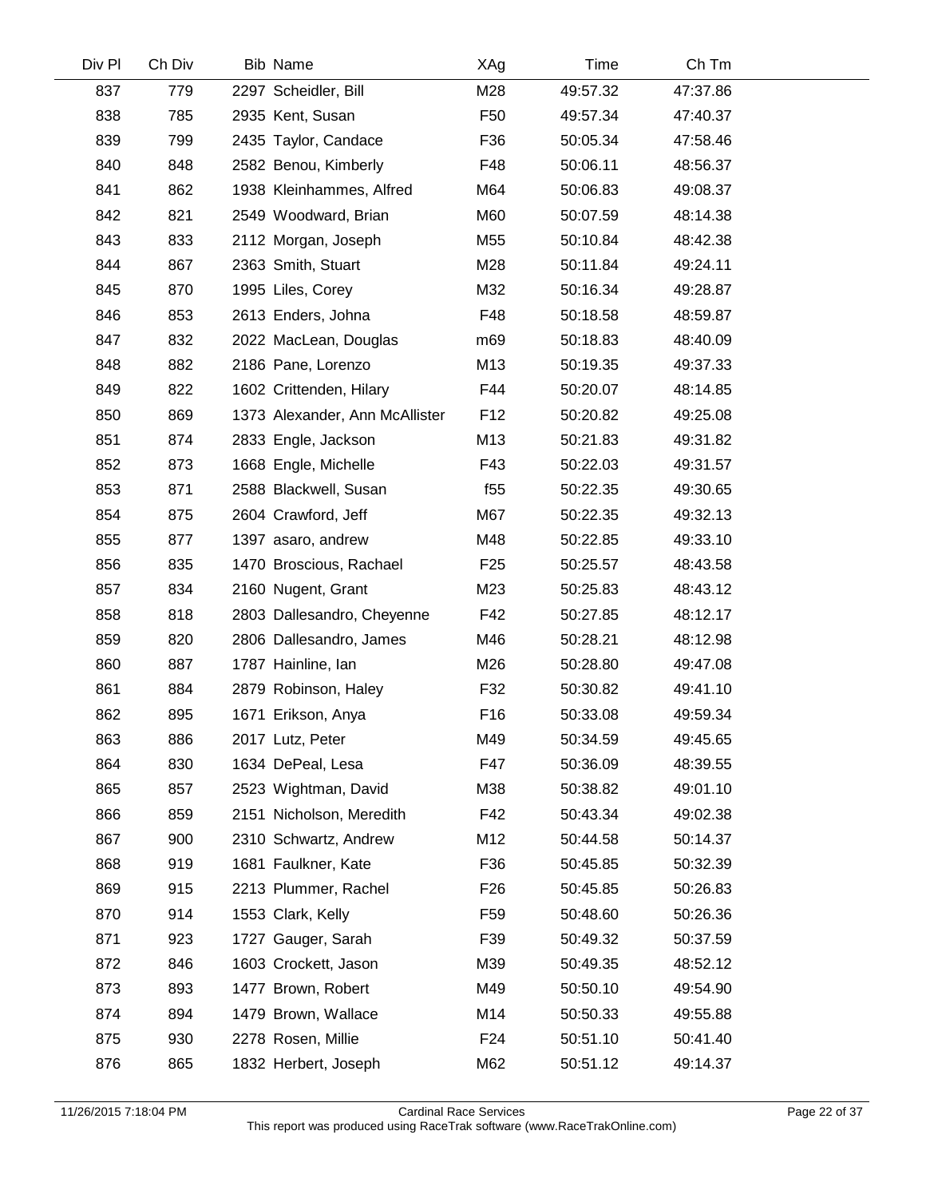| Div Pl | Ch Div | Bib | Name | XAg | Time | Ch Tm |
|---|---|---|---|---|---|---|
| 837 | 779 | 2297 | Scheidler, Bill | M28 | 49:57.32 | 47:37.86 |
| 838 | 785 | 2935 | Kent, Susan | F50 | 49:57.34 | 47:40.37 |
| 839 | 799 | 2435 | Taylor, Candace | F36 | 50:05.34 | 47:58.46 |
| 840 | 848 | 2582 | Benou, Kimberly | F48 | 50:06.11 | 48:56.37 |
| 841 | 862 | 1938 | Kleinhammes, Alfred | M64 | 50:06.83 | 49:08.37 |
| 842 | 821 | 2549 | Woodward, Brian | M60 | 50:07.59 | 48:14.38 |
| 843 | 833 | 2112 | Morgan, Joseph | M55 | 50:10.84 | 48:42.38 |
| 844 | 867 | 2363 | Smith, Stuart | M28 | 50:11.84 | 49:24.11 |
| 845 | 870 | 1995 | Liles, Corey | M32 | 50:16.34 | 49:28.87 |
| 846 | 853 | 2613 | Enders, Johna | F48 | 50:18.58 | 48:59.87 |
| 847 | 832 | 2022 | MacLean, Douglas | m69 | 50:18.83 | 48:40.09 |
| 848 | 882 | 2186 | Pane, Lorenzo | M13 | 50:19.35 | 49:37.33 |
| 849 | 822 | 1602 | Crittenden, Hilary | F44 | 50:20.07 | 48:14.85 |
| 850 | 869 | 1373 | Alexander, Ann McAllister | F12 | 50:20.82 | 49:25.08 |
| 851 | 874 | 2833 | Engle, Jackson | M13 | 50:21.83 | 49:31.82 |
| 852 | 873 | 1668 | Engle, Michelle | F43 | 50:22.03 | 49:31.57 |
| 853 | 871 | 2588 | Blackwell, Susan | f55 | 50:22.35 | 49:30.65 |
| 854 | 875 | 2604 | Crawford, Jeff | M67 | 50:22.35 | 49:32.13 |
| 855 | 877 | 1397 | asaro, andrew | M48 | 50:22.85 | 49:33.10 |
| 856 | 835 | 1470 | Broscious, Rachael | F25 | 50:25.57 | 48:43.58 |
| 857 | 834 | 2160 | Nugent, Grant | M23 | 50:25.83 | 48:43.12 |
| 858 | 818 | 2803 | Dallesandro, Cheyenne | F42 | 50:27.85 | 48:12.17 |
| 859 | 820 | 2806 | Dallesandro, James | M46 | 50:28.21 | 48:12.98 |
| 860 | 887 | 1787 | Hainline, Ian | M26 | 50:28.80 | 49:47.08 |
| 861 | 884 | 2879 | Robinson, Haley | F32 | 50:30.82 | 49:41.10 |
| 862 | 895 | 1671 | Erikson, Anya | F16 | 50:33.08 | 49:59.34 |
| 863 | 886 | 2017 | Lutz, Peter | M49 | 50:34.59 | 49:45.65 |
| 864 | 830 | 1634 | DePeal, Lesa | F47 | 50:36.09 | 48:39.55 |
| 865 | 857 | 2523 | Wightman, David | M38 | 50:38.82 | 49:01.10 |
| 866 | 859 | 2151 | Nicholson, Meredith | F42 | 50:43.34 | 49:02.38 |
| 867 | 900 | 2310 | Schwartz, Andrew | M12 | 50:44.58 | 50:14.37 |
| 868 | 919 | 1681 | Faulkner, Kate | F36 | 50:45.85 | 50:32.39 |
| 869 | 915 | 2213 | Plummer, Rachel | F26 | 50:45.85 | 50:26.83 |
| 870 | 914 | 1553 | Clark, Kelly | F59 | 50:48.60 | 50:26.36 |
| 871 | 923 | 1727 | Gauger, Sarah | F39 | 50:49.32 | 50:37.59 |
| 872 | 846 | 1603 | Crockett, Jason | M39 | 50:49.35 | 48:52.12 |
| 873 | 893 | 1477 | Brown, Robert | M49 | 50:50.10 | 49:54.90 |
| 874 | 894 | 1479 | Brown, Wallace | M14 | 50:50.33 | 49:55.88 |
| 875 | 930 | 2278 | Rosen, Millie | F24 | 50:51.10 | 50:41.40 |
| 876 | 865 | 1832 | Herbert, Joseph | M62 | 50:51.12 | 49:14.37 |

11/26/2015 7:18:04 PM Cardinal Race Services
This report was produced using RaceTrak software (www.RaceTrakOnline.com)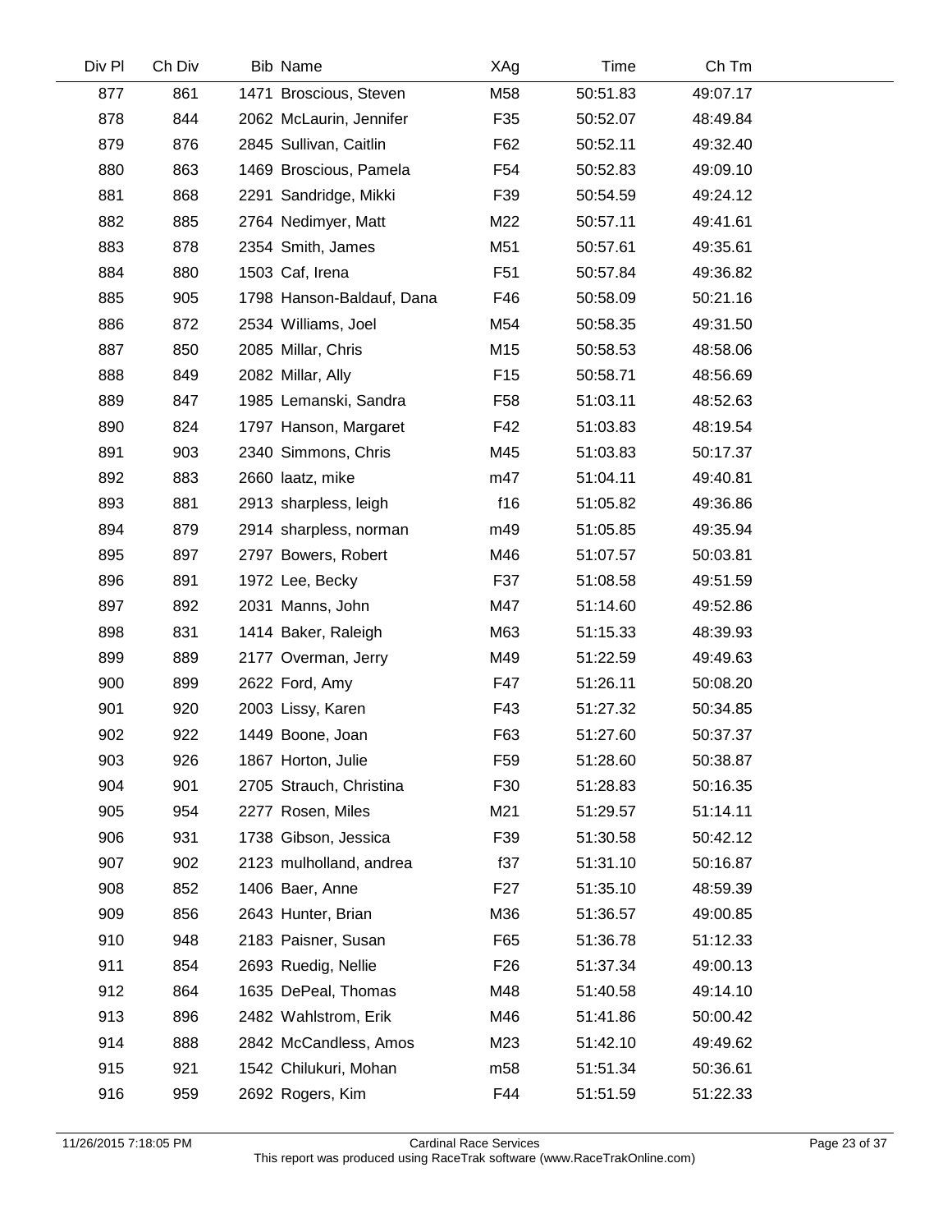| Div Pl | Ch Div | Bib | Name | XAg | Time | Ch Tm |
|---|---|---|---|---|---|---|
| 877 | 861 | 1471 | Broscious, Steven | M58 | 50:51.83 | 49:07.17 |
| 878 | 844 | 2062 | McLaurin, Jennifer | F35 | 50:52.07 | 48:49.84 |
| 879 | 876 | 2845 | Sullivan, Caitlin | F62 | 50:52.11 | 49:32.40 |
| 880 | 863 | 1469 | Broscious, Pamela | F54 | 50:52.83 | 49:09.10 |
| 881 | 868 | 2291 | Sandridge, Mikki | F39 | 50:54.59 | 49:24.12 |
| 882 | 885 | 2764 | Nedimyer, Matt | M22 | 50:57.11 | 49:41.61 |
| 883 | 878 | 2354 | Smith, James | M51 | 50:57.61 | 49:35.61 |
| 884 | 880 | 1503 | Caf, Irena | F51 | 50:57.84 | 49:36.82 |
| 885 | 905 | 1798 | Hanson-Baldauf, Dana | F46 | 50:58.09 | 50:21.16 |
| 886 | 872 | 2534 | Williams, Joel | M54 | 50:58.35 | 49:31.50 |
| 887 | 850 | 2085 | Millar, Chris | M15 | 50:58.53 | 48:58.06 |
| 888 | 849 | 2082 | Millar, Ally | F15 | 50:58.71 | 48:56.69 |
| 889 | 847 | 1985 | Lemanski, Sandra | F58 | 51:03.11 | 48:52.63 |
| 890 | 824 | 1797 | Hanson, Margaret | F42 | 51:03.83 | 48:19.54 |
| 891 | 903 | 2340 | Simmons, Chris | M45 | 51:03.83 | 50:17.37 |
| 892 | 883 | 2660 | laatz, mike | m47 | 51:04.11 | 49:40.81 |
| 893 | 881 | 2913 | sharpless, leigh | f16 | 51:05.82 | 49:36.86 |
| 894 | 879 | 2914 | sharpless, norman | m49 | 51:05.85 | 49:35.94 |
| 895 | 897 | 2797 | Bowers, Robert | M46 | 51:07.57 | 50:03.81 |
| 896 | 891 | 1972 | Lee, Becky | F37 | 51:08.58 | 49:51.59 |
| 897 | 892 | 2031 | Manns, John | M47 | 51:14.60 | 49:52.86 |
| 898 | 831 | 1414 | Baker, Raleigh | M63 | 51:15.33 | 48:39.93 |
| 899 | 889 | 2177 | Overman, Jerry | M49 | 51:22.59 | 49:49.63 |
| 900 | 899 | 2622 | Ford, Amy | F47 | 51:26.11 | 50:08.20 |
| 901 | 920 | 2003 | Lissy, Karen | F43 | 51:27.32 | 50:34.85 |
| 902 | 922 | 1449 | Boone, Joan | F63 | 51:27.60 | 50:37.37 |
| 903 | 926 | 1867 | Horton, Julie | F59 | 51:28.60 | 50:38.87 |
| 904 | 901 | 2705 | Strauch, Christina | F30 | 51:28.83 | 50:16.35 |
| 905 | 954 | 2277 | Rosen, Miles | M21 | 51:29.57 | 51:14.11 |
| 906 | 931 | 1738 | Gibson, Jessica | F39 | 51:30.58 | 50:42.12 |
| 907 | 902 | 2123 | mulholland, andrea | f37 | 51:31.10 | 50:16.87 |
| 908 | 852 | 1406 | Baer, Anne | F27 | 51:35.10 | 48:59.39 |
| 909 | 856 | 2643 | Hunter, Brian | M36 | 51:36.57 | 49:00.85 |
| 910 | 948 | 2183 | Paisner, Susan | F65 | 51:36.78 | 51:12.33 |
| 911 | 854 | 2693 | Ruedig, Nellie | F26 | 51:37.34 | 49:00.13 |
| 912 | 864 | 1635 | DePeal, Thomas | M48 | 51:40.58 | 49:14.10 |
| 913 | 896 | 2482 | Wahlstrom, Erik | M46 | 51:41.86 | 50:00.42 |
| 914 | 888 | 2842 | McCandless, Amos | M23 | 51:42.10 | 49:49.62 |
| 915 | 921 | 1542 | Chilukuri, Mohan | m58 | 51:51.34 | 50:36.61 |
| 916 | 959 | 2692 | Rogers, Kim | F44 | 51:51.59 | 51:22.33 |

11/26/2015 7:18:05 PM — Cardinal Race Services — This report was produced using RaceTrak software (www.RaceTrakOnline.com)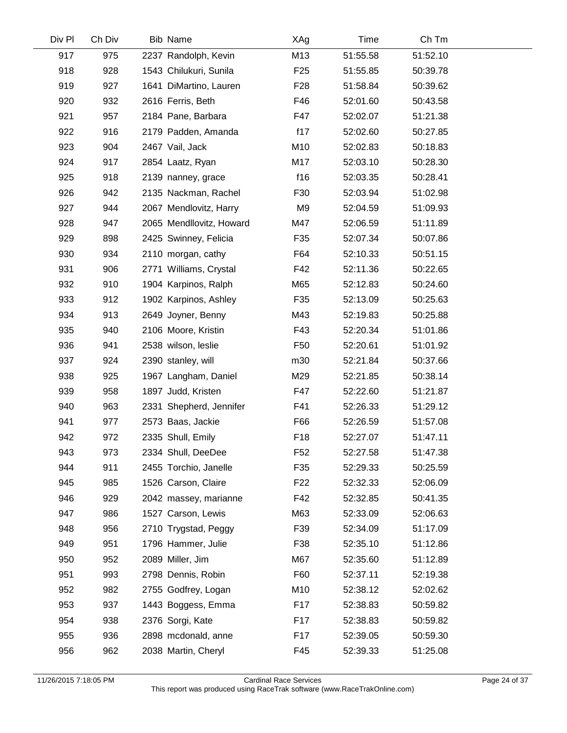| Div Pl | Ch Div | Bib | Name | XAg | Time | Ch Tm |
|---|---|---|---|---|---|---|
| 917 | 975 | 2237 | Randolph, Kevin | M13 | 51:55.58 | 51:52.10 |
| 918 | 928 | 1543 | Chilukuri, Sunila | F25 | 51:55.85 | 50:39.78 |
| 919 | 927 | 1641 | DiMartino, Lauren | F28 | 51:58.84 | 50:39.62 |
| 920 | 932 | 2616 | Ferris, Beth | F46 | 52:01.60 | 50:43.58 |
| 921 | 957 | 2184 | Pane, Barbara | F47 | 52:02.07 | 51:21.38 |
| 922 | 916 | 2179 | Padden, Amanda | f17 | 52:02.60 | 50:27.85 |
| 923 | 904 | 2467 | Vail, Jack | M10 | 52:02.83 | 50:18.83 |
| 924 | 917 | 2854 | Laatz, Ryan | M17 | 52:03.10 | 50:28.30 |
| 925 | 918 | 2139 | nanney, grace | f16 | 52:03.35 | 50:28.41 |
| 926 | 942 | 2135 | Nackman, Rachel | F30 | 52:03.94 | 51:02.98 |
| 927 | 944 | 2067 | Mendlovitz, Harry | M9 | 52:04.59 | 51:09.93 |
| 928 | 947 | 2065 | Mendllovitz, Howard | M47 | 52:06.59 | 51:11.89 |
| 929 | 898 | 2425 | Swinney, Felicia | F35 | 52:07.34 | 50:07.86 |
| 930 | 934 | 2110 | morgan, cathy | F64 | 52:10.33 | 50:51.15 |
| 931 | 906 | 2771 | Williams, Crystal | F42 | 52:11.36 | 50:22.65 |
| 932 | 910 | 1904 | Karpinos, Ralph | M65 | 52:12.83 | 50:24.60 |
| 933 | 912 | 1902 | Karpinos, Ashley | F35 | 52:13.09 | 50:25.63 |
| 934 | 913 | 2649 | Joyner, Benny | M43 | 52:19.83 | 50:25.88 |
| 935 | 940 | 2106 | Moore, Kristin | F43 | 52:20.34 | 51:01.86 |
| 936 | 941 | 2538 | wilson, leslie | F50 | 52:20.61 | 51:01.92 |
| 937 | 924 | 2390 | stanley, will | m30 | 52:21.84 | 50:37.66 |
| 938 | 925 | 1967 | Langham, Daniel | M29 | 52:21.85 | 50:38.14 |
| 939 | 958 | 1897 | Judd, Kristen | F47 | 52:22.60 | 51:21.87 |
| 940 | 963 | 2331 | Shepherd, Jennifer | F41 | 52:26.33 | 51:29.12 |
| 941 | 977 | 2573 | Baas, Jackie | F66 | 52:26.59 | 51:57.08 |
| 942 | 972 | 2335 | Shull, Emily | F18 | 52:27.07 | 51:47.11 |
| 943 | 973 | 2334 | Shull, DeeDee | F52 | 52:27.58 | 51:47.38 |
| 944 | 911 | 2455 | Torchio, Janelle | F35 | 52:29.33 | 50:25.59 |
| 945 | 985 | 1526 | Carson, Claire | F22 | 52:32.33 | 52:06.09 |
| 946 | 929 | 2042 | massey, marianne | F42 | 52:32.85 | 50:41.35 |
| 947 | 986 | 1527 | Carson, Lewis | M63 | 52:33.09 | 52:06.63 |
| 948 | 956 | 2710 | Trygstad, Peggy | F39 | 52:34.09 | 51:17.09 |
| 949 | 951 | 1796 | Hammer, Julie | F38 | 52:35.10 | 51:12.86 |
| 950 | 952 | 2089 | Miller, Jim | M67 | 52:35.60 | 51:12.89 |
| 951 | 993 | 2798 | Dennis, Robin | F60 | 52:37.11 | 52:19.38 |
| 952 | 982 | 2755 | Godfrey, Logan | M10 | 52:38.12 | 52:02.62 |
| 953 | 937 | 1443 | Boggess, Emma | F17 | 52:38.83 | 50:59.82 |
| 954 | 938 | 2376 | Sorgi, Kate | F17 | 52:38.83 | 50:59.82 |
| 955 | 936 | 2898 | mcdonald, anne | F17 | 52:39.05 | 50:59.30 |
| 956 | 962 | 2038 | Martin, Cheryl | F45 | 52:39.33 | 51:25.08 |

11/26/2015 7:18:05 PM — Cardinal Race Services — This report was produced using RaceTrak software (www.RaceTrakOnline.com)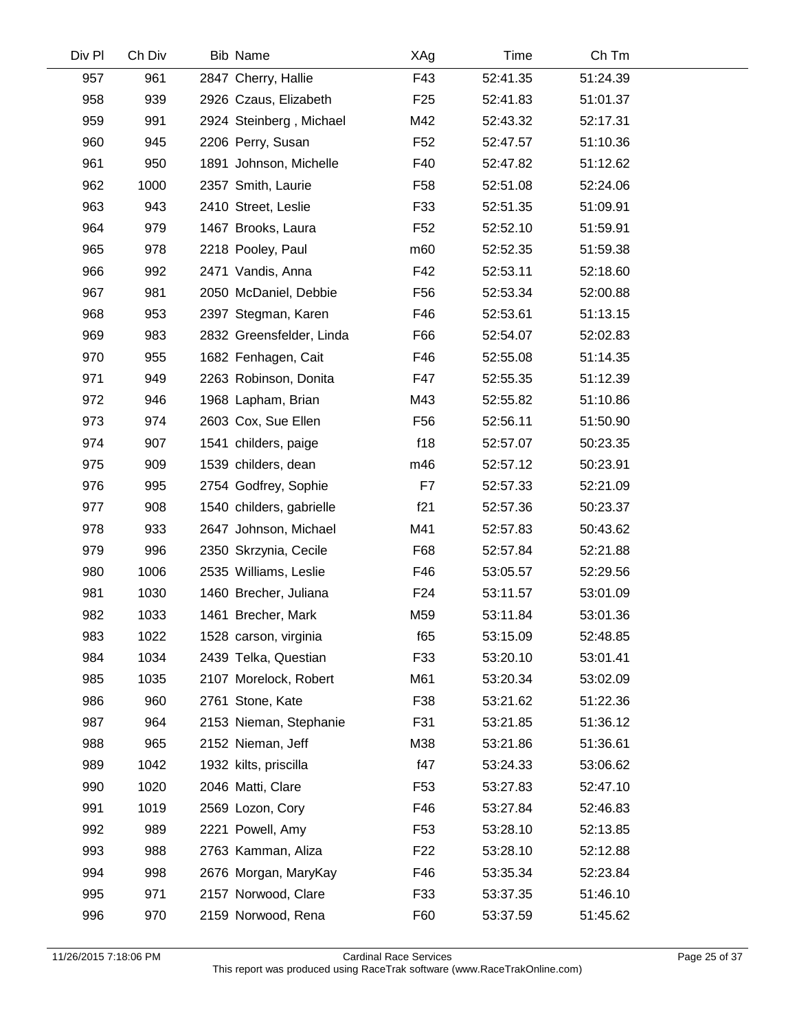| Div Pl | Ch Div | Bib | Name | XAg | Time | Ch Tm |
|---|---|---|---|---|---|---|
| 957 | 961 | 2847 | Cherry, Hallie | F43 | 52:41.35 | 51:24.39 |
| 958 | 939 | 2926 | Czaus, Elizabeth | F25 | 52:41.83 | 51:01.37 |
| 959 | 991 | 2924 | Steinberg , Michael | M42 | 52:43.32 | 52:17.31 |
| 960 | 945 | 2206 | Perry, Susan | F52 | 52:47.57 | 51:10.36 |
| 961 | 950 | 1891 | Johnson, Michelle | F40 | 52:47.82 | 51:12.62 |
| 962 | 1000 | 2357 | Smith, Laurie | F58 | 52:51.08 | 52:24.06 |
| 963 | 943 | 2410 | Street, Leslie | F33 | 52:51.35 | 51:09.91 |
| 964 | 979 | 1467 | Brooks, Laura | F52 | 52:52.10 | 51:59.91 |
| 965 | 978 | 2218 | Pooley, Paul | m60 | 52:52.35 | 51:59.38 |
| 966 | 992 | 2471 | Vandis, Anna | F42 | 52:53.11 | 52:18.60 |
| 967 | 981 | 2050 | McDaniel, Debbie | F56 | 52:53.34 | 52:00.88 |
| 968 | 953 | 2397 | Stegman, Karen | F46 | 52:53.61 | 51:13.15 |
| 969 | 983 | 2832 | Greensfelder, Linda | F66 | 52:54.07 | 52:02.83 |
| 970 | 955 | 1682 | Fenhagen, Cait | F46 | 52:55.08 | 51:14.35 |
| 971 | 949 | 2263 | Robinson, Donita | F47 | 52:55.35 | 51:12.39 |
| 972 | 946 | 1968 | Lapham, Brian | M43 | 52:55.82 | 51:10.86 |
| 973 | 974 | 2603 | Cox, Sue Ellen | F56 | 52:56.11 | 51:50.90 |
| 974 | 907 | 1541 | childers, paige | f18 | 52:57.07 | 50:23.35 |
| 975 | 909 | 1539 | childers, dean | m46 | 52:57.12 | 50:23.91 |
| 976 | 995 | 2754 | Godfrey, Sophie | F7 | 52:57.33 | 52:21.09 |
| 977 | 908 | 1540 | childers, gabrielle | f21 | 52:57.36 | 50:23.37 |
| 978 | 933 | 2647 | Johnson, Michael | M41 | 52:57.83 | 50:43.62 |
| 979 | 996 | 2350 | Skrzynia, Cecile | F68 | 52:57.84 | 52:21.88 |
| 980 | 1006 | 2535 | Williams, Leslie | F46 | 53:05.57 | 52:29.56 |
| 981 | 1030 | 1460 | Brecher, Juliana | F24 | 53:11.57 | 53:01.09 |
| 982 | 1033 | 1461 | Brecher, Mark | M59 | 53:11.84 | 53:01.36 |
| 983 | 1022 | 1528 | carson, virginia | f65 | 53:15.09 | 52:48.85 |
| 984 | 1034 | 2439 | Telka, Questian | F33 | 53:20.10 | 53:01.41 |
| 985 | 1035 | 2107 | Morelock, Robert | M61 | 53:20.34 | 53:02.09 |
| 986 | 960 | 2761 | Stone, Kate | F38 | 53:21.62 | 51:22.36 |
| 987 | 964 | 2153 | Nieman, Stephanie | F31 | 53:21.85 | 51:36.12 |
| 988 | 965 | 2152 | Nieman, Jeff | M38 | 53:21.86 | 51:36.61 |
| 989 | 1042 | 1932 | kilts, priscilla | f47 | 53:24.33 | 53:06.62 |
| 990 | 1020 | 2046 | Matti, Clare | F53 | 53:27.83 | 52:47.10 |
| 991 | 1019 | 2569 | Lozon, Cory | F46 | 53:27.84 | 52:46.83 |
| 992 | 989 | 2221 | Powell, Amy | F53 | 53:28.10 | 52:13.85 |
| 993 | 988 | 2763 | Kamman, Aliza | F22 | 53:28.10 | 52:12.88 |
| 994 | 998 | 2676 | Morgan, MaryKay | F46 | 53:35.34 | 52:23.84 |
| 995 | 971 | 2157 | Norwood, Clare | F33 | 53:37.35 | 51:46.10 |
| 996 | 970 | 2159 | Norwood, Rena | F60 | 53:37.59 | 51:45.62 |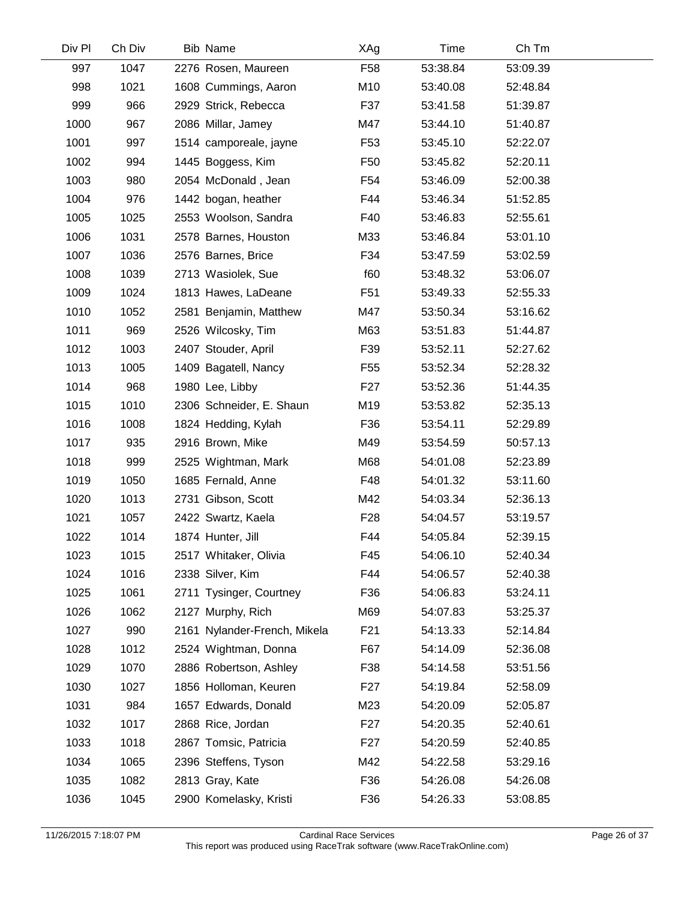| Div Pl | Ch Div | Bib | Name | XAg | Time | Ch Tm |
|---|---|---|---|---|---|---|
| 997 | 1047 | 2276 | Rosen, Maureen | F58 | 53:38.84 | 53:09.39 |
| 998 | 1021 | 1608 | Cummings, Aaron | M10 | 53:40.08 | 52:48.84 |
| 999 | 966 | 2929 | Strick, Rebecca | F37 | 53:41.58 | 51:39.87 |
| 1000 | 967 | 2086 | Millar, Jamey | M47 | 53:44.10 | 51:40.87 |
| 1001 | 997 | 1514 | camporeale, jayne | F53 | 53:45.10 | 52:22.07 |
| 1002 | 994 | 1445 | Boggess, Kim | F50 | 53:45.82 | 52:20.11 |
| 1003 | 980 | 2054 | McDonald , Jean | F54 | 53:46.09 | 52:00.38 |
| 1004 | 976 | 1442 | bogan, heather | F44 | 53:46.34 | 51:52.85 |
| 1005 | 1025 | 2553 | Woolson, Sandra | F40 | 53:46.83 | 52:55.61 |
| 1006 | 1031 | 2578 | Barnes, Houston | M33 | 53:46.84 | 53:01.10 |
| 1007 | 1036 | 2576 | Barnes, Brice | F34 | 53:47.59 | 53:02.59 |
| 1008 | 1039 | 2713 | Wasiolek, Sue | f60 | 53:48.32 | 53:06.07 |
| 1009 | 1024 | 1813 | Hawes, LaDeane | F51 | 53:49.33 | 52:55.33 |
| 1010 | 1052 | 2581 | Benjamin, Matthew | M47 | 53:50.34 | 53:16.62 |
| 1011 | 969 | 2526 | Wilcosky, Tim | M63 | 53:51.83 | 51:44.87 |
| 1012 | 1003 | 2407 | Stouder, April | F39 | 53:52.11 | 52:27.62 |
| 1013 | 1005 | 1409 | Bagatell, Nancy | F55 | 53:52.34 | 52:28.32 |
| 1014 | 968 | 1980 | Lee, Libby | F27 | 53:52.36 | 51:44.35 |
| 1015 | 1010 | 2306 | Schneider, E. Shaun | M19 | 53:53.82 | 52:35.13 |
| 1016 | 1008 | 1824 | Hedding, Kylah | F36 | 53:54.11 | 52:29.89 |
| 1017 | 935 | 2916 | Brown, Mike | M49 | 53:54.59 | 50:57.13 |
| 1018 | 999 | 2525 | Wightman, Mark | M68 | 54:01.08 | 52:23.89 |
| 1019 | 1050 | 1685 | Fernald, Anne | F48 | 54:01.32 | 53:11.60 |
| 1020 | 1013 | 2731 | Gibson, Scott | M42 | 54:03.34 | 52:36.13 |
| 1021 | 1057 | 2422 | Swartz, Kaela | F28 | 54:04.57 | 53:19.57 |
| 1022 | 1014 | 1874 | Hunter, Jill | F44 | 54:05.84 | 52:39.15 |
| 1023 | 1015 | 2517 | Whitaker, Olivia | F45 | 54:06.10 | 52:40.34 |
| 1024 | 1016 | 2338 | Silver, Kim | F44 | 54:06.57 | 52:40.38 |
| 1025 | 1061 | 2711 | Tysinger, Courtney | F36 | 54:06.83 | 53:24.11 |
| 1026 | 1062 | 2127 | Murphy, Rich | M69 | 54:07.83 | 53:25.37 |
| 1027 | 990 | 2161 | Nylander-French, Mikela | F21 | 54:13.33 | 52:14.84 |
| 1028 | 1012 | 2524 | Wightman, Donna | F67 | 54:14.09 | 52:36.08 |
| 1029 | 1070 | 2886 | Robertson, Ashley | F38 | 54:14.58 | 53:51.56 |
| 1030 | 1027 | 1856 | Holloman, Keuren | F27 | 54:19.84 | 52:58.09 |
| 1031 | 984 | 1657 | Edwards, Donald | M23 | 54:20.09 | 52:05.87 |
| 1032 | 1017 | 2868 | Rice, Jordan | F27 | 54:20.35 | 52:40.61 |
| 1033 | 1018 | 2867 | Tomsic, Patricia | F27 | 54:20.59 | 52:40.85 |
| 1034 | 1065 | 2396 | Steffens, Tyson | M42 | 54:22.58 | 53:29.16 |
| 1035 | 1082 | 2813 | Gray, Kate | F36 | 54:26.08 | 54:26.08 |
| 1036 | 1045 | 2900 | Komelasky, Kristi | F36 | 54:26.33 | 53:08.85 |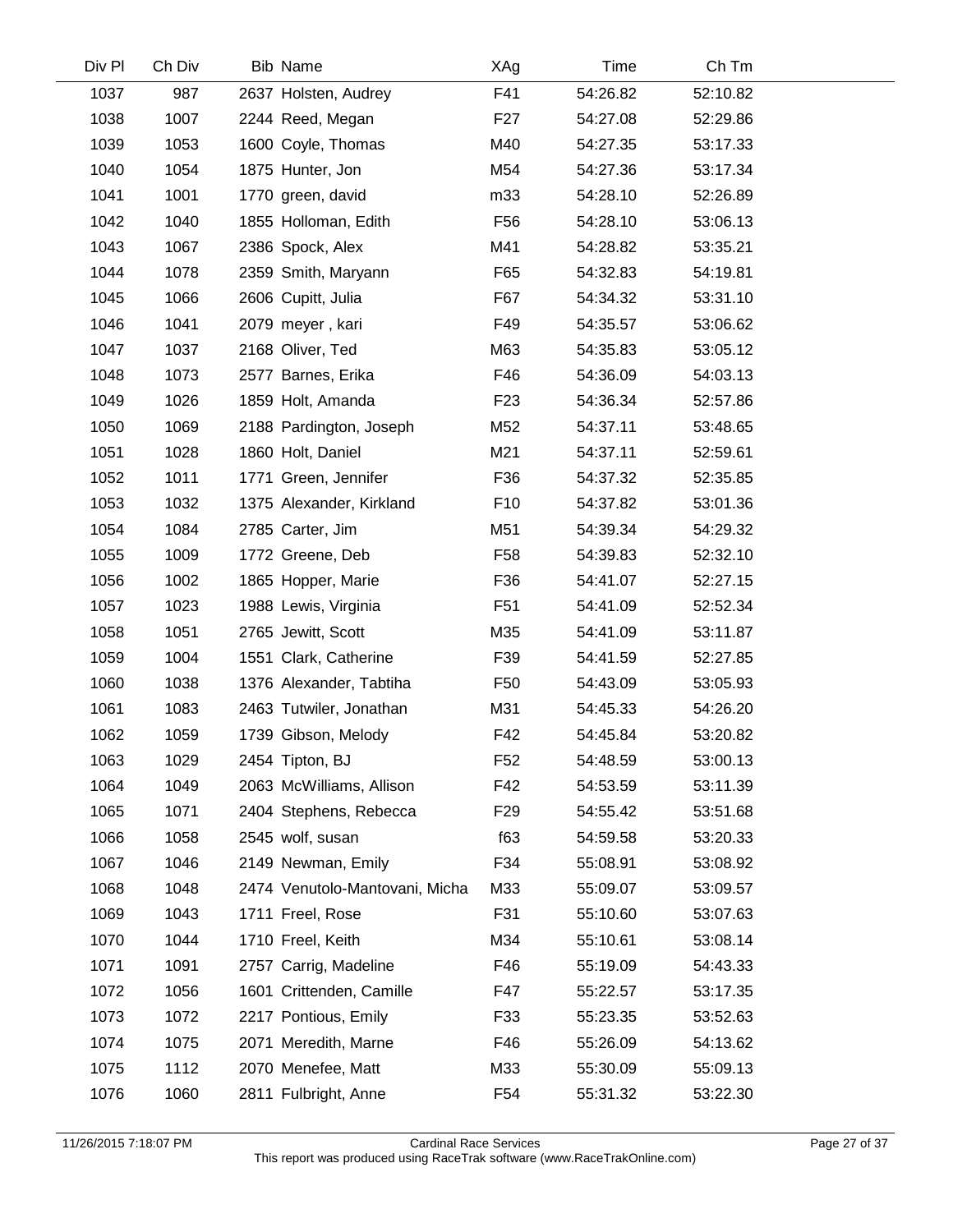| Div Pl | Ch Div | Bib | Name | XAg | Time | Ch Tm |
|---|---|---|---|---|---|---|
| 1037 | 987 | 2637 | Holsten, Audrey | F41 | 54:26.82 | 52:10.82 |
| 1038 | 1007 | 2244 | Reed, Megan | F27 | 54:27.08 | 52:29.86 |
| 1039 | 1053 | 1600 | Coyle, Thomas | M40 | 54:27.35 | 53:17.33 |
| 1040 | 1054 | 1875 | Hunter, Jon | M54 | 54:27.36 | 53:17.34 |
| 1041 | 1001 | 1770 | green, david | m33 | 54:28.10 | 52:26.89 |
| 1042 | 1040 | 1855 | Holloman, Edith | F56 | 54:28.10 | 53:06.13 |
| 1043 | 1067 | 2386 | Spock, Alex | M41 | 54:28.82 | 53:35.21 |
| 1044 | 1078 | 2359 | Smith, Maryann | F65 | 54:32.83 | 54:19.81 |
| 1045 | 1066 | 2606 | Cupitt, Julia | F67 | 54:34.32 | 53:31.10 |
| 1046 | 1041 | 2079 | meyer , kari | F49 | 54:35.57 | 53:06.62 |
| 1047 | 1037 | 2168 | Oliver, Ted | M63 | 54:35.83 | 53:05.12 |
| 1048 | 1073 | 2577 | Barnes, Erika | F46 | 54:36.09 | 54:03.13 |
| 1049 | 1026 | 1859 | Holt, Amanda | F23 | 54:36.34 | 52:57.86 |
| 1050 | 1069 | 2188 | Pardington, Joseph | M52 | 54:37.11 | 53:48.65 |
| 1051 | 1028 | 1860 | Holt, Daniel | M21 | 54:37.11 | 52:59.61 |
| 1052 | 1011 | 1771 | Green, Jennifer | F36 | 54:37.32 | 52:35.85 |
| 1053 | 1032 | 1375 | Alexander, Kirkland | F10 | 54:37.82 | 53:01.36 |
| 1054 | 1084 | 2785 | Carter, Jim | M51 | 54:39.34 | 54:29.32 |
| 1055 | 1009 | 1772 | Greene, Deb | F58 | 54:39.83 | 52:32.10 |
| 1056 | 1002 | 1865 | Hopper, Marie | F36 | 54:41.07 | 52:27.15 |
| 1057 | 1023 | 1988 | Lewis, Virginia | F51 | 54:41.09 | 52:52.34 |
| 1058 | 1051 | 2765 | Jewitt, Scott | M35 | 54:41.09 | 53:11.87 |
| 1059 | 1004 | 1551 | Clark, Catherine | F39 | 54:41.59 | 52:27.85 |
| 1060 | 1038 | 1376 | Alexander, Tabtiha | F50 | 54:43.09 | 53:05.93 |
| 1061 | 1083 | 2463 | Tutwiler, Jonathan | M31 | 54:45.33 | 54:26.20 |
| 1062 | 1059 | 1739 | Gibson, Melody | F42 | 54:45.84 | 53:20.82 |
| 1063 | 1029 | 2454 | Tipton, BJ | F52 | 54:48.59 | 53:00.13 |
| 1064 | 1049 | 2063 | McWilliams, Allison | F42 | 54:53.59 | 53:11.39 |
| 1065 | 1071 | 2404 | Stephens, Rebecca | F29 | 54:55.42 | 53:51.68 |
| 1066 | 1058 | 2545 | wolf, susan | f63 | 54:59.58 | 53:20.33 |
| 1067 | 1046 | 2149 | Newman, Emily | F34 | 55:08.91 | 53:08.92 |
| 1068 | 1048 | 2474 | Venutolo-Mantovani, Micha | M33 | 55:09.07 | 53:09.57 |
| 1069 | 1043 | 1711 | Freel, Rose | F31 | 55:10.60 | 53:07.63 |
| 1070 | 1044 | 1710 | Freel, Keith | M34 | 55:10.61 | 53:08.14 |
| 1071 | 1091 | 2757 | Carrig, Madeline | F46 | 55:19.09 | 54:43.33 |
| 1072 | 1056 | 1601 | Crittenden, Camille | F47 | 55:22.57 | 53:17.35 |
| 1073 | 1072 | 2217 | Pontious, Emily | F33 | 55:23.35 | 53:52.63 |
| 1074 | 1075 | 2071 | Meredith, Marne | F46 | 55:26.09 | 54:13.62 |
| 1075 | 1112 | 2070 | Menefee, Matt | M33 | 55:30.09 | 55:09.13 |
| 1076 | 1060 | 2811 | Fulbright, Anne | F54 | 55:31.32 | 53:22.30 |

11/26/2015 7:18:07 PM Cardinal Race Services
This report was produced using RaceTrak software (www.RaceTrakOnline.com)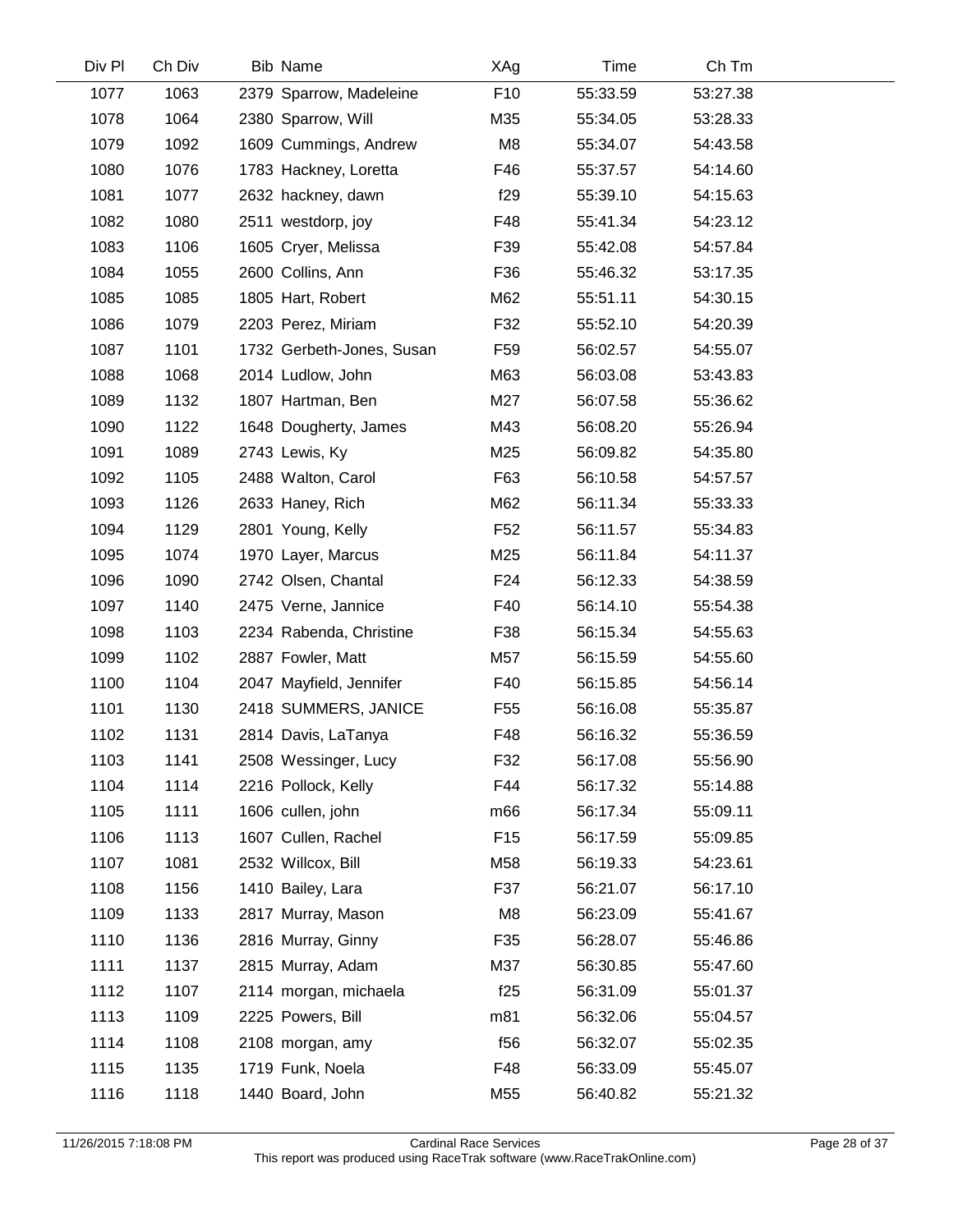| Div Pl | Ch Div | Bib | Name | XAg | Time | Ch Tm |
|---|---|---|---|---|---|---|
| 1077 | 1063 | 2379 | Sparrow, Madeleine | F10 | 55:33.59 | 53:27.38 |
| 1078 | 1064 | 2380 | Sparrow, Will | M35 | 55:34.05 | 53:28.33 |
| 1079 | 1092 | 1609 | Cummings, Andrew | M8 | 55:34.07 | 54:43.58 |
| 1080 | 1076 | 1783 | Hackney, Loretta | F46 | 55:37.57 | 54:14.60 |
| 1081 | 1077 | 2632 | hackney, dawn | f29 | 55:39.10 | 54:15.63 |
| 1082 | 1080 | 2511 | westdorp, joy | F48 | 55:41.34 | 54:23.12 |
| 1083 | 1106 | 1605 | Cryer, Melissa | F39 | 55:42.08 | 54:57.84 |
| 1084 | 1055 | 2600 | Collins, Ann | F36 | 55:46.32 | 53:17.35 |
| 1085 | 1085 | 1805 | Hart, Robert | M62 | 55:51.11 | 54:30.15 |
| 1086 | 1079 | 2203 | Perez, Miriam | F32 | 55:52.10 | 54:20.39 |
| 1087 | 1101 | 1732 | Gerbeth-Jones, Susan | F59 | 56:02.57 | 54:55.07 |
| 1088 | 1068 | 2014 | Ludlow, John | M63 | 56:03.08 | 53:43.83 |
| 1089 | 1132 | 1807 | Hartman, Ben | M27 | 56:07.58 | 55:36.62 |
| 1090 | 1122 | 1648 | Dougherty, James | M43 | 56:08.20 | 55:26.94 |
| 1091 | 1089 | 2743 | Lewis, Ky | M25 | 56:09.82 | 54:35.80 |
| 1092 | 1105 | 2488 | Walton, Carol | F63 | 56:10.58 | 54:57.57 |
| 1093 | 1126 | 2633 | Haney, Rich | M62 | 56:11.34 | 55:33.33 |
| 1094 | 1129 | 2801 | Young, Kelly | F52 | 56:11.57 | 55:34.83 |
| 1095 | 1074 | 1970 | Layer, Marcus | M25 | 56:11.84 | 54:11.37 |
| 1096 | 1090 | 2742 | Olsen, Chantal | F24 | 56:12.33 | 54:38.59 |
| 1097 | 1140 | 2475 | Verne, Jannice | F40 | 56:14.10 | 55:54.38 |
| 1098 | 1103 | 2234 | Rabenda, Christine | F38 | 56:15.34 | 54:55.63 |
| 1099 | 1102 | 2887 | Fowler, Matt | M57 | 56:15.59 | 54:55.60 |
| 1100 | 1104 | 2047 | Mayfield, Jennifer | F40 | 56:15.85 | 54:56.14 |
| 1101 | 1130 | 2418 | SUMMERS, JANICE | F55 | 56:16.08 | 55:35.87 |
| 1102 | 1131 | 2814 | Davis, LaTanya | F48 | 56:16.32 | 55:36.59 |
| 1103 | 1141 | 2508 | Wessinger, Lucy | F32 | 56:17.08 | 55:56.90 |
| 1104 | 1114 | 2216 | Pollock, Kelly | F44 | 56:17.32 | 55:14.88 |
| 1105 | 1111 | 1606 | cullen, john | m66 | 56:17.34 | 55:09.11 |
| 1106 | 1113 | 1607 | Cullen, Rachel | F15 | 56:17.59 | 55:09.85 |
| 1107 | 1081 | 2532 | Willcox, Bill | M58 | 56:19.33 | 54:23.61 |
| 1108 | 1156 | 1410 | Bailey, Lara | F37 | 56:21.07 | 56:17.10 |
| 1109 | 1133 | 2817 | Murray, Mason | M8 | 56:23.09 | 55:41.67 |
| 1110 | 1136 | 2816 | Murray, Ginny | F35 | 56:28.07 | 55:46.86 |
| 1111 | 1137 | 2815 | Murray, Adam | M37 | 56:30.85 | 55:47.60 |
| 1112 | 1107 | 2114 | morgan, michaela | f25 | 56:31.09 | 55:01.37 |
| 1113 | 1109 | 2225 | Powers, Bill | m81 | 56:32.06 | 55:04.57 |
| 1114 | 1108 | 2108 | morgan, amy | f56 | 56:32.07 | 55:02.35 |
| 1115 | 1135 | 1719 | Funk, Noela | F48 | 56:33.09 | 55:45.07 |
| 1116 | 1118 | 1440 | Board, John | M55 | 56:40.82 | 55:21.32 |

11/26/2015 7:18:08 PM Cardinal Race Services
This report was produced using RaceTrak software (www.RaceTrakOnline.com)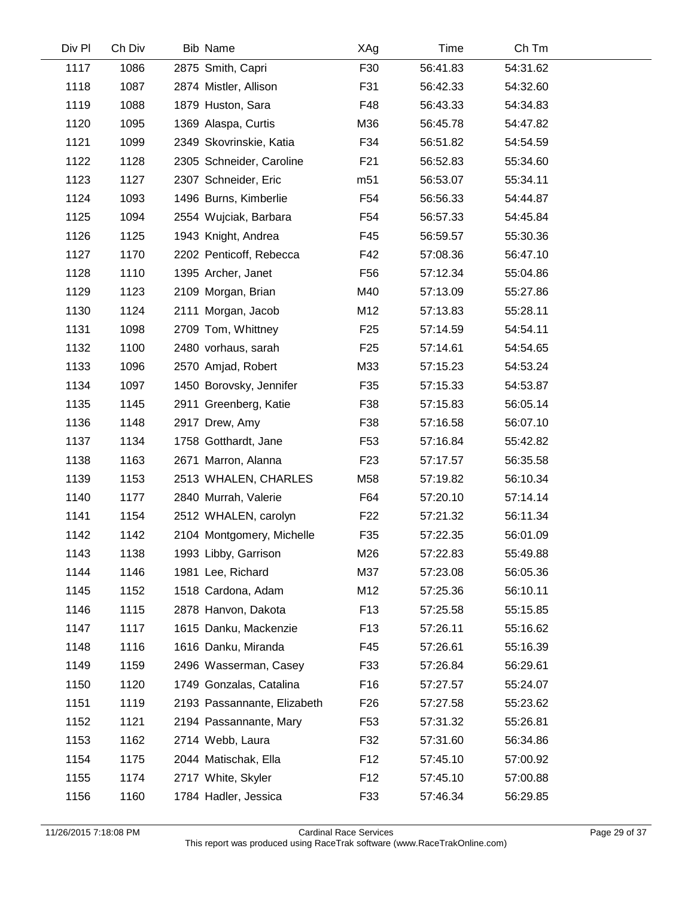| Div Pl | Ch Div | Bib | Name | XAg | Time | Ch Tm |
|---|---|---|---|---|---|---|
| 1117 | 1086 | 2875 | Smith, Capri | F30 | 56:41.83 | 54:31.62 |
| 1118 | 1087 | 2874 | Mistler, Allison | F31 | 56:42.33 | 54:32.60 |
| 1119 | 1088 | 1879 | Huston, Sara | F48 | 56:43.33 | 54:34.83 |
| 1120 | 1095 | 1369 | Alaspa, Curtis | M36 | 56:45.78 | 54:47.82 |
| 1121 | 1099 | 2349 | Skovrinskie, Katia | F34 | 56:51.82 | 54:54.59 |
| 1122 | 1128 | 2305 | Schneider, Caroline | F21 | 56:52.83 | 55:34.60 |
| 1123 | 1127 | 2307 | Schneider, Eric | m51 | 56:53.07 | 55:34.11 |
| 1124 | 1093 | 1496 | Burns, Kimberlie | F54 | 56:56.33 | 54:44.87 |
| 1125 | 1094 | 2554 | Wujciak, Barbara | F54 | 56:57.33 | 54:45.84 |
| 1126 | 1125 | 1943 | Knight, Andrea | F45 | 56:59.57 | 55:30.36 |
| 1127 | 1170 | 2202 | Penticoff, Rebecca | F42 | 57:08.36 | 56:47.10 |
| 1128 | 1110 | 1395 | Archer, Janet | F56 | 57:12.34 | 55:04.86 |
| 1129 | 1123 | 2109 | Morgan, Brian | M40 | 57:13.09 | 55:27.86 |
| 1130 | 1124 | 2111 | Morgan, Jacob | M12 | 57:13.83 | 55:28.11 |
| 1131 | 1098 | 2709 | Tom, Whittney | F25 | 57:14.59 | 54:54.11 |
| 1132 | 1100 | 2480 | vorhaus, sarah | F25 | 57:14.61 | 54:54.65 |
| 1133 | 1096 | 2570 | Amjad, Robert | M33 | 57:15.23 | 54:53.24 |
| 1134 | 1097 | 1450 | Borovsky, Jennifer | F35 | 57:15.33 | 54:53.87 |
| 1135 | 1145 | 2911 | Greenberg, Katie | F38 | 57:15.83 | 56:05.14 |
| 1136 | 1148 | 2917 | Drew, Amy | F38 | 57:16.58 | 56:07.10 |
| 1137 | 1134 | 1758 | Gotthardt, Jane | F53 | 57:16.84 | 55:42.82 |
| 1138 | 1163 | 2671 | Marron, Alanna | F23 | 57:17.57 | 56:35.58 |
| 1139 | 1153 | 2513 | WHALEN, CHARLES | M58 | 57:19.82 | 56:10.34 |
| 1140 | 1177 | 2840 | Murrah, Valerie | F64 | 57:20.10 | 57:14.14 |
| 1141 | 1154 | 2512 | WHALEN, carolyn | F22 | 57:21.32 | 56:11.34 |
| 1142 | 1142 | 2104 | Montgomery, Michelle | F35 | 57:22.35 | 56:01.09 |
| 1143 | 1138 | 1993 | Libby, Garrison | M26 | 57:22.83 | 55:49.88 |
| 1144 | 1146 | 1981 | Lee, Richard | M37 | 57:23.08 | 56:05.36 |
| 1145 | 1152 | 1518 | Cardona, Adam | M12 | 57:25.36 | 56:10.11 |
| 1146 | 1115 | 2878 | Hanvon, Dakota | F13 | 57:25.58 | 55:15.85 |
| 1147 | 1117 | 1615 | Danku, Mackenzie | F13 | 57:26.11 | 55:16.62 |
| 1148 | 1116 | 1616 | Danku, Miranda | F45 | 57:26.61 | 55:16.39 |
| 1149 | 1159 | 2496 | Wasserman, Casey | F33 | 57:26.84 | 56:29.61 |
| 1150 | 1120 | 1749 | Gonzalas, Catalina | F16 | 57:27.57 | 55:24.07 |
| 1151 | 1119 | 2193 | Passannante, Elizabeth | F26 | 57:27.58 | 55:23.62 |
| 1152 | 1121 | 2194 | Passannante, Mary | F53 | 57:31.32 | 55:26.81 |
| 1153 | 1162 | 2714 | Webb, Laura | F32 | 57:31.60 | 56:34.86 |
| 1154 | 1175 | 2044 | Matischak, Ella | F12 | 57:45.10 | 57:00.92 |
| 1155 | 1174 | 2717 | White, Skyler | F12 | 57:45.10 | 57:00.88 |
| 1156 | 1160 | 1784 | Hadler, Jessica | F33 | 57:46.34 | 56:29.85 |

11/26/2015 7:18:08 PM — Cardinal Race Services — This report was produced using RaceTrak software (www.RaceTrakOnline.com)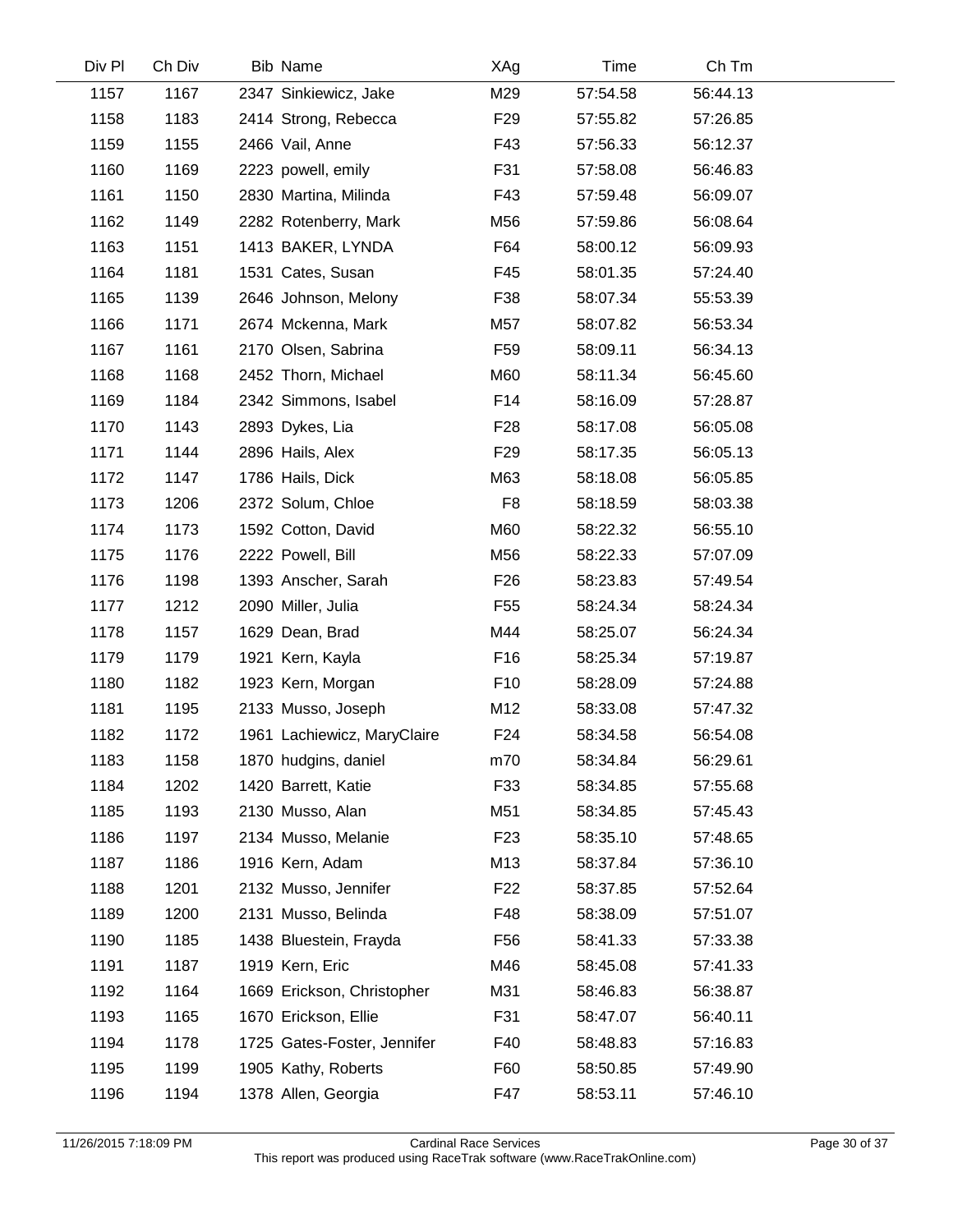| Div Pl | Ch Div | Bib | Name | XAg | Time | Ch Tm |
|---|---|---|---|---|---|---|
| 1157 | 1167 | 2347 | Sinkiewicz, Jake | M29 | 57:54.58 | 56:44.13 |
| 1158 | 1183 | 2414 | Strong, Rebecca | F29 | 57:55.82 | 57:26.85 |
| 1159 | 1155 | 2466 | Vail, Anne | F43 | 57:56.33 | 56:12.37 |
| 1160 | 1169 | 2223 | powell, emily | F31 | 57:58.08 | 56:46.83 |
| 1161 | 1150 | 2830 | Martina, Milinda | F43 | 57:59.48 | 56:09.07 |
| 1162 | 1149 | 2282 | Rotenberry, Mark | M56 | 57:59.86 | 56:08.64 |
| 1163 | 1151 | 1413 | BAKER, LYNDA | F64 | 58:00.12 | 56:09.93 |
| 1164 | 1181 | 1531 | Cates, Susan | F45 | 58:01.35 | 57:24.40 |
| 1165 | 1139 | 2646 | Johnson, Melony | F38 | 58:07.34 | 55:53.39 |
| 1166 | 1171 | 2674 | Mckenna, Mark | M57 | 58:07.82 | 56:53.34 |
| 1167 | 1161 | 2170 | Olsen, Sabrina | F59 | 58:09.11 | 56:34.13 |
| 1168 | 1168 | 2452 | Thorn, Michael | M60 | 58:11.34 | 56:45.60 |
| 1169 | 1184 | 2342 | Simmons, Isabel | F14 | 58:16.09 | 57:28.87 |
| 1170 | 1143 | 2893 | Dykes, Lia | F28 | 58:17.08 | 56:05.08 |
| 1171 | 1144 | 2896 | Hails, Alex | F29 | 58:17.35 | 56:05.13 |
| 1172 | 1147 | 1786 | Hails, Dick | M63 | 58:18.08 | 56:05.85 |
| 1173 | 1206 | 2372 | Solum, Chloe | F8 | 58:18.59 | 58:03.38 |
| 1174 | 1173 | 1592 | Cotton, David | M60 | 58:22.32 | 56:55.10 |
| 1175 | 1176 | 2222 | Powell, Bill | M56 | 58:22.33 | 57:07.09 |
| 1176 | 1198 | 1393 | Anscher, Sarah | F26 | 58:23.83 | 57:49.54 |
| 1177 | 1212 | 2090 | Miller, Julia | F55 | 58:24.34 | 58:24.34 |
| 1178 | 1157 | 1629 | Dean, Brad | M44 | 58:25.07 | 56:24.34 |
| 1179 | 1179 | 1921 | Kern, Kayla | F16 | 58:25.34 | 57:19.87 |
| 1180 | 1182 | 1923 | Kern, Morgan | F10 | 58:28.09 | 57:24.88 |
| 1181 | 1195 | 2133 | Musso, Joseph | M12 | 58:33.08 | 57:47.32 |
| 1182 | 1172 | 1961 | Lachiewicz, MaryClaire | F24 | 58:34.58 | 56:54.08 |
| 1183 | 1158 | 1870 | hudgins, daniel | m70 | 58:34.84 | 56:29.61 |
| 1184 | 1202 | 1420 | Barrett, Katie | F33 | 58:34.85 | 57:55.68 |
| 1185 | 1193 | 2130 | Musso, Alan | M51 | 58:34.85 | 57:45.43 |
| 1186 | 1197 | 2134 | Musso, Melanie | F23 | 58:35.10 | 57:48.65 |
| 1187 | 1186 | 1916 | Kern, Adam | M13 | 58:37.84 | 57:36.10 |
| 1188 | 1201 | 2132 | Musso, Jennifer | F22 | 58:37.85 | 57:52.64 |
| 1189 | 1200 | 2131 | Musso, Belinda | F48 | 58:38.09 | 57:51.07 |
| 1190 | 1185 | 1438 | Bluestein, Frayda | F56 | 58:41.33 | 57:33.38 |
| 1191 | 1187 | 1919 | Kern, Eric | M46 | 58:45.08 | 57:41.33 |
| 1192 | 1164 | 1669 | Erickson, Christopher | M31 | 58:46.83 | 56:38.87 |
| 1193 | 1165 | 1670 | Erickson, Ellie | F31 | 58:47.07 | 56:40.11 |
| 1194 | 1178 | 1725 | Gates-Foster, Jennifer | F40 | 58:48.83 | 57:16.83 |
| 1195 | 1199 | 1905 | Kathy, Roberts | F60 | 58:50.85 | 57:49.90 |
| 1196 | 1194 | 1378 | Allen, Georgia | F47 | 58:53.11 | 57:46.10 |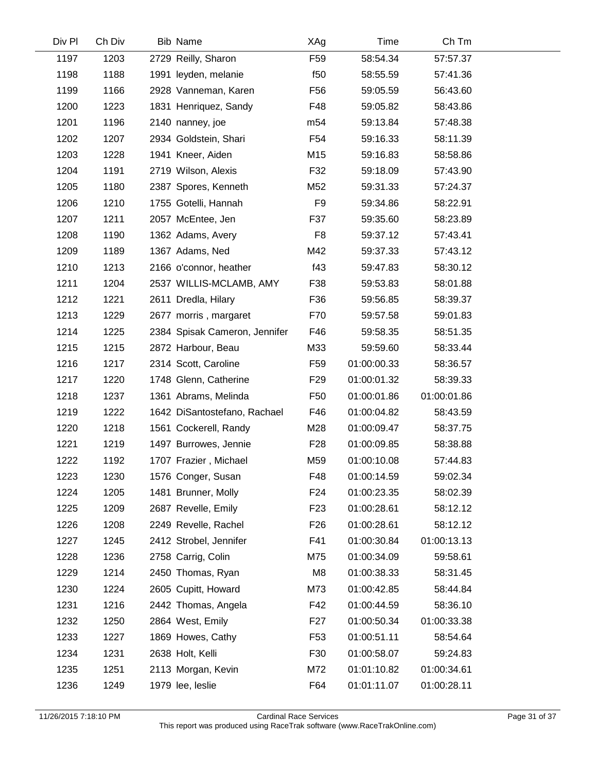| Div Pl | Ch Div | Bib | Name | XAg | Time | Ch Tm |
|---|---|---|---|---|---|---|
| 1197 | 1203 | 2729 | Reilly, Sharon | F59 | 58:54.34 | 57:57.37 |
| 1198 | 1188 | 1991 | leyden, melanie | f50 | 58:55.59 | 57:41.36 |
| 1199 | 1166 | 2928 | Vanneman, Karen | F56 | 59:05.59 | 56:43.60 |
| 1200 | 1223 | 1831 | Henriquez, Sandy | F48 | 59:05.82 | 58:43.86 |
| 1201 | 1196 | 2140 | nanney, joe | m54 | 59:13.84 | 57:48.38 |
| 1202 | 1207 | 2934 | Goldstein, Shari | F54 | 59:16.33 | 58:11.39 |
| 1203 | 1228 | 1941 | Kneer, Aiden | M15 | 59:16.83 | 58:58.86 |
| 1204 | 1191 | 2719 | Wilson, Alexis | F32 | 59:18.09 | 57:43.90 |
| 1205 | 1180 | 2387 | Spores, Kenneth | M52 | 59:31.33 | 57:24.37 |
| 1206 | 1210 | 1755 | Gotelli, Hannah | F9 | 59:34.86 | 58:22.91 |
| 1207 | 1211 | 2057 | McEntee, Jen | F37 | 59:35.60 | 58:23.89 |
| 1208 | 1190 | 1362 | Adams, Avery | F8 | 59:37.12 | 57:43.41 |
| 1209 | 1189 | 1367 | Adams, Ned | M42 | 59:37.33 | 57:43.12 |
| 1210 | 1213 | 2166 | o'connor, heather | f43 | 59:47.83 | 58:30.12 |
| 1211 | 1204 | 2537 | WILLIS-MCLAMB, AMY | F38 | 59:53.83 | 58:01.88 |
| 1212 | 1221 | 2611 | Dredla, Hilary | F36 | 59:56.85 | 58:39.37 |
| 1213 | 1229 | 2677 | morris , margaret | F70 | 59:57.58 | 59:01.83 |
| 1214 | 1225 | 2384 | Spisak Cameron, Jennifer | F46 | 59:58.35 | 58:51.35 |
| 1215 | 1215 | 2872 | Harbour, Beau | M33 | 59:59.60 | 58:33.44 |
| 1216 | 1217 | 2314 | Scott, Caroline | F59 | 01:00:00.33 | 58:36.57 |
| 1217 | 1220 | 1748 | Glenn, Catherine | F29 | 01:00:01.32 | 58:39.33 |
| 1218 | 1237 | 1361 | Abrams, Melinda | F50 | 01:00:01.86 | 01:00:01.86 |
| 1219 | 1222 | 1642 | DiSantostefano, Rachael | F46 | 01:00:04.82 | 58:43.59 |
| 1220 | 1218 | 1561 | Cockerell, Randy | M28 | 01:00:09.47 | 58:37.75 |
| 1221 | 1219 | 1497 | Burrowes, Jennie | F28 | 01:00:09.85 | 58:38.88 |
| 1222 | 1192 | 1707 | Frazier , Michael | M59 | 01:00:10.08 | 57:44.83 |
| 1223 | 1230 | 1576 | Conger, Susan | F48 | 01:00:14.59 | 59:02.34 |
| 1224 | 1205 | 1481 | Brunner, Molly | F24 | 01:00:23.35 | 58:02.39 |
| 1225 | 1209 | 2687 | Revelle, Emily | F23 | 01:00:28.61 | 58:12.12 |
| 1226 | 1208 | 2249 | Revelle, Rachel | F26 | 01:00:28.61 | 58:12.12 |
| 1227 | 1245 | 2412 | Strobel, Jennifer | F41 | 01:00:30.84 | 01:00:13.13 |
| 1228 | 1236 | 2758 | Carrig, Colin | M75 | 01:00:34.09 | 59:58.61 |
| 1229 | 1214 | 2450 | Thomas, Ryan | M8 | 01:00:38.33 | 58:31.45 |
| 1230 | 1224 | 2605 | Cupitt, Howard | M73 | 01:00:42.85 | 58:44.84 |
| 1231 | 1216 | 2442 | Thomas, Angela | F42 | 01:00:44.59 | 58:36.10 |
| 1232 | 1250 | 2864 | West, Emily | F27 | 01:00:50.34 | 01:00:33.38 |
| 1233 | 1227 | 1869 | Howes, Cathy | F53 | 01:00:51.11 | 58:54.64 |
| 1234 | 1231 | 2638 | Holt, Kelli | F30 | 01:00:58.07 | 59:24.83 |
| 1235 | 1251 | 2113 | Morgan, Kevin | M72 | 01:01:10.82 | 01:00:34.61 |
| 1236 | 1249 | 1979 | lee, leslie | F64 | 01:01:11.07 | 01:00:28.11 |

11/26/2015 7:18:10 PM — Cardinal Race Services — This report was produced using RaceTrak software (www.RaceTrakOnline.com)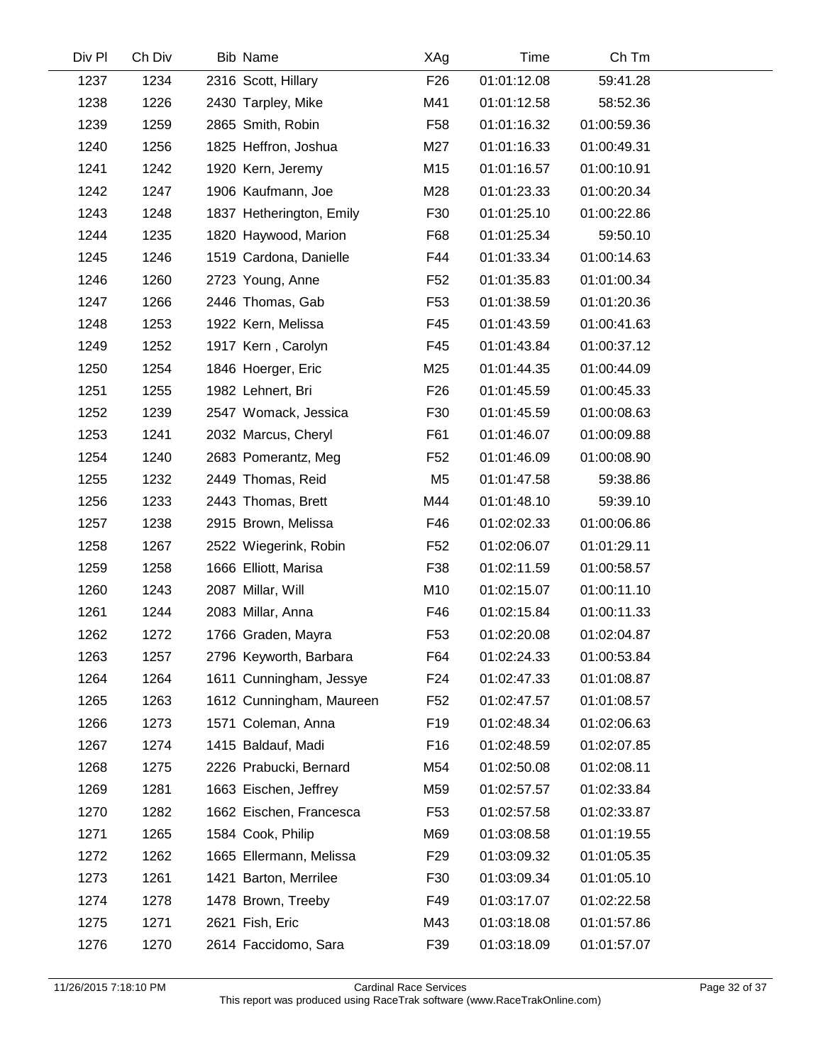| Div Pl | Ch Div | Bib | Name | XAg | Time | Ch Tm |
|---|---|---|---|---|---|---|
| 1237 | 1234 | 2316 | Scott, Hillary | F26 | 01:01:12.08 | 59:41.28 |
| 1238 | 1226 | 2430 | Tarpley, Mike | M41 | 01:01:12.58 | 58:52.36 |
| 1239 | 1259 | 2865 | Smith, Robin | F58 | 01:01:16.32 | 01:00:59.36 |
| 1240 | 1256 | 1825 | Heffron, Joshua | M27 | 01:01:16.33 | 01:00:49.31 |
| 1241 | 1242 | 1920 | Kern, Jeremy | M15 | 01:01:16.57 | 01:00:10.91 |
| 1242 | 1247 | 1906 | Kaufmann, Joe | M28 | 01:01:23.33 | 01:00:20.34 |
| 1243 | 1248 | 1837 | Hetherington, Emily | F30 | 01:01:25.10 | 01:00:22.86 |
| 1244 | 1235 | 1820 | Haywood, Marion | F68 | 01:01:25.34 | 59:50.10 |
| 1245 | 1246 | 1519 | Cardona, Danielle | F44 | 01:01:33.34 | 01:00:14.63 |
| 1246 | 1260 | 2723 | Young, Anne | F52 | 01:01:35.83 | 01:01:00.34 |
| 1247 | 1266 | 2446 | Thomas, Gab | F53 | 01:01:38.59 | 01:01:20.36 |
| 1248 | 1253 | 1922 | Kern, Melissa | F45 | 01:01:43.59 | 01:00:41.63 |
| 1249 | 1252 | 1917 | Kern , Carolyn | F45 | 01:01:43.84 | 01:00:37.12 |
| 1250 | 1254 | 1846 | Hoerger, Eric | M25 | 01:01:44.35 | 01:00:44.09 |
| 1251 | 1255 | 1982 | Lehnert, Bri | F26 | 01:01:45.59 | 01:00:45.33 |
| 1252 | 1239 | 2547 | Womack, Jessica | F30 | 01:01:45.59 | 01:00:08.63 |
| 1253 | 1241 | 2032 | Marcus, Cheryl | F61 | 01:01:46.07 | 01:00:09.88 |
| 1254 | 1240 | 2683 | Pomerantz, Meg | F52 | 01:01:46.09 | 01:00:08.90 |
| 1255 | 1232 | 2449 | Thomas, Reid | M5 | 01:01:47.58 | 59:38.86 |
| 1256 | 1233 | 2443 | Thomas, Brett | M44 | 01:01:48.10 | 59:39.10 |
| 1257 | 1238 | 2915 | Brown, Melissa | F46 | 01:02:02.33 | 01:00:06.86 |
| 1258 | 1267 | 2522 | Wiegerink, Robin | F52 | 01:02:06.07 | 01:01:29.11 |
| 1259 | 1258 | 1666 | Elliott, Marisa | F38 | 01:02:11.59 | 01:00:58.57 |
| 1260 | 1243 | 2087 | Millar, Will | M10 | 01:02:15.07 | 01:00:11.10 |
| 1261 | 1244 | 2083 | Millar, Anna | F46 | 01:02:15.84 | 01:00:11.33 |
| 1262 | 1272 | 1766 | Graden, Mayra | F53 | 01:02:20.08 | 01:02:04.87 |
| 1263 | 1257 | 2796 | Keyworth, Barbara | F64 | 01:02:24.33 | 01:00:53.84 |
| 1264 | 1264 | 1611 | Cunningham, Jessye | F24 | 01:02:47.33 | 01:01:08.87 |
| 1265 | 1263 | 1612 | Cunningham, Maureen | F52 | 01:02:47.57 | 01:01:08.57 |
| 1266 | 1273 | 1571 | Coleman, Anna | F19 | 01:02:48.34 | 01:02:06.63 |
| 1267 | 1274 | 1415 | Baldauf, Madi | F16 | 01:02:48.59 | 01:02:07.85 |
| 1268 | 1275 | 2226 | Prabucki, Bernard | M54 | 01:02:50.08 | 01:02:08.11 |
| 1269 | 1281 | 1663 | Eischen, Jeffrey | M59 | 01:02:57.57 | 01:02:33.84 |
| 1270 | 1282 | 1662 | Eischen, Francesca | F53 | 01:02:57.58 | 01:02:33.87 |
| 1271 | 1265 | 1584 | Cook, Philip | M69 | 01:03:08.58 | 01:01:19.55 |
| 1272 | 1262 | 1665 | Ellermann, Melissa | F29 | 01:03:09.32 | 01:01:05.35 |
| 1273 | 1261 | 1421 | Barton, Merrilee | F30 | 01:03:09.34 | 01:01:05.10 |
| 1274 | 1278 | 1478 | Brown, Treeby | F49 | 01:03:17.07 | 01:02:22.58 |
| 1275 | 1271 | 2621 | Fish, Eric | M43 | 01:03:18.08 | 01:01:57.86 |
| 1276 | 1270 | 2614 | Faccidomo, Sara | F39 | 01:03:18.09 | 01:01:57.07 |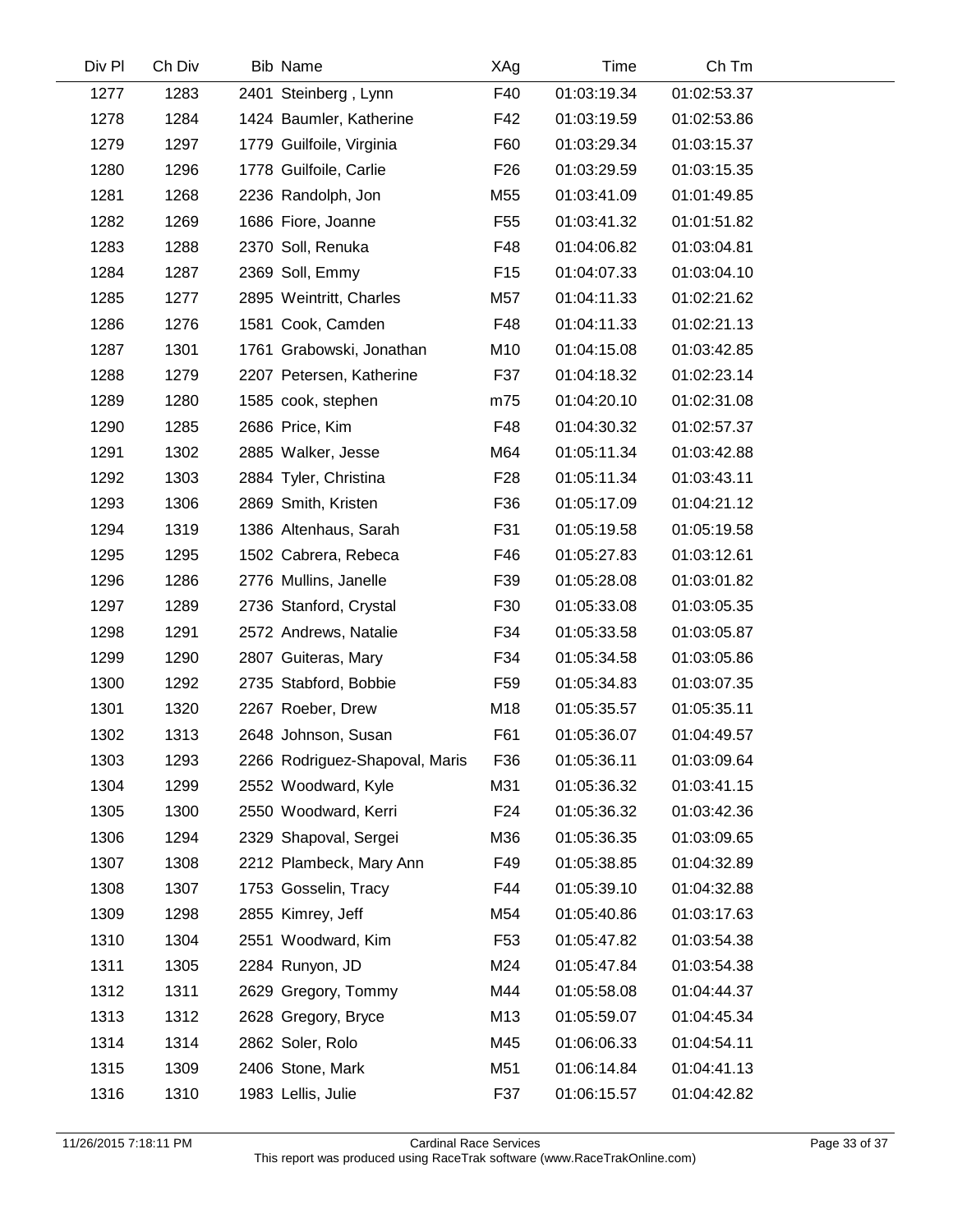| Div Pl | Ch Div | Bib | Name | XAg | Time | Ch Tm |
|---|---|---|---|---|---|---|
| 1277 | 1283 | 2401 | Steinberg , Lynn | F40 | 01:03:19.34 | 01:02:53.37 |
| 1278 | 1284 | 1424 | Baumler, Katherine | F42 | 01:03:19.59 | 01:02:53.86 |
| 1279 | 1297 | 1779 | Guilfoile, Virginia | F60 | 01:03:29.34 | 01:03:15.37 |
| 1280 | 1296 | 1778 | Guilfoile, Carlie | F26 | 01:03:29.59 | 01:03:15.35 |
| 1281 | 1268 | 2236 | Randolph, Jon | M55 | 01:03:41.09 | 01:01:49.85 |
| 1282 | 1269 | 1686 | Fiore, Joanne | F55 | 01:03:41.32 | 01:01:51.82 |
| 1283 | 1288 | 2370 | Soll, Renuka | F48 | 01:04:06.82 | 01:03:04.81 |
| 1284 | 1287 | 2369 | Soll, Emmy | F15 | 01:04:07.33 | 01:03:04.10 |
| 1285 | 1277 | 2895 | Weintritt, Charles | M57 | 01:04:11.33 | 01:02:21.62 |
| 1286 | 1276 | 1581 | Cook, Camden | F48 | 01:04:11.33 | 01:02:21.13 |
| 1287 | 1301 | 1761 | Grabowski, Jonathan | M10 | 01:04:15.08 | 01:03:42.85 |
| 1288 | 1279 | 2207 | Petersen, Katherine | F37 | 01:04:18.32 | 01:02:23.14 |
| 1289 | 1280 | 1585 | cook, stephen | m75 | 01:04:20.10 | 01:02:31.08 |
| 1290 | 1285 | 2686 | Price, Kim | F48 | 01:04:30.32 | 01:02:57.37 |
| 1291 | 1302 | 2885 | Walker, Jesse | M64 | 01:05:11.34 | 01:03:42.88 |
| 1292 | 1303 | 2884 | Tyler, Christina | F28 | 01:05:11.34 | 01:03:43.11 |
| 1293 | 1306 | 2869 | Smith, Kristen | F36 | 01:05:17.09 | 01:04:21.12 |
| 1294 | 1319 | 1386 | Altenhaus, Sarah | F31 | 01:05:19.58 | 01:05:19.58 |
| 1295 | 1295 | 1502 | Cabrera, Rebeca | F46 | 01:05:27.83 | 01:03:12.61 |
| 1296 | 1286 | 2776 | Mullins, Janelle | F39 | 01:05:28.08 | 01:03:01.82 |
| 1297 | 1289 | 2736 | Stanford, Crystal | F30 | 01:05:33.08 | 01:03:05.35 |
| 1298 | 1291 | 2572 | Andrews, Natalie | F34 | 01:05:33.58 | 01:03:05.87 |
| 1299 | 1290 | 2807 | Guiteras, Mary | F34 | 01:05:34.58 | 01:03:05.86 |
| 1300 | 1292 | 2735 | Stabford, Bobbie | F59 | 01:05:34.83 | 01:03:07.35 |
| 1301 | 1320 | 2267 | Roeber, Drew | M18 | 01:05:35.57 | 01:05:35.11 |
| 1302 | 1313 | 2648 | Johnson, Susan | F61 | 01:05:36.07 | 01:04:49.57 |
| 1303 | 1293 | 2266 | Rodriguez-Shapoval, Maris | F36 | 01:05:36.11 | 01:03:09.64 |
| 1304 | 1299 | 2552 | Woodward, Kyle | M31 | 01:05:36.32 | 01:03:41.15 |
| 1305 | 1300 | 2550 | Woodward, Kerri | F24 | 01:05:36.32 | 01:03:42.36 |
| 1306 | 1294 | 2329 | Shapoval, Sergei | M36 | 01:05:36.35 | 01:03:09.65 |
| 1307 | 1308 | 2212 | Plambeck, Mary Ann | F49 | 01:05:38.85 | 01:04:32.89 |
| 1308 | 1307 | 1753 | Gosselin, Tracy | F44 | 01:05:39.10 | 01:04:32.88 |
| 1309 | 1298 | 2855 | Kimrey, Jeff | M54 | 01:05:40.86 | 01:03:17.63 |
| 1310 | 1304 | 2551 | Woodward, Kim | F53 | 01:05:47.82 | 01:03:54.38 |
| 1311 | 1305 | 2284 | Runyon, JD | M24 | 01:05:47.84 | 01:03:54.38 |
| 1312 | 1311 | 2629 | Gregory, Tommy | M44 | 01:05:58.08 | 01:04:44.37 |
| 1313 | 1312 | 2628 | Gregory, Bryce | M13 | 01:05:59.07 | 01:04:45.34 |
| 1314 | 1314 | 2862 | Soler, Rolo | M45 | 01:06:06.33 | 01:04:54.11 |
| 1315 | 1309 | 2406 | Stone, Mark | M51 | 01:06:14.84 | 01:04:41.13 |
| 1316 | 1310 | 1983 | Lellis, Julie | F37 | 01:06:15.57 | 01:04:42.82 |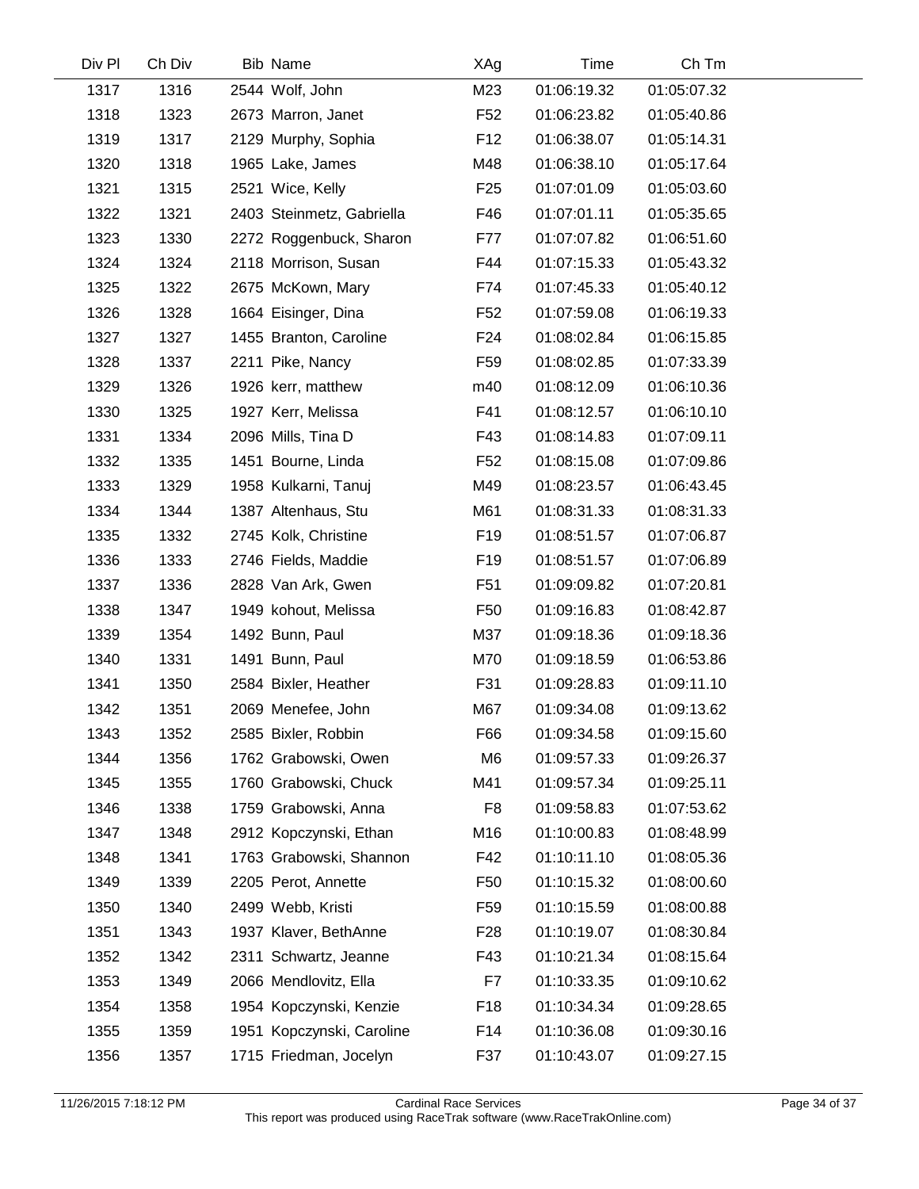| Div Pl | Ch Div | Bib | Name | XAg | Time | Ch Tm |
|---|---|---|---|---|---|---|
| 1317 | 1316 | 2544 | Wolf, John | M23 | 01:06:19.32 | 01:05:07.32 |
| 1318 | 1323 | 2673 | Marron, Janet | F52 | 01:06:23.82 | 01:05:40.86 |
| 1319 | 1317 | 2129 | Murphy, Sophia | F12 | 01:06:38.07 | 01:05:14.31 |
| 1320 | 1318 | 1965 | Lake, James | M48 | 01:06:38.10 | 01:05:17.64 |
| 1321 | 1315 | 2521 | Wice, Kelly | F25 | 01:07:01.09 | 01:05:03.60 |
| 1322 | 1321 | 2403 | Steinmetz, Gabriella | F46 | 01:07:01.11 | 01:05:35.65 |
| 1323 | 1330 | 2272 | Roggenbuck, Sharon | F77 | 01:07:07.82 | 01:06:51.60 |
| 1324 | 1324 | 2118 | Morrison, Susan | F44 | 01:07:15.33 | 01:05:43.32 |
| 1325 | 1322 | 2675 | McKown, Mary | F74 | 01:07:45.33 | 01:05:40.12 |
| 1326 | 1328 | 1664 | Eisinger, Dina | F52 | 01:07:59.08 | 01:06:19.33 |
| 1327 | 1327 | 1455 | Branton, Caroline | F24 | 01:08:02.84 | 01:06:15.85 |
| 1328 | 1337 | 2211 | Pike, Nancy | F59 | 01:08:02.85 | 01:07:33.39 |
| 1329 | 1326 | 1926 | kerr, matthew | m40 | 01:08:12.09 | 01:06:10.36 |
| 1330 | 1325 | 1927 | Kerr, Melissa | F41 | 01:08:12.57 | 01:06:10.10 |
| 1331 | 1334 | 2096 | Mills, Tina D | F43 | 01:08:14.83 | 01:07:09.11 |
| 1332 | 1335 | 1451 | Bourne, Linda | F52 | 01:08:15.08 | 01:07:09.86 |
| 1333 | 1329 | 1958 | Kulkarni, Tanuj | M49 | 01:08:23.57 | 01:06:43.45 |
| 1334 | 1344 | 1387 | Altenhaus, Stu | M61 | 01:08:31.33 | 01:08:31.33 |
| 1335 | 1332 | 2745 | Kolk, Christine | F19 | 01:08:51.57 | 01:07:06.87 |
| 1336 | 1333 | 2746 | Fields, Maddie | F19 | 01:08:51.57 | 01:07:06.89 |
| 1337 | 1336 | 2828 | Van Ark, Gwen | F51 | 01:09:09.82 | 01:07:20.81 |
| 1338 | 1347 | 1949 | kohout, Melissa | F50 | 01:09:16.83 | 01:08:42.87 |
| 1339 | 1354 | 1492 | Bunn, Paul | M37 | 01:09:18.36 | 01:09:18.36 |
| 1340 | 1331 | 1491 | Bunn, Paul | M70 | 01:09:18.59 | 01:06:53.86 |
| 1341 | 1350 | 2584 | Bixler, Heather | F31 | 01:09:28.83 | 01:09:11.10 |
| 1342 | 1351 | 2069 | Menefee, John | M67 | 01:09:34.08 | 01:09:13.62 |
| 1343 | 1352 | 2585 | Bixler, Robbin | F66 | 01:09:34.58 | 01:09:15.60 |
| 1344 | 1356 | 1762 | Grabowski, Owen | M6 | 01:09:57.33 | 01:09:26.37 |
| 1345 | 1355 | 1760 | Grabowski, Chuck | M41 | 01:09:57.34 | 01:09:25.11 |
| 1346 | 1338 | 1759 | Grabowski, Anna | F8 | 01:09:58.83 | 01:07:53.62 |
| 1347 | 1348 | 2912 | Kopczynski, Ethan | M16 | 01:10:00.83 | 01:08:48.99 |
| 1348 | 1341 | 1763 | Grabowski, Shannon | F42 | 01:10:11.10 | 01:08:05.36 |
| 1349 | 1339 | 2205 | Perot, Annette | F50 | 01:10:15.32 | 01:08:00.60 |
| 1350 | 1340 | 2499 | Webb, Kristi | F59 | 01:10:15.59 | 01:08:00.88 |
| 1351 | 1343 | 1937 | Klaver, BethAnne | F28 | 01:10:19.07 | 01:08:30.84 |
| 1352 | 1342 | 2311 | Schwartz, Jeanne | F43 | 01:10:21.34 | 01:08:15.64 |
| 1353 | 1349 | 2066 | Mendlovitz, Ella | F7 | 01:10:33.35 | 01:09:10.62 |
| 1354 | 1358 | 1954 | Kopczynski, Kenzie | F18 | 01:10:34.34 | 01:09:28.65 |
| 1355 | 1359 | 1951 | Kopczynski, Caroline | F14 | 01:10:36.08 | 01:09:30.16 |
| 1356 | 1357 | 1715 | Friedman, Jocelyn | F37 | 01:10:43.07 | 01:09:27.15 |

11/26/2015 7:18:12 PM Cardinal Race Services
This report was produced using RaceTrak software (www.RaceTrakOnline.com)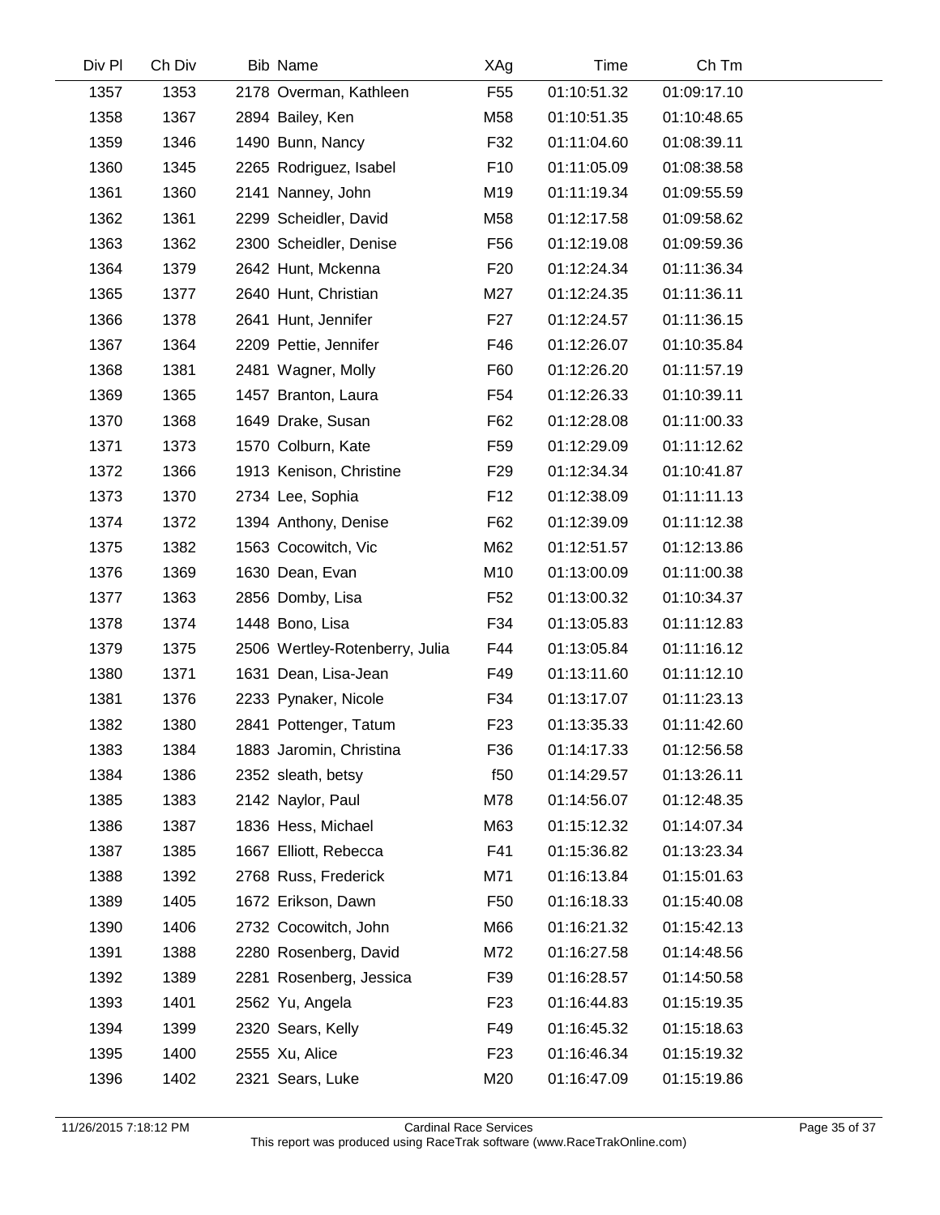| Div Pl | Ch Div | Bib | Name | XAg | Time | Ch Tm |
|---|---|---|---|---|---|---|
| 1357 | 1353 | 2178 | Overman, Kathleen | F55 | 01:10:51.32 | 01:09:17.10 |
| 1358 | 1367 | 2894 | Bailey, Ken | M58 | 01:10:51.35 | 01:10:48.65 |
| 1359 | 1346 | 1490 | Bunn, Nancy | F32 | 01:11:04.60 | 01:08:39.11 |
| 1360 | 1345 | 2265 | Rodriguez, Isabel | F10 | 01:11:05.09 | 01:08:38.58 |
| 1361 | 1360 | 2141 | Nanney, John | M19 | 01:11:19.34 | 01:09:55.59 |
| 1362 | 1361 | 2299 | Scheidler, David | M58 | 01:12:17.58 | 01:09:58.62 |
| 1363 | 1362 | 2300 | Scheidler, Denise | F56 | 01:12:19.08 | 01:09:59.36 |
| 1364 | 1379 | 2642 | Hunt, Mckenna | F20 | 01:12:24.34 | 01:11:36.34 |
| 1365 | 1377 | 2640 | Hunt, Christian | M27 | 01:12:24.35 | 01:11:36.11 |
| 1366 | 1378 | 2641 | Hunt, Jennifer | F27 | 01:12:24.57 | 01:11:36.15 |
| 1367 | 1364 | 2209 | Pettie, Jennifer | F46 | 01:12:26.07 | 01:10:35.84 |
| 1368 | 1381 | 2481 | Wagner, Molly | F60 | 01:12:26.20 | 01:11:57.19 |
| 1369 | 1365 | 1457 | Branton, Laura | F54 | 01:12:26.33 | 01:10:39.11 |
| 1370 | 1368 | 1649 | Drake, Susan | F62 | 01:12:28.08 | 01:11:00.33 |
| 1371 | 1373 | 1570 | Colburn, Kate | F59 | 01:12:29.09 | 01:11:12.62 |
| 1372 | 1366 | 1913 | Kenison, Christine | F29 | 01:12:34.34 | 01:10:41.87 |
| 1373 | 1370 | 2734 | Lee, Sophia | F12 | 01:12:38.09 | 01:11:11.13 |
| 1374 | 1372 | 1394 | Anthony, Denise | F62 | 01:12:39.09 | 01:11:12.38 |
| 1375 | 1382 | 1563 | Cocowitch, Vic | M62 | 01:12:51.57 | 01:12:13.86 |
| 1376 | 1369 | 1630 | Dean, Evan | M10 | 01:13:00.09 | 01:11:00.38 |
| 1377 | 1363 | 2856 | Domby, Lisa | F52 | 01:13:00.32 | 01:10:34.37 |
| 1378 | 1374 | 1448 | Bono, Lisa | F34 | 01:13:05.83 | 01:11:12.83 |
| 1379 | 1375 | 2506 | Wertley-Rotenberry, Julia | F44 | 01:13:05.84 | 01:11:16.12 |
| 1380 | 1371 | 1631 | Dean, Lisa-Jean | F49 | 01:13:11.60 | 01:11:12.10 |
| 1381 | 1376 | 2233 | Pynaker, Nicole | F34 | 01:13:17.07 | 01:11:23.13 |
| 1382 | 1380 | 2841 | Pottenger, Tatum | F23 | 01:13:35.33 | 01:11:42.60 |
| 1383 | 1384 | 1883 | Jaromin, Christina | F36 | 01:14:17.33 | 01:12:56.58 |
| 1384 | 1386 | 2352 | sleath, betsy | f50 | 01:14:29.57 | 01:13:26.11 |
| 1385 | 1383 | 2142 | Naylor, Paul | M78 | 01:14:56.07 | 01:12:48.35 |
| 1386 | 1387 | 1836 | Hess, Michael | M63 | 01:15:12.32 | 01:14:07.34 |
| 1387 | 1385 | 1667 | Elliott, Rebecca | F41 | 01:15:36.82 | 01:13:23.34 |
| 1388 | 1392 | 2768 | Russ, Frederick | M71 | 01:16:13.84 | 01:15:01.63 |
| 1389 | 1405 | 1672 | Erikson, Dawn | F50 | 01:16:18.33 | 01:15:40.08 |
| 1390 | 1406 | 2732 | Cocowitch, John | M66 | 01:16:21.32 | 01:15:42.13 |
| 1391 | 1388 | 2280 | Rosenberg, David | M72 | 01:16:27.58 | 01:14:48.56 |
| 1392 | 1389 | 2281 | Rosenberg, Jessica | F39 | 01:16:28.57 | 01:14:50.58 |
| 1393 | 1401 | 2562 | Yu, Angela | F23 | 01:16:44.83 | 01:15:19.35 |
| 1394 | 1399 | 2320 | Sears, Kelly | F49 | 01:16:45.32 | 01:15:18.63 |
| 1395 | 1400 | 2555 | Xu, Alice | F23 | 01:16:46.34 | 01:15:19.32 |
| 1396 | 1402 | 2321 | Sears, Luke | M20 | 01:16:47.09 | 01:15:19.86 |

11/26/2015 7:18:12 PM Cardinal Race Services
This report was produced using RaceTrak software (www.RaceTrakOnline.com)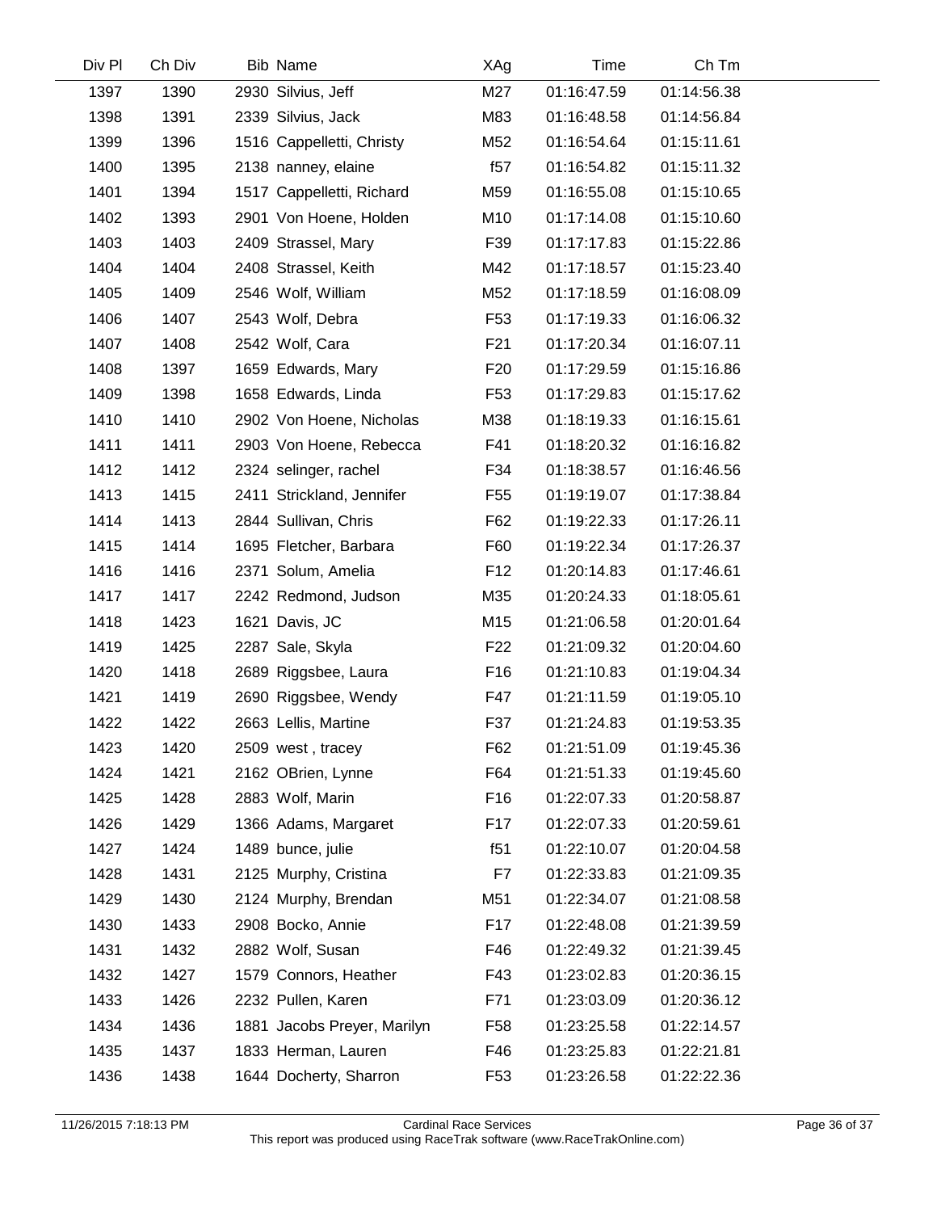| Div Pl | Ch Div | Bib | Name | XAg | Time | Ch Tm |
|---|---|---|---|---|---|---|
| 1397 | 1390 | 2930 | Silvius, Jeff | M27 | 01:16:47.59 | 01:14:56.38 |
| 1398 | 1391 | 2339 | Silvius, Jack | M83 | 01:16:48.58 | 01:14:56.84 |
| 1399 | 1396 | 1516 | Cappelletti, Christy | M52 | 01:16:54.64 | 01:15:11.61 |
| 1400 | 1395 | 2138 | nanney, elaine | f57 | 01:16:54.82 | 01:15:11.32 |
| 1401 | 1394 | 1517 | Cappelletti, Richard | M59 | 01:16:55.08 | 01:15:10.65 |
| 1402 | 1393 | 2901 | Von Hoene, Holden | M10 | 01:17:14.08 | 01:15:10.60 |
| 1403 | 1403 | 2409 | Strassel, Mary | F39 | 01:17:17.83 | 01:15:22.86 |
| 1404 | 1404 | 2408 | Strassel, Keith | M42 | 01:17:18.57 | 01:15:23.40 |
| 1405 | 1409 | 2546 | Wolf, William | M52 | 01:17:18.59 | 01:16:08.09 |
| 1406 | 1407 | 2543 | Wolf, Debra | F53 | 01:17:19.33 | 01:16:06.32 |
| 1407 | 1408 | 2542 | Wolf, Cara | F21 | 01:17:20.34 | 01:16:07.11 |
| 1408 | 1397 | 1659 | Edwards, Mary | F20 | 01:17:29.59 | 01:15:16.86 |
| 1409 | 1398 | 1658 | Edwards, Linda | F53 | 01:17:29.83 | 01:15:17.62 |
| 1410 | 1410 | 2902 | Von Hoene, Nicholas | M38 | 01:18:19.33 | 01:16:15.61 |
| 1411 | 1411 | 2903 | Von Hoene, Rebecca | F41 | 01:18:20.32 | 01:16:16.82 |
| 1412 | 1412 | 2324 | selinger, rachel | F34 | 01:18:38.57 | 01:16:46.56 |
| 1413 | 1415 | 2411 | Strickland, Jennifer | F55 | 01:19:19.07 | 01:17:38.84 |
| 1414 | 1413 | 2844 | Sullivan, Chris | F62 | 01:19:22.33 | 01:17:26.11 |
| 1415 | 1414 | 1695 | Fletcher, Barbara | F60 | 01:19:22.34 | 01:17:26.37 |
| 1416 | 1416 | 2371 | Solum, Amelia | F12 | 01:20:14.83 | 01:17:46.61 |
| 1417 | 1417 | 2242 | Redmond, Judson | M35 | 01:20:24.33 | 01:18:05.61 |
| 1418 | 1423 | 1621 | Davis, JC | M15 | 01:21:06.58 | 01:20:01.64 |
| 1419 | 1425 | 2287 | Sale, Skyla | F22 | 01:21:09.32 | 01:20:04.60 |
| 1420 | 1418 | 2689 | Riggsbee, Laura | F16 | 01:21:10.83 | 01:19:04.34 |
| 1421 | 1419 | 2690 | Riggsbee, Wendy | F47 | 01:21:11.59 | 01:19:05.10 |
| 1422 | 1422 | 2663 | Lellis, Martine | F37 | 01:21:24.83 | 01:19:53.35 |
| 1423 | 1420 | 2509 | west , tracey | F62 | 01:21:51.09 | 01:19:45.36 |
| 1424 | 1421 | 2162 | OBrien, Lynne | F64 | 01:21:51.33 | 01:19:45.60 |
| 1425 | 1428 | 2883 | Wolf, Marin | F16 | 01:22:07.33 | 01:20:58.87 |
| 1426 | 1429 | 1366 | Adams, Margaret | F17 | 01:22:07.33 | 01:20:59.61 |
| 1427 | 1424 | 1489 | bunce, julie | f51 | 01:22:10.07 | 01:20:04.58 |
| 1428 | 1431 | 2125 | Murphy, Cristina | F7 | 01:22:33.83 | 01:21:09.35 |
| 1429 | 1430 | 2124 | Murphy, Brendan | M51 | 01:22:34.07 | 01:21:08.58 |
| 1430 | 1433 | 2908 | Bocko, Annie | F17 | 01:22:48.08 | 01:21:39.59 |
| 1431 | 1432 | 2882 | Wolf, Susan | F46 | 01:22:49.32 | 01:21:39.45 |
| 1432 | 1427 | 1579 | Connors, Heather | F43 | 01:23:02.83 | 01:20:36.15 |
| 1433 | 1426 | 2232 | Pullen, Karen | F71 | 01:23:03.09 | 01:20:36.12 |
| 1434 | 1436 | 1881 | Jacobs Preyer, Marilyn | F58 | 01:23:25.58 | 01:22:14.57 |
| 1435 | 1437 | 1833 | Herman, Lauren | F46 | 01:23:25.83 | 01:22:21.81 |
| 1436 | 1438 | 1644 | Docherty, Sharron | F53 | 01:23:26.58 | 01:22:22.36 |

11/26/2015 7:18:13 PM — Cardinal Race Services — This report was produced using RaceTrak software (www.RaceTrakOnline.com)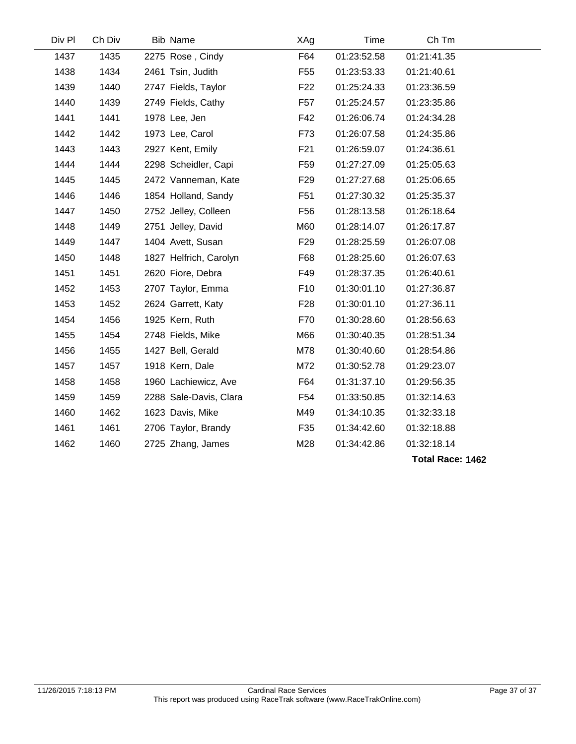| Div Pl | Ch Div | Bib | Name | XAg | Time | Ch Tm |
|---|---|---|---|---|---|---|
| 1437 | 1435 | 2275 | Rose , Cindy | F64 | 01:23:52.58 | 01:21:41.35 |
| 1438 | 1434 | 2461 | Tsin, Judith | F55 | 01:23:53.33 | 01:21:40.61 |
| 1439 | 1440 | 2747 | Fields, Taylor | F22 | 01:25:24.33 | 01:23:36.59 |
| 1440 | 1439 | 2749 | Fields, Cathy | F57 | 01:25:24.57 | 01:23:35.86 |
| 1441 | 1441 | 1978 | Lee, Jen | F42 | 01:26:06.74 | 01:24:34.28 |
| 1442 | 1442 | 1973 | Lee, Carol | F73 | 01:26:07.58 | 01:24:35.86 |
| 1443 | 1443 | 2927 | Kent, Emily | F21 | 01:26:59.07 | 01:24:36.61 |
| 1444 | 1444 | 2298 | Scheidler, Capi | F59 | 01:27:27.09 | 01:25:05.63 |
| 1445 | 1445 | 2472 | Vanneman, Kate | F29 | 01:27:27.68 | 01:25:06.65 |
| 1446 | 1446 | 1854 | Holland, Sandy | F51 | 01:27:30.32 | 01:25:35.37 |
| 1447 | 1450 | 2752 | Jelley, Colleen | F56 | 01:28:13.58 | 01:26:18.64 |
| 1448 | 1449 | 2751 | Jelley, David | M60 | 01:28:14.07 | 01:26:17.87 |
| 1449 | 1447 | 1404 | Avett, Susan | F29 | 01:28:25.59 | 01:26:07.08 |
| 1450 | 1448 | 1827 | Helfrich, Carolyn | F68 | 01:28:25.60 | 01:26:07.63 |
| 1451 | 1451 | 2620 | Fiore, Debra | F49 | 01:28:37.35 | 01:26:40.61 |
| 1452 | 1453 | 2707 | Taylor, Emma | F10 | 01:30:01.10 | 01:27:36.87 |
| 1453 | 1452 | 2624 | Garrett, Katy | F28 | 01:30:01.10 | 01:27:36.11 |
| 1454 | 1456 | 1925 | Kern, Ruth | F70 | 01:30:28.60 | 01:28:56.63 |
| 1455 | 1454 | 2748 | Fields, Mike | M66 | 01:30:40.35 | 01:28:51.34 |
| 1456 | 1455 | 1427 | Bell, Gerald | M78 | 01:30:40.60 | 01:28:54.86 |
| 1457 | 1457 | 1918 | Kern, Dale | M72 | 01:30:52.78 | 01:29:23.07 |
| 1458 | 1458 | 1960 | Lachiewicz, Ave | F64 | 01:31:37.10 | 01:29:56.35 |
| 1459 | 1459 | 2288 | Sale-Davis, Clara | F54 | 01:33:50.85 | 01:32:14.63 |
| 1460 | 1462 | 1623 | Davis, Mike | M49 | 01:34:10.35 | 01:32:33.18 |
| 1461 | 1461 | 2706 | Taylor, Brandy | F35 | 01:34:42.60 | 01:32:18.88 |
| 1462 | 1460 | 2725 | Zhang, James | M28 | 01:34:42.86 | 01:32:18.14 |

**Total Race: 1462**

11/26/2015 7:18:13 PM

Cardinal Race Services

This report was produced using RaceTrak software (www.RaceTrakOnline.com)